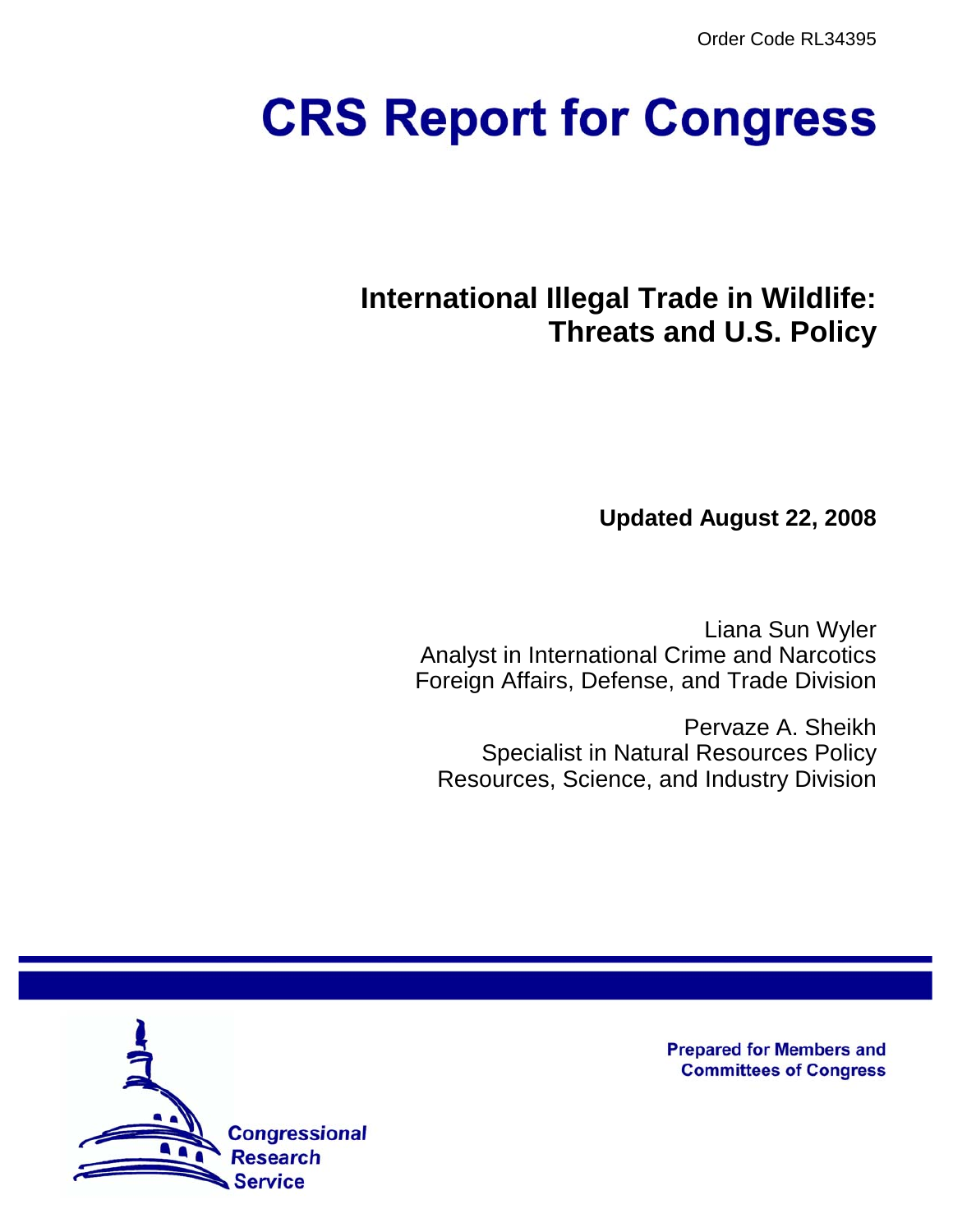Order Code RL34395

# CRS Report for Congress

## International Illegal Trade in Wildlife: Threats and U.S. Policy

**Updated August 22, 2008**

Liana Sun Wyler
Analyst in International Crime and Narcotics
Foreign Affairs, Defense, and Trade Division

Pervaze A. Sheikh
Specialist in Natural Resources Policy
Resources, Science, and Industry Division

Prepared for Members and Committees of Congress

Congressional Research Service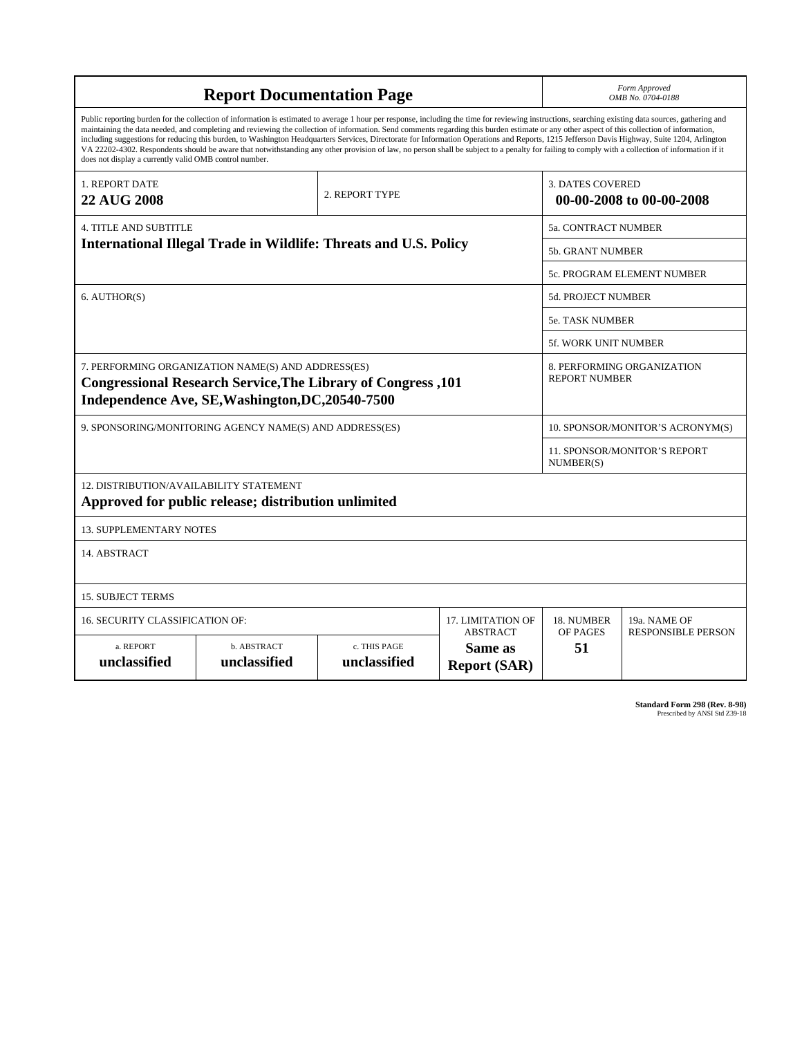# Report Documentation Page

*Form Approved*
*OMB No. 0704-0188*

Public reporting burden for the collection of information is estimated to average 1 hour per response, including the time for reviewing instructions, searching existing data sources, gathering and maintaining the data needed, and completing and reviewing the collection of information. Send comments regarding this burden estimate or any other aspect of this collection of information, including suggestions for reducing this burden, to Washington Headquarters Services, Directorate for Information Operations and Reports, 1215 Jefferson Davis Highway, Suite 1204, Arlington VA 22202-4302. Respondents should be aware that notwithstanding any other provision of law, no person shall be subject to a penalty for failing to comply with a collection of information if it does not display a currently valid OMB control number.

| | | |
|---|---|---|
| 1. REPORT DATE **22 AUG 2008** | 2. REPORT TYPE | 3. DATES COVERED **00-00-2008 to 00-00-2008** |
| 4. TITLE AND SUBTITLE **International Illegal Trade in Wildlife: Threats and U.S. Policy** | | 5a. CONTRACT NUMBER |
| | | 5b. GRANT NUMBER |
| | | 5c. PROGRAM ELEMENT NUMBER |
| 6. AUTHOR(S) | | 5d. PROJECT NUMBER |
| | | 5e. TASK NUMBER |
| | | 5f. WORK UNIT NUMBER |
| 7. PERFORMING ORGANIZATION NAME(S) AND ADDRESS(ES) **Congressional Research Service,The Library of Congress ,101 Independence Ave, SE,Washington,DC,20540-7500** | | 8. PERFORMING ORGANIZATION REPORT NUMBER |
| 9. SPONSORING/MONITORING AGENCY NAME(S) AND ADDRESS(ES) | | 10. SPONSOR/MONITOR'S ACRONYM(S) |
| | | 11. SPONSOR/MONITOR'S REPORT NUMBER(S) |

12. DISTRIBUTION/AVAILABILITY STATEMENT
**Approved for public release; distribution unlimited**

13. SUPPLEMENTARY NOTES

14. ABSTRACT

15. SUBJECT TERMS

| 16. SECURITY CLASSIFICATION OF: | | | 17. LIMITATION OF ABSTRACT | 18. NUMBER OF PAGES | 19a. NAME OF RESPONSIBLE PERSON |
|---|---|---|---|---|---|
| a. REPORT **unclassified** | b. ABSTRACT **unclassified** | c. THIS PAGE **unclassified** | **Same as Report (SAR)** | **51** | |

**Standard Form 298 (Rev. 8-98)**
Prescribed by ANSI Std Z39-18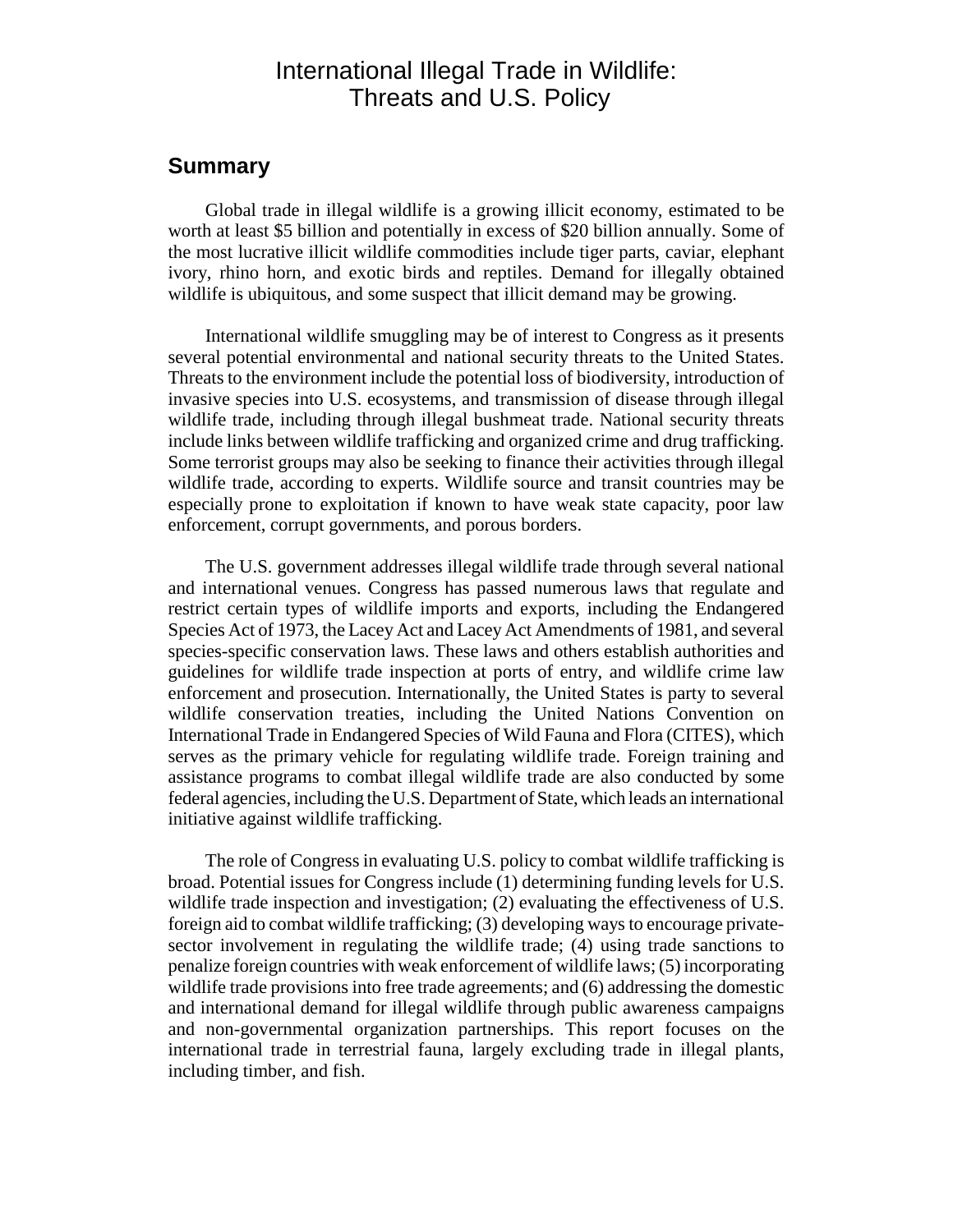# International Illegal Trade in Wildlife: Threats and U.S. Policy

## Summary

Global trade in illegal wildlife is a growing illicit economy, estimated to be worth at least $5 billion and potentially in excess of $20 billion annually. Some of the most lucrative illicit wildlife commodities include tiger parts, caviar, elephant ivory, rhino horn, and exotic birds and reptiles. Demand for illegally obtained wildlife is ubiquitous, and some suspect that illicit demand may be growing.

International wildlife smuggling may be of interest to Congress as it presents several potential environmental and national security threats to the United States. Threats to the environment include the potential loss of biodiversity, introduction of invasive species into U.S. ecosystems, and transmission of disease through illegal wildlife trade, including through illegal bushmeat trade. National security threats include links between wildlife trafficking and organized crime and drug trafficking. Some terrorist groups may also be seeking to finance their activities through illegal wildlife trade, according to experts. Wildlife source and transit countries may be especially prone to exploitation if known to have weak state capacity, poor law enforcement, corrupt governments, and porous borders.

The U.S. government addresses illegal wildlife trade through several national and international venues. Congress has passed numerous laws that regulate and restrict certain types of wildlife imports and exports, including the Endangered Species Act of 1973, the Lacey Act and Lacey Act Amendments of 1981, and several species-specific conservation laws. These laws and others establish authorities and guidelines for wildlife trade inspection at ports of entry, and wildlife crime law enforcement and prosecution. Internationally, the United States is party to several wildlife conservation treaties, including the United Nations Convention on International Trade in Endangered Species of Wild Fauna and Flora (CITES), which serves as the primary vehicle for regulating wildlife trade. Foreign training and assistance programs to combat illegal wildlife trade are also conducted by some federal agencies, including the U.S. Department of State, which leads an international initiative against wildlife trafficking.

The role of Congress in evaluating U.S. policy to combat wildlife trafficking is broad. Potential issues for Congress include (1) determining funding levels for U.S. wildlife trade inspection and investigation; (2) evaluating the effectiveness of U.S. foreign aid to combat wildlife trafficking; (3) developing ways to encourage private-sector involvement in regulating the wildlife trade; (4) using trade sanctions to penalize foreign countries with weak enforcement of wildlife laws; (5) incorporating wildlife trade provisions into free trade agreements; and (6) addressing the domestic and international demand for illegal wildlife through public awareness campaigns and non-governmental organization partnerships. This report focuses on the international trade in terrestrial fauna, largely excluding trade in illegal plants, including timber, and fish.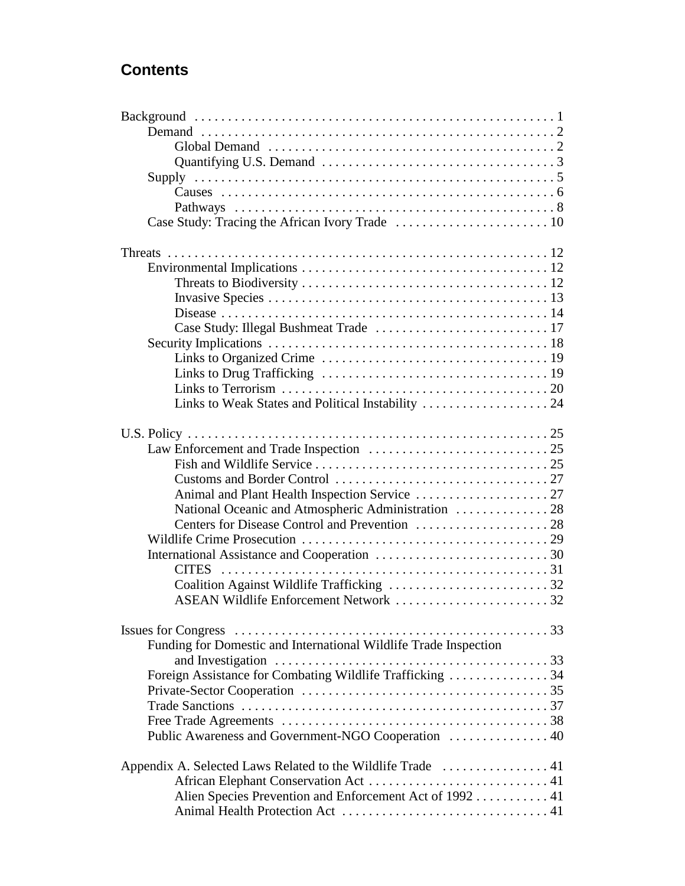## Contents

Background . . . . . . . . . . . . . . . . . . . . . . . . . . . . . . . . . . . . . . . . . . . . . . . . . . . . . 1
- Demand . . . . . . . . . . . . . . . . . . . . . . . . . . . . . . . . . . . . . . . . . . . . . . . . . . . . 2
  - Global Demand . . . . . . . . . . . . . . . . . . . . . . . . . . . . . . . . . . . . . . . . . . . 2
  - Quantifying U.S. Demand . . . . . . . . . . . . . . . . . . . . . . . . . . . . . . . . . . . 3
- Supply . . . . . . . . . . . . . . . . . . . . . . . . . . . . . . . . . . . . . . . . . . . . . . . . . . . . . 5
  - Causes . . . . . . . . . . . . . . . . . . . . . . . . . . . . . . . . . . . . . . . . . . . . . . . . . . 6
  - Pathways . . . . . . . . . . . . . . . . . . . . . . . . . . . . . . . . . . . . . . . . . . . . . . . . 8
- Case Study: Tracing the African Ivory Trade . . . . . . . . . . . . . . . . . . . . . . . 10

Threats . . . . . . . . . . . . . . . . . . . . . . . . . . . . . . . . . . . . . . . . . . . . . . . . . . . . . . . . . 12
- Environmental Implications . . . . . . . . . . . . . . . . . . . . . . . . . . . . . . . . . . . . . 12
  - Threats to Biodiversity . . . . . . . . . . . . . . . . . . . . . . . . . . . . . . . . . . . . . 12
  - Invasive Species . . . . . . . . . . . . . . . . . . . . . . . . . . . . . . . . . . . . . . . . . . 13
  - Disease . . . . . . . . . . . . . . . . . . . . . . . . . . . . . . . . . . . . . . . . . . . . . . . . . 14
  - Case Study: Illegal Bushmeat Trade . . . . . . . . . . . . . . . . . . . . . . . . . . 17
- Security Implications . . . . . . . . . . . . . . . . . . . . . . . . . . . . . . . . . . . . . . . . . . 18
  - Links to Organized Crime . . . . . . . . . . . . . . . . . . . . . . . . . . . . . . . . . . 19
  - Links to Drug Trafficking . . . . . . . . . . . . . . . . . . . . . . . . . . . . . . . . . . 19
  - Links to Terrorism . . . . . . . . . . . . . . . . . . . . . . . . . . . . . . . . . . . . . . . . 20
  - Links to Weak States and Political Instability . . . . . . . . . . . . . . . . . . . 24

U.S. Policy . . . . . . . . . . . . . . . . . . . . . . . . . . . . . . . . . . . . . . . . . . . . . . . . . . . . . . 25
- Law Enforcement and Trade Inspection . . . . . . . . . . . . . . . . . . . . . . . . . . . 25
  - Fish and Wildlife Service . . . . . . . . . . . . . . . . . . . . . . . . . . . . . . . . . . . 25
  - Customs and Border Control . . . . . . . . . . . . . . . . . . . . . . . . . . . . . . . . 27
  - Animal and Plant Health Inspection Service . . . . . . . . . . . . . . . . . . . . 27
  - National Oceanic and Atmospheric Administration . . . . . . . . . . . . . . 28
  - Centers for Disease Control and Prevention . . . . . . . . . . . . . . . . . . . . 28
- Wildlife Crime Prosecution . . . . . . . . . . . . . . . . . . . . . . . . . . . . . . . . . . . . . 29
- International Assistance and Cooperation . . . . . . . . . . . . . . . . . . . . . . . . . . 30
  - CITES . . . . . . . . . . . . . . . . . . . . . . . . . . . . . . . . . . . . . . . . . . . . . . . . . . 31
  - Coalition Against Wildlife Trafficking . . . . . . . . . . . . . . . . . . . . . . . . . 32
  - ASEAN Wildlife Enforcement Network . . . . . . . . . . . . . . . . . . . . . . . . 32

Issues for Congress . . . . . . . . . . . . . . . . . . . . . . . . . . . . . . . . . . . . . . . . . . . . . . . . 33
- Funding for Domestic and International Wildlife Trade Inspection and Investigation . . . . . . . . . . . . . . . . . . . . . . . . . . . . . . . . . . . . . . . . . 33
- Foreign Assistance for Combating Wildlife Trafficking . . . . . . . . . . . . . . . 34
- Private-Sector Cooperation . . . . . . . . . . . . . . . . . . . . . . . . . . . . . . . . . . . . . 35
- Trade Sanctions . . . . . . . . . . . . . . . . . . . . . . . . . . . . . . . . . . . . . . . . . . . . . . 37
- Free Trade Agreements . . . . . . . . . . . . . . . . . . . . . . . . . . . . . . . . . . . . . . . . 38
- Public Awareness and Government-NGO Cooperation . . . . . . . . . . . . . . . 40

Appendix A. Selected Laws Related to the Wildlife Trade . . . . . . . . . . . . . . . . 41
  - African Elephant Conservation Act . . . . . . . . . . . . . . . . . . . . . . . . . . . 41
  - Alien Species Prevention and Enforcement Act of 1992 . . . . . . . . . . . 41
  - Animal Health Protection Act . . . . . . . . . . . . . . . . . . . . . . . . . . . . . . . 41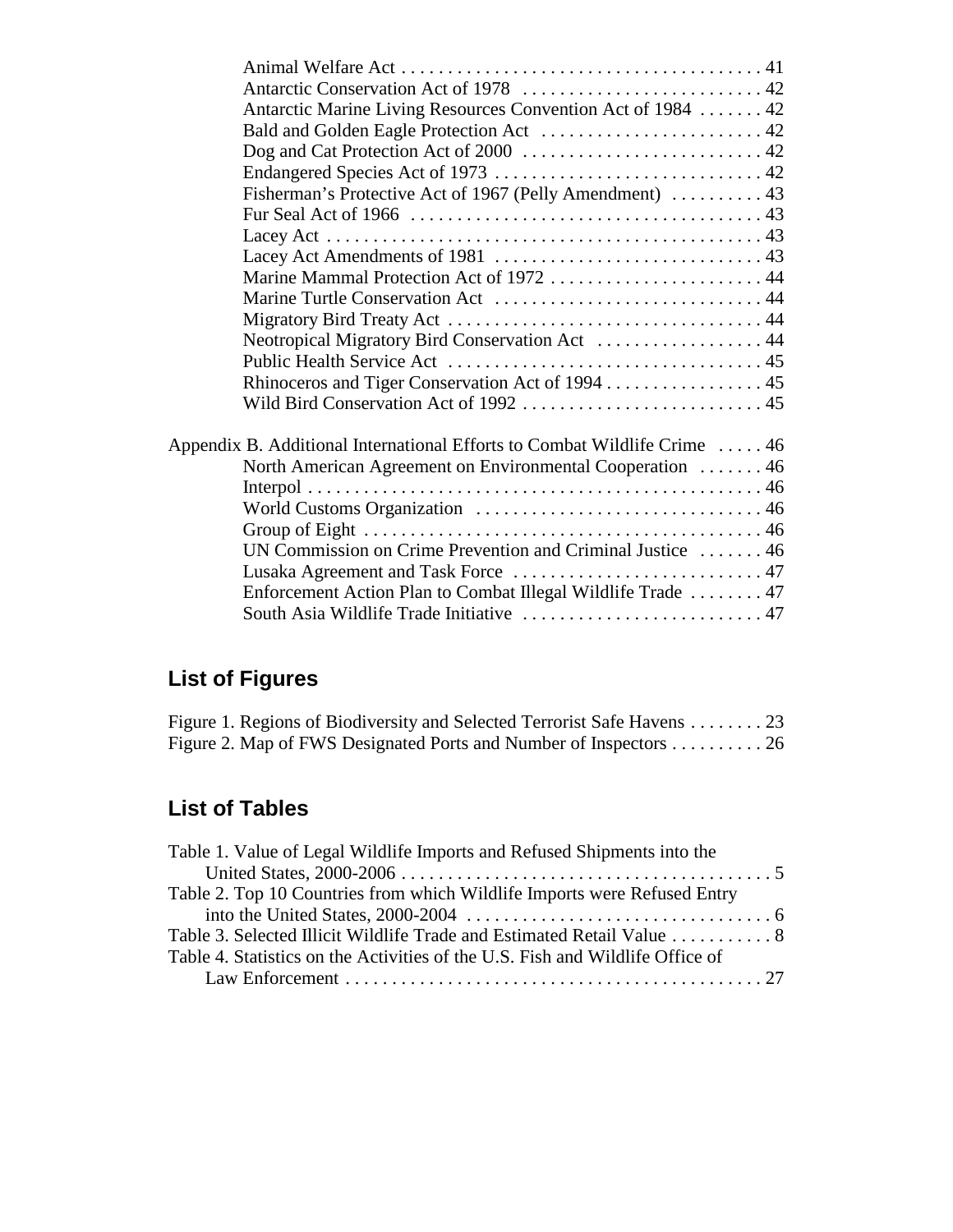Animal Welfare Act . . . . . . . . . . . . . . . . . . . . . . . . . . . . . . . . . . . . . . . 41
Antarctic Conservation Act of 1978 . . . . . . . . . . . . . . . . . . . . . . . . . . 42
Antarctic Marine Living Resources Convention Act of 1984 . . . . . . . 42
Bald and Golden Eagle Protection Act . . . . . . . . . . . . . . . . . . . . . . . . 42
Dog and Cat Protection Act of 2000 . . . . . . . . . . . . . . . . . . . . . . . . . . 42
Endangered Species Act of 1973 . . . . . . . . . . . . . . . . . . . . . . . . . . . . . 42
Fisherman's Protective Act of 1967 (Pelly Amendment) . . . . . . . . . . 43
Fur Seal Act of 1966 . . . . . . . . . . . . . . . . . . . . . . . . . . . . . . . . . . . . . . 43
Lacey Act . . . . . . . . . . . . . . . . . . . . . . . . . . . . . . . . . . . . . . . . . . . . . . . 43
Lacey Act Amendments of 1981 . . . . . . . . . . . . . . . . . . . . . . . . . . . . . 43
Marine Mammal Protection Act of 1972 . . . . . . . . . . . . . . . . . . . . . . . 44
Marine Turtle Conservation Act . . . . . . . . . . . . . . . . . . . . . . . . . . . . . 44
Migratory Bird Treaty Act . . . . . . . . . . . . . . . . . . . . . . . . . . . . . . . . . . 44
Neotropical Migratory Bird Conservation Act . . . . . . . . . . . . . . . . . . 44
Public Health Service Act . . . . . . . . . . . . . . . . . . . . . . . . . . . . . . . . . . 45
Rhinoceros and Tiger Conservation Act of 1994 . . . . . . . . . . . . . . . . . 45
Wild Bird Conservation Act of 1992 . . . . . . . . . . . . . . . . . . . . . . . . . . 45

Appendix B. Additional International Efforts to Combat Wildlife Crime . . . . . 46
North American Agreement on Environmental Cooperation . . . . . . . 46
Interpol . . . . . . . . . . . . . . . . . . . . . . . . . . . . . . . . . . . . . . . . . . . . . . . . . 46
World Customs Organization . . . . . . . . . . . . . . . . . . . . . . . . . . . . . . . 46
Group of Eight . . . . . . . . . . . . . . . . . . . . . . . . . . . . . . . . . . . . . . . . . . . 46
UN Commission on Crime Prevention and Criminal Justice . . . . . . . 46
Lusaka Agreement and Task Force . . . . . . . . . . . . . . . . . . . . . . . . . . . 47
Enforcement Action Plan to Combat Illegal Wildlife Trade . . . . . . . . 47
South Asia Wildlife Trade Initiative . . . . . . . . . . . . . . . . . . . . . . . . . . 47

## List of Figures

Figure 1. Regions of Biodiversity and Selected Terrorist Safe Havens . . . . . . . . 23
Figure 2. Map of FWS Designated Ports and Number of Inspectors . . . . . . . . . . 26

## List of Tables

Table 1. Value of Legal Wildlife Imports and Refused Shipments into the United States, 2000-2006 . . . . . . . . . . . . . . . . . . . . . . . . . . . . . . . . . . . . . . . . 5
Table 2. Top 10 Countries from which Wildlife Imports were Refused Entry into the United States, 2000-2004 . . . . . . . . . . . . . . . . . . . . . . . . . . . . . . . . . 6
Table 3. Selected Illicit Wildlife Trade and Estimated Retail Value . . . . . . . . . . . 8
Table 4. Statistics on the Activities of the U.S. Fish and Wildlife Office of Law Enforcement . . . . . . . . . . . . . . . . . . . . . . . . . . . . . . . . . . . . . . . . . . . . . 27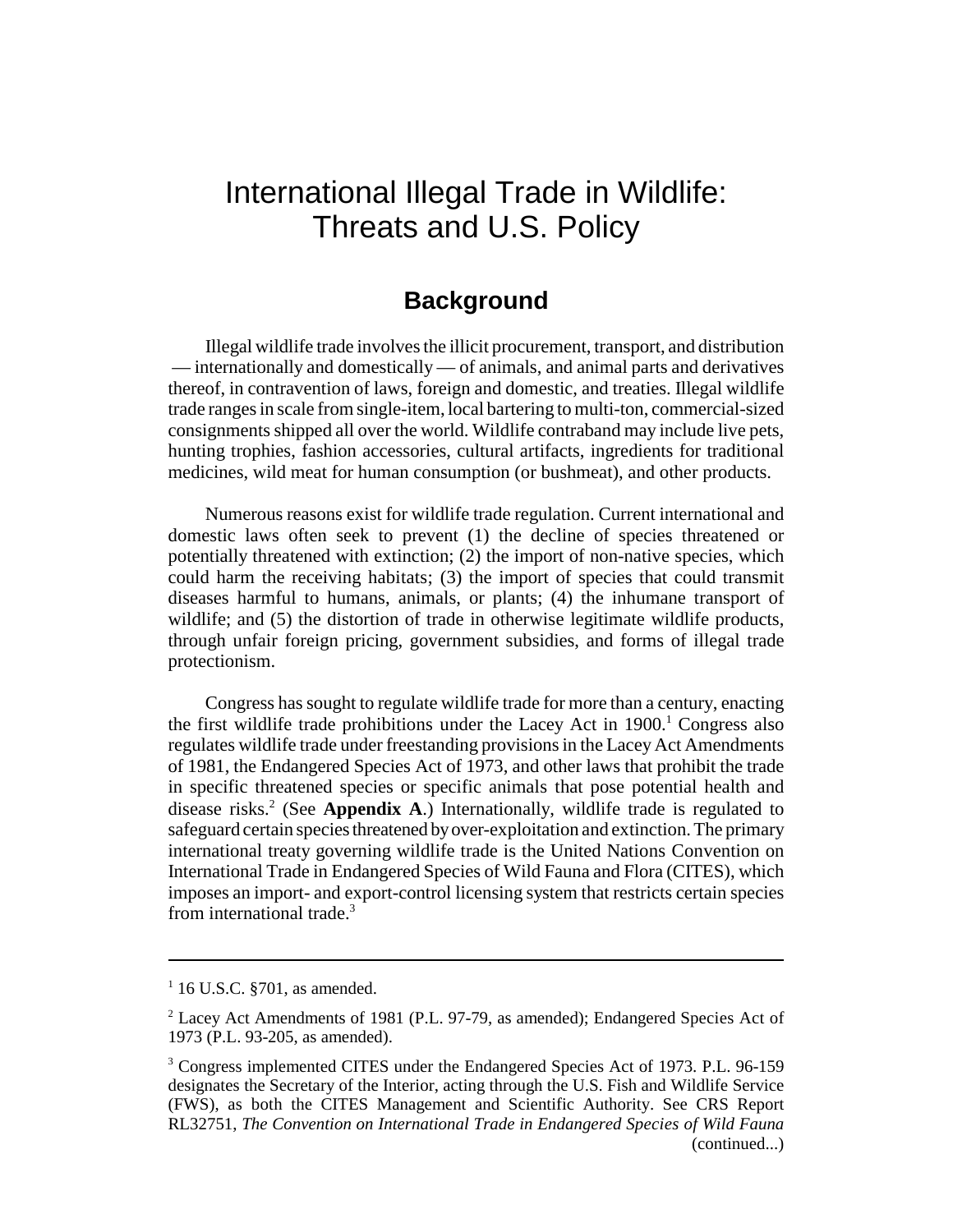# International Illegal Trade in Wildlife: Threats and U.S. Policy

## Background

Illegal wildlife trade involves the illicit procurement, transport, and distribution — internationally and domestically — of animals, and animal parts and derivatives thereof, in contravention of laws, foreign and domestic, and treaties. Illegal wildlife trade ranges in scale from single-item, local bartering to multi-ton, commercial-sized consignments shipped all over the world. Wildlife contraband may include live pets, hunting trophies, fashion accessories, cultural artifacts, ingredients for traditional medicines, wild meat for human consumption (or bushmeat), and other products.

Numerous reasons exist for wildlife trade regulation. Current international and domestic laws often seek to prevent (1) the decline of species threatened or potentially threatened with extinction; (2) the import of non-native species, which could harm the receiving habitats; (3) the import of species that could transmit diseases harmful to humans, animals, or plants; (4) the inhumane transport of wildlife; and (5) the distortion of trade in otherwise legitimate wildlife products, through unfair foreign pricing, government subsidies, and forms of illegal trade protectionism.

Congress has sought to regulate wildlife trade for more than a century, enacting the first wildlife trade prohibitions under the Lacey Act in 1900.[1] Congress also regulates wildlife trade under freestanding provisions in the Lacey Act Amendments of 1981, the Endangered Species Act of 1973, and other laws that prohibit the trade in specific threatened species or specific animals that pose potential health and disease risks.[2] (See **Appendix A**.) Internationally, wildlife trade is regulated to safeguard certain species threatened by over-exploitation and extinction. The primary international treaty governing wildlife trade is the United Nations Convention on International Trade in Endangered Species of Wild Fauna and Flora (CITES), which imposes an import- and export-control licensing system that restricts certain species from international trade.[3]

---

[1] 16 U.S.C. §701, as amended.

[2] Lacey Act Amendments of 1981 (P.L. 97-79, as amended); Endangered Species Act of 1973 (P.L. 93-205, as amended).

[3] Congress implemented CITES under the Endangered Species Act of 1973. P.L. 96-159 designates the Secretary of the Interior, acting through the U.S. Fish and Wildlife Service (FWS), as both the CITES Management and Scientific Authority. See CRS Report RL32751, *The Convention on International Trade in Endangered Species of Wild Fauna* (continued...)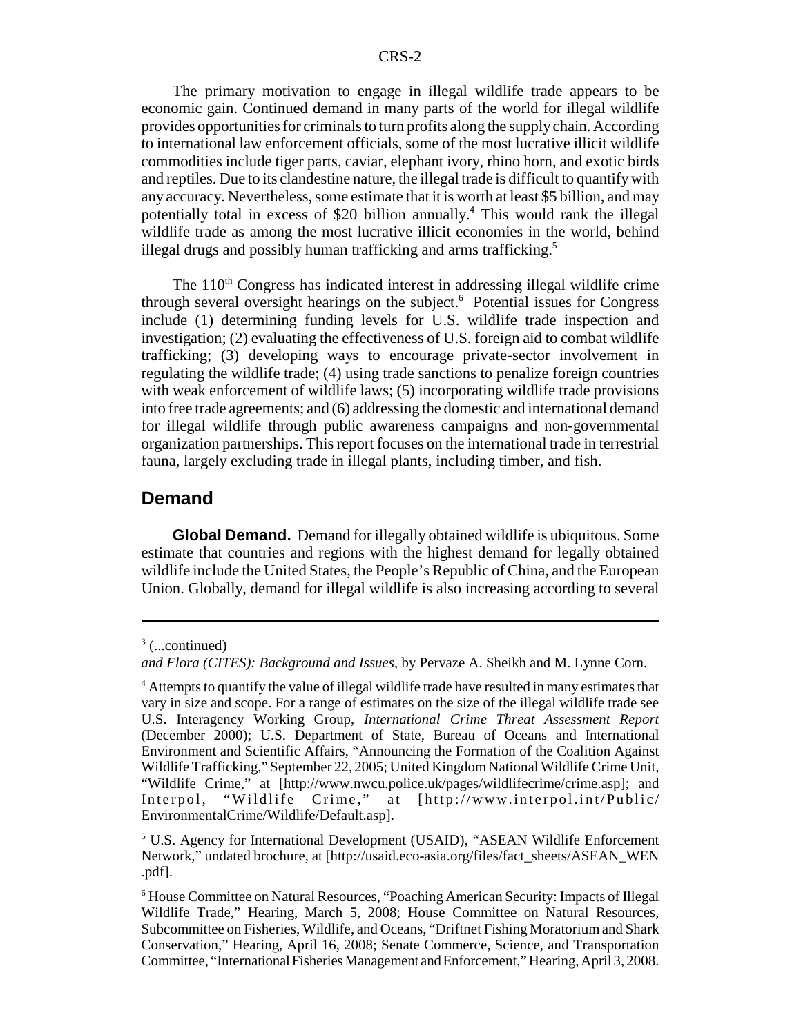The primary motivation to engage in illegal wildlife trade appears to be economic gain. Continued demand in many parts of the world for illegal wildlife provides opportunities for criminals to turn profits along the supply chain. According to international law enforcement officials, some of the most lucrative illicit wildlife commodities include tiger parts, caviar, elephant ivory, rhino horn, and exotic birds and reptiles. Due to its clandestine nature, the illegal trade is difficult to quantify with any accuracy. Nevertheless, some estimate that it is worth at least $5 billion, and may potentially total in excess of $20 billion annually.[4] This would rank the illegal wildlife trade as among the most lucrative illicit economies in the world, behind illegal drugs and possibly human trafficking and arms trafficking.[5]

The 110th Congress has indicated interest in addressing illegal wildlife crime through several oversight hearings on the subject.[6] Potential issues for Congress include (1) determining funding levels for U.S. wildlife trade inspection and investigation; (2) evaluating the effectiveness of U.S. foreign aid to combat wildlife trafficking; (3) developing ways to encourage private-sector involvement in regulating the wildlife trade; (4) using trade sanctions to penalize foreign countries with weak enforcement of wildlife laws; (5) incorporating wildlife trade provisions into free trade agreements; and (6) addressing the domestic and international demand for illegal wildlife through public awareness campaigns and non-governmental organization partnerships. This report focuses on the international trade in terrestrial fauna, largely excluding trade in illegal plants, including timber, and fish.

## Demand

**Global Demand.** Demand for illegally obtained wildlife is ubiquitous. Some estimate that countries and regions with the highest demand for legally obtained wildlife include the United States, the People's Republic of China, and the European Union. Globally, demand for illegal wildlife is also increasing according to several

---

[3] (...continued)
*and Flora (CITES): Background and Issues*, by Pervaze A. Sheikh and M. Lynne Corn.

[4] Attempts to quantify the value of illegal wildlife trade have resulted in many estimates that vary in size and scope. For a range of estimates on the size of the illegal wildlife trade see U.S. Interagency Working Group, *International Crime Threat Assessment Report* (December 2000); U.S. Department of State, Bureau of Oceans and International Environment and Scientific Affairs, "Announcing the Formation of the Coalition Against Wildlife Trafficking," September 22, 2005; United Kingdom National Wildlife Crime Unit, "Wildlife Crime," at [http://www.nwcu.police.uk/pages/wildlifecrime/crime.asp]; and Interpol, "Wildlife Crime," at [http://www.interpol.int/Public/EnvironmentalCrime/Wildlife/Default.asp].

[5] U.S. Agency for International Development (USAID), "ASEAN Wildlife Enforcement Network," undated brochure, at [http://usaid.eco-asia.org/files/fact_sheets/ASEAN_WEN.pdf].

[6] House Committee on Natural Resources, "Poaching American Security: Impacts of Illegal Wildlife Trade," Hearing, March 5, 2008; House Committee on Natural Resources, Subcommittee on Fisheries, Wildlife, and Oceans, "Driftnet Fishing Moratorium and Shark Conservation," Hearing, April 16, 2008; Senate Commerce, Science, and Transportation Committee, "International Fisheries Management and Enforcement," Hearing, April 3, 2008.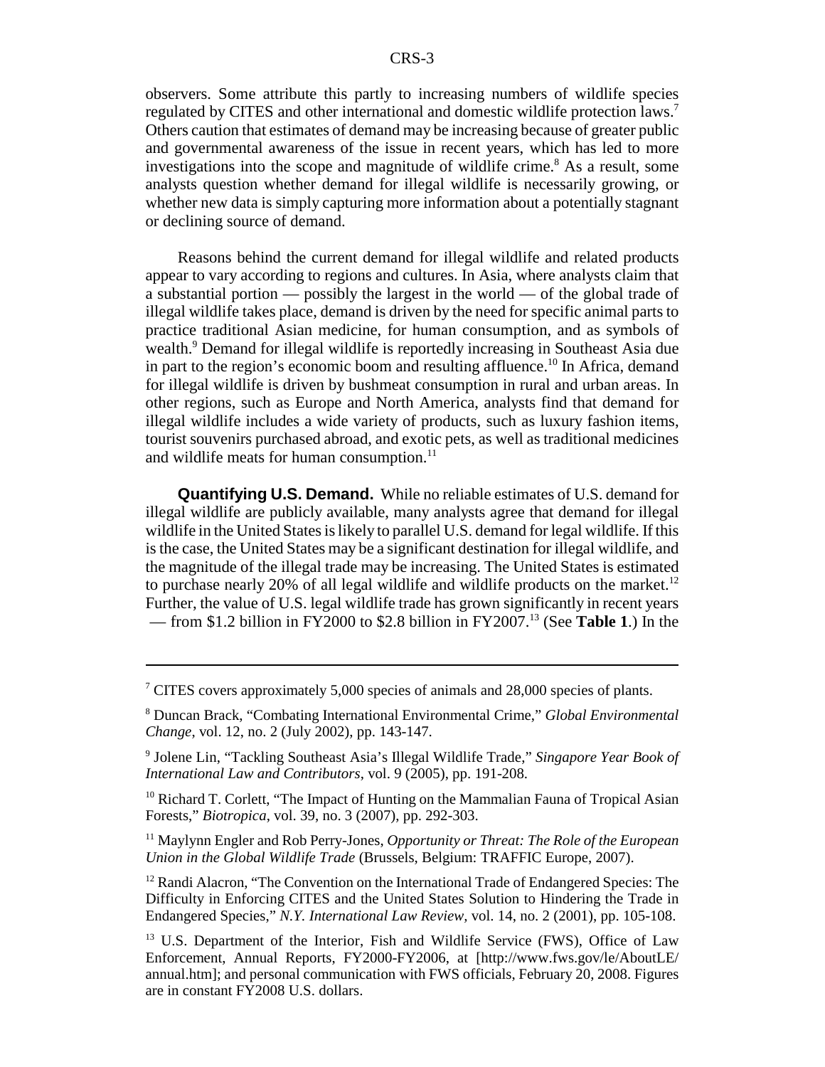observers. Some attribute this partly to increasing numbers of wildlife species regulated by CITES and other international and domestic wildlife protection laws.[7] Others caution that estimates of demand may be increasing because of greater public and governmental awareness of the issue in recent years, which has led to more investigations into the scope and magnitude of wildlife crime.[8] As a result, some analysts question whether demand for illegal wildlife is necessarily growing, or whether new data is simply capturing more information about a potentially stagnant or declining source of demand.

Reasons behind the current demand for illegal wildlife and related products appear to vary according to regions and cultures. In Asia, where analysts claim that a substantial portion — possibly the largest in the world — of the global trade of illegal wildlife takes place, demand is driven by the need for specific animal parts to practice traditional Asian medicine, for human consumption, and as symbols of wealth.[9] Demand for illegal wildlife is reportedly increasing in Southeast Asia due in part to the region's economic boom and resulting affluence.[10] In Africa, demand for illegal wildlife is driven by bushmeat consumption in rural and urban areas. In other regions, such as Europe and North America, analysts find that demand for illegal wildlife includes a wide variety of products, such as luxury fashion items, tourist souvenirs purchased abroad, and exotic pets, as well as traditional medicines and wildlife meats for human consumption.[11]

**Quantifying U.S. Demand.** While no reliable estimates of U.S. demand for illegal wildlife are publicly available, many analysts agree that demand for illegal wildlife in the United States is likely to parallel U.S. demand for legal wildlife. If this is the case, the United States may be a significant destination for illegal wildlife, and the magnitude of the illegal trade may be increasing. The United States is estimated to purchase nearly 20% of all legal wildlife and wildlife products on the market.[12] Further, the value of U.S. legal wildlife trade has grown significantly in recent years — from $1.2 billion in FY2000 to $2.8 billion in FY2007.[13] (See **Table 1**.) In the

---

[7] CITES covers approximately 5,000 species of animals and 28,000 species of plants.

[8] Duncan Brack, "Combating International Environmental Crime," *Global Environmental Change*, vol. 12, no. 2 (July 2002), pp. 143-147.

[9] Jolene Lin, "Tackling Southeast Asia's Illegal Wildlife Trade," *Singapore Year Book of International Law and Contributors*, vol. 9 (2005), pp. 191-208.

[10] Richard T. Corlett, "The Impact of Hunting on the Mammalian Fauna of Tropical Asian Forests," *Biotropica*, vol. 39, no. 3 (2007), pp. 292-303.

[11] Maylynn Engler and Rob Perry-Jones, *Opportunity or Threat: The Role of the European Union in the Global Wildlife Trade* (Brussels, Belgium: TRAFFIC Europe, 2007).

[12] Randi Alacron, "The Convention on the International Trade of Endangered Species: The Difficulty in Enforcing CITES and the United States Solution to Hindering the Trade in Endangered Species," *N.Y. International Law Review*, vol. 14, no. 2 (2001), pp. 105-108.

[13] U.S. Department of the Interior, Fish and Wildlife Service (FWS), Office of Law Enforcement, Annual Reports, FY2000-FY2006, at [http://www.fws.gov/le/AboutLE/annual.htm]; and personal communication with FWS officials, February 20, 2008. Figures are in constant FY2008 U.S. dollars.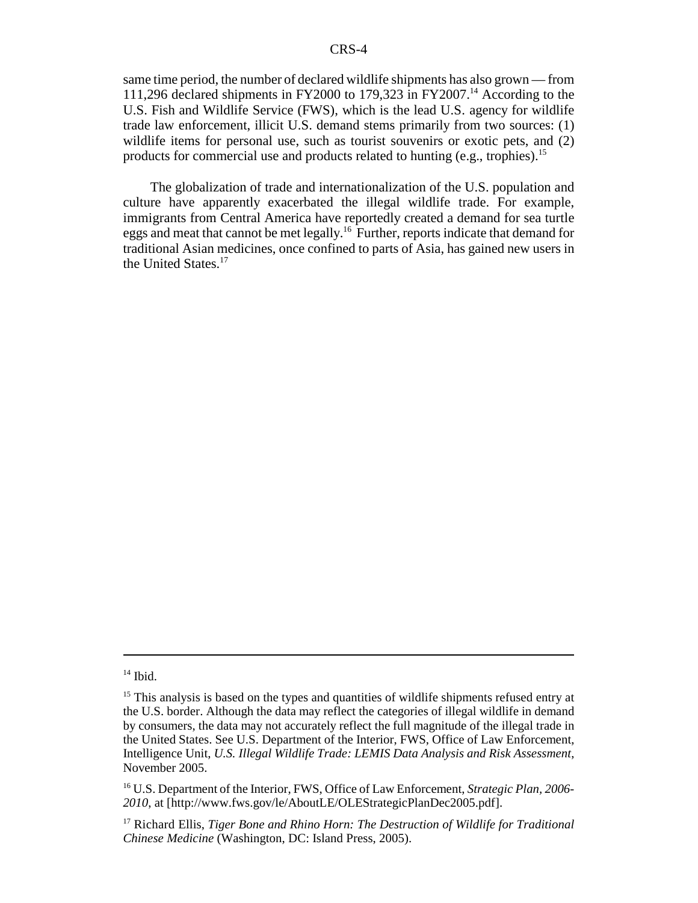same time period, the number of declared wildlife shipments has also grown — from 111,296 declared shipments in FY2000 to 179,323 in FY2007.[14] According to the U.S. Fish and Wildlife Service (FWS), which is the lead U.S. agency for wildlife trade law enforcement, illicit U.S. demand stems primarily from two sources: (1) wildlife items for personal use, such as tourist souvenirs or exotic pets, and (2) products for commercial use and products related to hunting (e.g., trophies).[15]

The globalization of trade and internationalization of the U.S. population and culture have apparently exacerbated the illegal wildlife trade. For example, immigrants from Central America have reportedly created a demand for sea turtle eggs and meat that cannot be met legally.[16] Further, reports indicate that demand for traditional Asian medicines, once confined to parts of Asia, has gained new users in the United States.[17]

---

[14] Ibid.

[15] This analysis is based on the types and quantities of wildlife shipments refused entry at the U.S. border. Although the data may reflect the categories of illegal wildlife in demand by consumers, the data may not accurately reflect the full magnitude of the illegal trade in the United States. See U.S. Department of the Interior, FWS, Office of Law Enforcement, Intelligence Unit, *U.S. Illegal Wildlife Trade: LEMIS Data Analysis and Risk Assessment*, November 2005.

[16] U.S. Department of the Interior, FWS, Office of Law Enforcement, *Strategic Plan, 2006-2010*, at [http://www.fws.gov/le/AboutLE/OLEStrategicPlanDec2005.pdf].

[17] Richard Ellis, *Tiger Bone and Rhino Horn: The Destruction of Wildlife for Traditional Chinese Medicine* (Washington, DC: Island Press, 2005).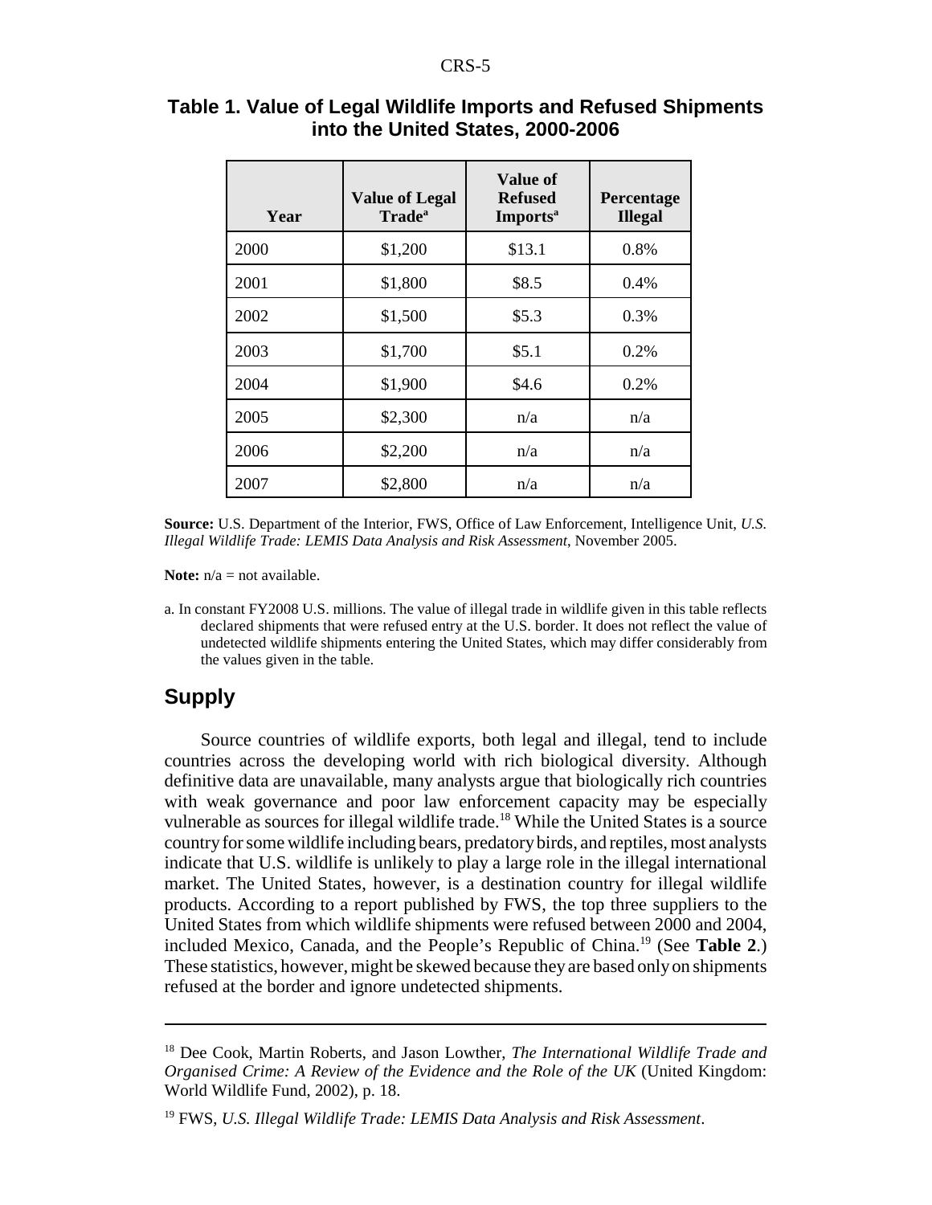**Table 1. Value of Legal Wildlife Imports and Refused Shipments into the United States, 2000-2006**

| Year | Value of Legal Trade[a] | Value of Refused Imports[a] | Percentage Illegal |
|---|---|---|---|
| 2000 | $1,200 | $13.1 | 0.8% |
| 2001 | $1,800 | $8.5 | 0.4% |
| 2002 | $1,500 | $5.3 | 0.3% |
| 2003 | $1,700 | $5.1 | 0.2% |
| 2004 | $1,900 | $4.6 | 0.2% |
| 2005 | $2,300 | n/a | n/a |
| 2006 | $2,200 | n/a | n/a |
| 2007 | $2,800 | n/a | n/a |

**Source:** U.S. Department of the Interior, FWS, Office of Law Enforcement, Intelligence Unit, *U.S. Illegal Wildlife Trade: LEMIS Data Analysis and Risk Assessment*, November 2005.

**Note:** n/a = not available.

a. In constant FY2008 U.S. millions. The value of illegal trade in wildlife given in this table reflects declared shipments that were refused entry at the U.S. border. It does not reflect the value of undetected wildlife shipments entering the United States, which may differ considerably from the values given in the table.

## Supply

Source countries of wildlife exports, both legal and illegal, tend to include countries across the developing world with rich biological diversity. Although definitive data are unavailable, many analysts argue that biologically rich countries with weak governance and poor law enforcement capacity may be especially vulnerable as sources for illegal wildlife trade.[18] While the United States is a source country for some wildlife including bears, predatory birds, and reptiles, most analysts indicate that U.S. wildlife is unlikely to play a large role in the illegal international market. The United States, however, is a destination country for illegal wildlife products. According to a report published by FWS, the top three suppliers to the United States from which wildlife shipments were refused between 2000 and 2004, included Mexico, Canada, and the People's Republic of China.[19] (See **Table 2**.) These statistics, however, might be skewed because they are based only on shipments refused at the border and ignore undetected shipments.

---

[18] Dee Cook, Martin Roberts, and Jason Lowther, *The International Wildlife Trade and Organised Crime: A Review of the Evidence and the Role of the UK* (United Kingdom: World Wildlife Fund, 2002), p. 18.

[19] FWS, *U.S. Illegal Wildlife Trade: LEMIS Data Analysis and Risk Assessment*.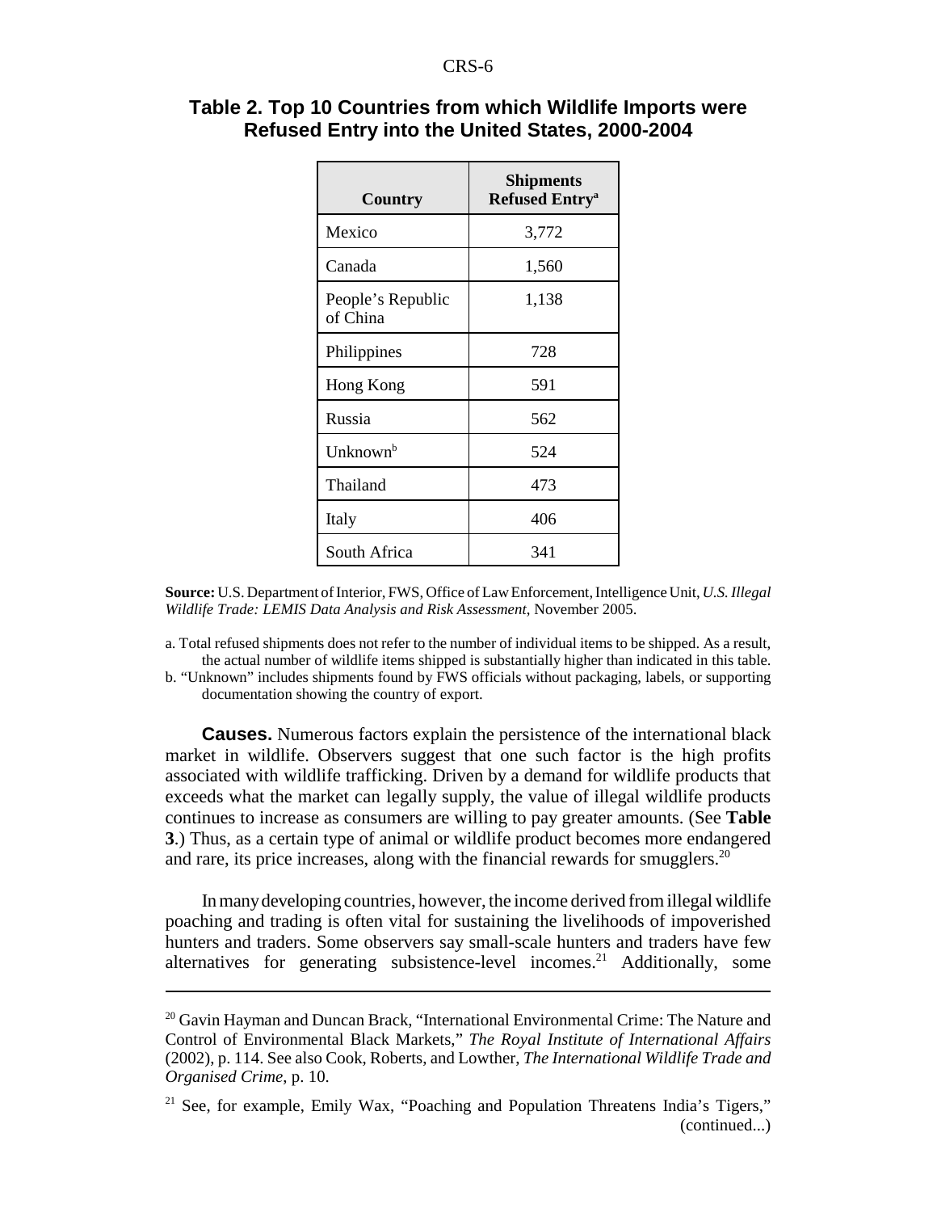## Table 2. Top 10 Countries from which Wildlife Imports were Refused Entry into the United States, 2000-2004

| Country | Shipments Refused Entry[a] |
|---|---|
| Mexico | 3,772 |
| Canada | 1,560 |
| People's Republic of China | 1,138 |
| Philippines | 728 |
| Hong Kong | 591 |
| Russia | 562 |
| Unknown[b] | 524 |
| Thailand | 473 |
| Italy | 406 |
| South Africa | 341 |

**Source:** U.S. Department of Interior, FWS, Office of Law Enforcement, Intelligence Unit, *U.S. Illegal Wildlife Trade: LEMIS Data Analysis and Risk Assessment*, November 2005.

a. Total refused shipments does not refer to the number of individual items to be shipped. As a result, the actual number of wildlife items shipped is substantially higher than indicated in this table.

b. "Unknown" includes shipments found by FWS officials without packaging, labels, or supporting documentation showing the country of export.

**Causes.** Numerous factors explain the persistence of the international black market in wildlife. Observers suggest that one such factor is the high profits associated with wildlife trafficking. Driven by a demand for wildlife products that exceeds what the market can legally supply, the value of illegal wildlife products continues to increase as consumers are willing to pay greater amounts. (See **Table 3**.) Thus, as a certain type of animal or wildlife product becomes more endangered and rare, its price increases, along with the financial rewards for smugglers.[20]

In many developing countries, however, the income derived from illegal wildlife poaching and trading is often vital for sustaining the livelihoods of impoverished hunters and traders. Some observers say small-scale hunters and traders have few alternatives for generating subsistence-level incomes.[21] Additionally, some

[20] Gavin Hayman and Duncan Brack, "International Environmental Crime: The Nature and Control of Environmental Black Markets," *The Royal Institute of International Affairs* (2002), p. 114. See also Cook, Roberts, and Lowther, *The International Wildlife Trade and Organised Crime*, p. 10.

[21] See, for example, Emily Wax, "Poaching and Population Threatens India's Tigers," (continued...)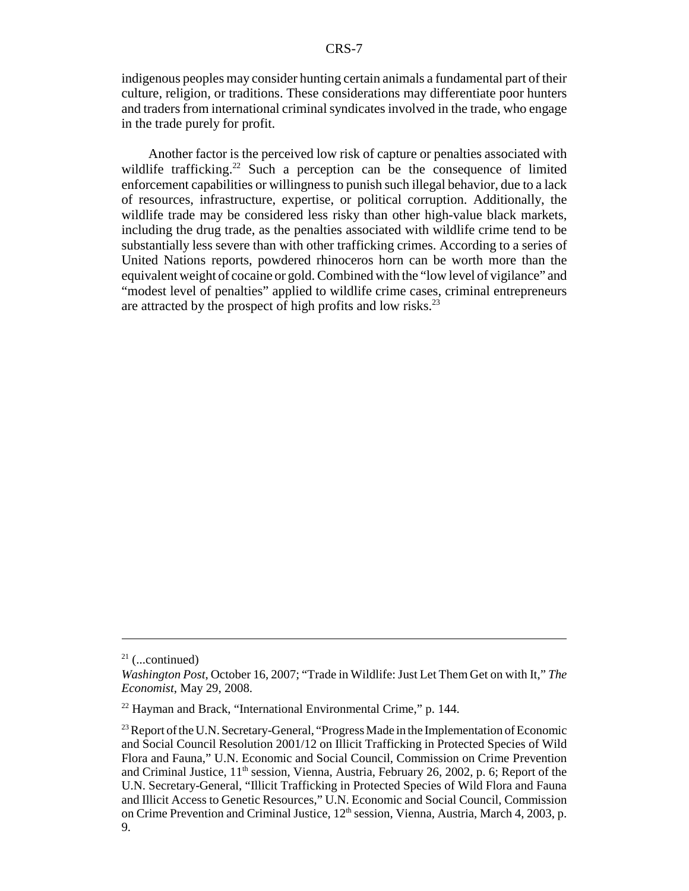indigenous peoples may consider hunting certain animals a fundamental part of their culture, religion, or traditions. These considerations may differentiate poor hunters and traders from international criminal syndicates involved in the trade, who engage in the trade purely for profit.

Another factor is the perceived low risk of capture or penalties associated with wildlife trafficking.[22] Such a perception can be the consequence of limited enforcement capabilities or willingness to punish such illegal behavior, due to a lack of resources, infrastructure, expertise, or political corruption. Additionally, the wildlife trade may be considered less risky than other high-value black markets, including the drug trade, as the penalties associated with wildlife crime tend to be substantially less severe than with other trafficking crimes. According to a series of United Nations reports, powdered rhinoceros horn can be worth more than the equivalent weight of cocaine or gold. Combined with the "low level of vigilance" and "modest level of penalties" applied to wildlife crime cases, criminal entrepreneurs are attracted by the prospect of high profits and low risks.[23]

---

[21] (...continued)

*Washington Post*, October 16, 2007; "Trade in Wildlife: Just Let Them Get on with It," *The Economist*, May 29, 2008.

[22] Hayman and Brack, "International Environmental Crime," p. 144.

[23] Report of the U.N. Secretary-General, "Progress Made in the Implementation of Economic and Social Council Resolution 2001/12 on Illicit Trafficking in Protected Species of Wild Flora and Fauna," U.N. Economic and Social Council, Commission on Crime Prevention and Criminal Justice, 11th session, Vienna, Austria, February 26, 2002, p. 6; Report of the U.N. Secretary-General, "Illicit Trafficking in Protected Species of Wild Flora and Fauna and Illicit Access to Genetic Resources," U.N. Economic and Social Council, Commission on Crime Prevention and Criminal Justice, 12th session, Vienna, Austria, March 4, 2003, p. 9.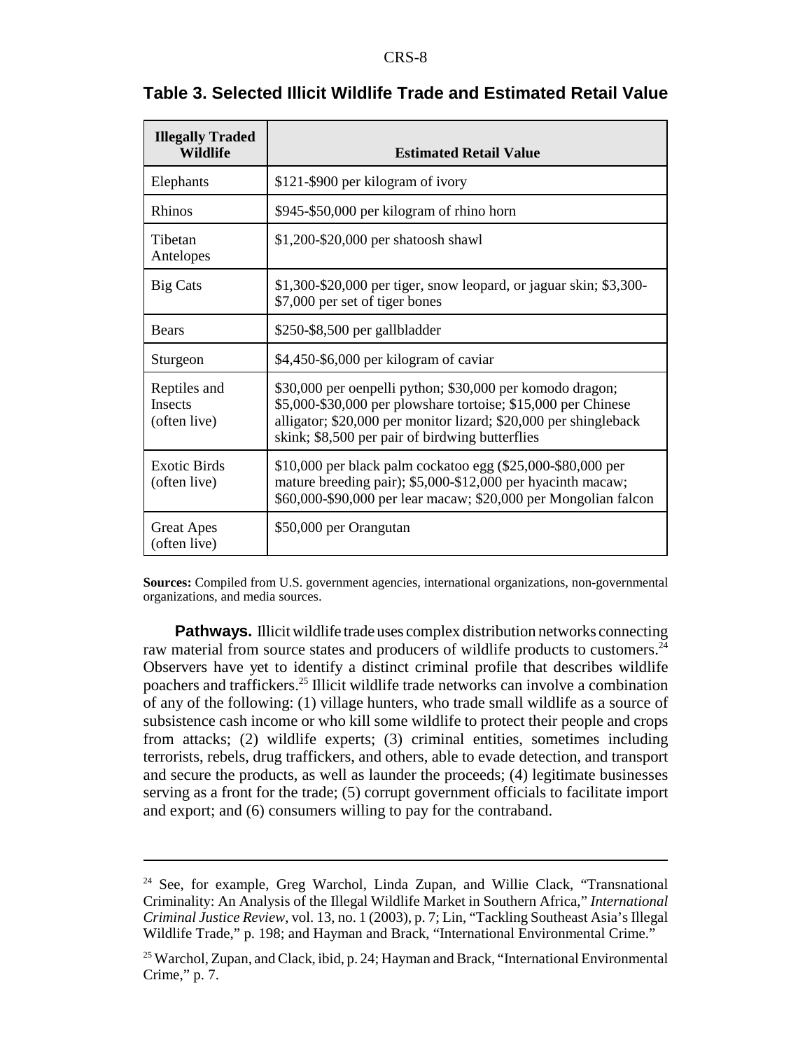**Table 3. Selected Illicit Wildlife Trade and Estimated Retail Value**

| Illegally Traded Wildlife | Estimated Retail Value |
|---|---|
| Elephants | $121-$900 per kilogram of ivory |
| Rhinos | $945-$50,000 per kilogram of rhino horn |
| Tibetan Antelopes | $1,200-$20,000 per shatoosh shawl |
| Big Cats | $1,300-$20,000 per tiger, snow leopard, or jaguar skin; $3,300-$7,000 per set of tiger bones |
| Bears | $250-$8,500 per gallbladder |
| Sturgeon | $4,450-$6,000 per kilogram of caviar |
| Reptiles and Insects (often live) | $30,000 per oenpelli python; $30,000 per komodo dragon; $5,000-$30,000 per plowshare tortoise; $15,000 per Chinese alligator; $20,000 per monitor lizard; $20,000 per shingleback skink; $8,500 per pair of birdwing butterflies |
| Exotic Birds (often live) | $10,000 per black palm cockatoo egg ($25,000-$80,000 per mature breeding pair); $5,000-$12,000 per hyacinth macaw; $60,000-$90,000 per lear macaw; $20,000 per Mongolian falcon |
| Great Apes (often live) | $50,000 per Orangutan |

**Sources:** Compiled from U.S. government agencies, international organizations, non-governmental organizations, and media sources.

**Pathways.** Illicit wildlife trade uses complex distribution networks connecting raw material from source states and producers of wildlife products to customers.[24] Observers have yet to identify a distinct criminal profile that describes wildlife poachers and traffickers.[25] Illicit wildlife trade networks can involve a combination of any of the following: (1) village hunters, who trade small wildlife as a source of subsistence cash income or who kill some wildlife to protect their people and crops from attacks; (2) wildlife experts; (3) criminal entities, sometimes including terrorists, rebels, drug traffickers, and others, able to evade detection, and transport and secure the products, as well as launder the proceeds; (4) legitimate businesses serving as a front for the trade; (5) corrupt government officials to facilitate import and export; and (6) consumers willing to pay for the contraband.

---

[24] See, for example, Greg Warchol, Linda Zupan, and Willie Clack, "Transnational Criminality: An Analysis of the Illegal Wildlife Market in Southern Africa," *International Criminal Justice Review*, vol. 13, no. 1 (2003), p. 7; Lin, "Tackling Southeast Asia's Illegal Wildlife Trade," p. 198; and Hayman and Brack, "International Environmental Crime."

[25] Warchol, Zupan, and Clack, ibid, p. 24; Hayman and Brack, "International Environmental Crime," p. 7.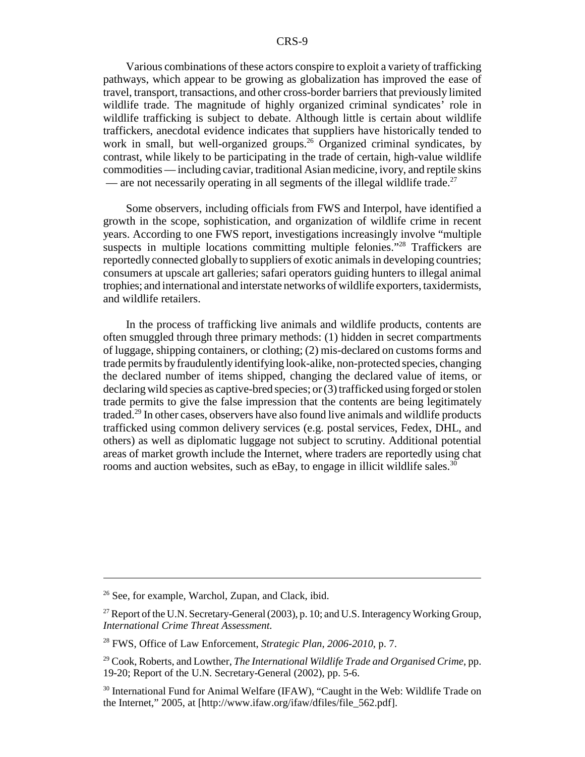Various combinations of these actors conspire to exploit a variety of trafficking pathways, which appear to be growing as globalization has improved the ease of travel, transport, transactions, and other cross-border barriers that previously limited wildlife trade. The magnitude of highly organized criminal syndicates' role in wildlife trafficking is subject to debate. Although little is certain about wildlife traffickers, anecdotal evidence indicates that suppliers have historically tended to work in small, but well-organized groups.[26] Organized criminal syndicates, by contrast, while likely to be participating in the trade of certain, high-value wildlife commodities — including caviar, traditional Asian medicine, ivory, and reptile skins — are not necessarily operating in all segments of the illegal wildlife trade.[27]

Some observers, including officials from FWS and Interpol, have identified a growth in the scope, sophistication, and organization of wildlife crime in recent years. According to one FWS report, investigations increasingly involve "multiple suspects in multiple locations committing multiple felonies."[28] Traffickers are reportedly connected globally to suppliers of exotic animals in developing countries; consumers at upscale art galleries; safari operators guiding hunters to illegal animal trophies; and international and interstate networks of wildlife exporters, taxidermists, and wildlife retailers.

In the process of trafficking live animals and wildlife products, contents are often smuggled through three primary methods: (1) hidden in secret compartments of luggage, shipping containers, or clothing; (2) mis-declared on customs forms and trade permits by fraudulently identifying look-alike, non-protected species, changing the declared number of items shipped, changing the declared value of items, or declaring wild species as captive-bred species; or (3) trafficked using forged or stolen trade permits to give the false impression that the contents are being legitimately traded.[29] In other cases, observers have also found live animals and wildlife products trafficked using common delivery services (e.g. postal services, Fedex, DHL, and others) as well as diplomatic luggage not subject to scrutiny. Additional potential areas of market growth include the Internet, where traders are reportedly using chat rooms and auction websites, such as eBay, to engage in illicit wildlife sales.[30]

---

[26] See, for example, Warchol, Zupan, and Clack, ibid.

[27] Report of the U.N. Secretary-General (2003), p. 10; and U.S. Interagency Working Group, *International Crime Threat Assessment.*

[28] FWS, Office of Law Enforcement, *Strategic Plan, 2006-2010*, p. 7.

[29] Cook, Roberts, and Lowther, *The International Wildlife Trade and Organised Crime*, pp. 19-20; Report of the U.N. Secretary-General (2002), pp. 5-6.

[30] International Fund for Animal Welfare (IFAW), "Caught in the Web: Wildlife Trade on the Internet," 2005, at [http://www.ifaw.org/ifaw/dfiles/file_562.pdf].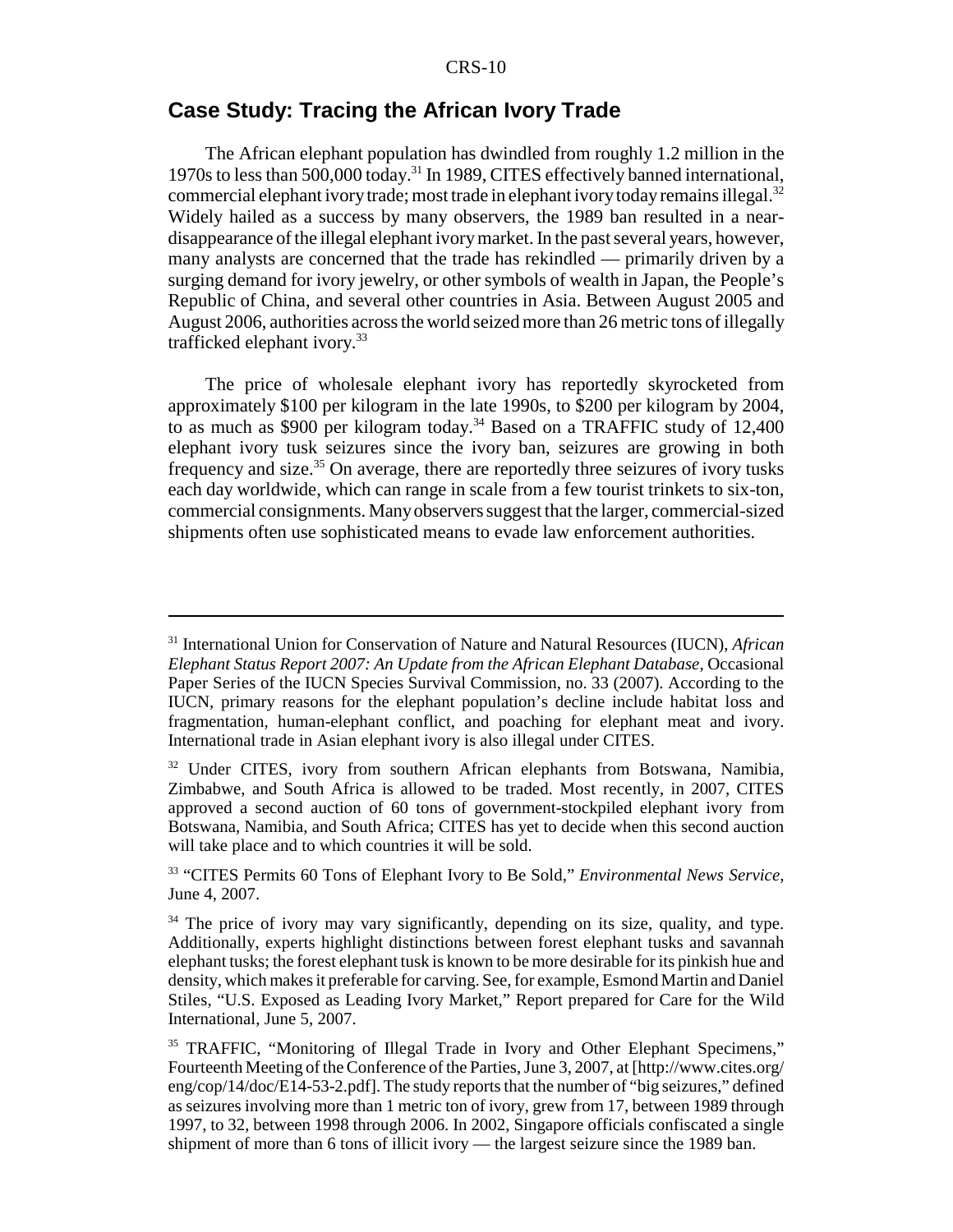## Case Study: Tracing the African Ivory Trade

The African elephant population has dwindled from roughly 1.2 million in the 1970s to less than 500,000 today.[31] In 1989, CITES effectively banned international, commercial elephant ivory trade; most trade in elephant ivory today remains illegal.[32] Widely hailed as a success by many observers, the 1989 ban resulted in a near-disappearance of the illegal elephant ivory market. In the past several years, however, many analysts are concerned that the trade has rekindled — primarily driven by a surging demand for ivory jewelry, or other symbols of wealth in Japan, the People's Republic of China, and several other countries in Asia. Between August 2005 and August 2006, authorities across the world seized more than 26 metric tons of illegally trafficked elephant ivory.[33]

The price of wholesale elephant ivory has reportedly skyrocketed from approximately \$100 per kilogram in the late 1990s, to \$200 per kilogram by 2004, to as much as \$900 per kilogram today.[34] Based on a TRAFFIC study of 12,400 elephant ivory tusk seizures since the ivory ban, seizures are growing in both frequency and size.[35] On average, there are reportedly three seizures of ivory tusks each day worldwide, which can range in scale from a few tourist trinkets to six-ton, commercial consignments. Many observers suggest that the larger, commercial-sized shipments often use sophisticated means to evade law enforcement authorities.

---

[31] International Union for Conservation of Nature and Natural Resources (IUCN), *African Elephant Status Report 2007: An Update from the African Elephant Database*, Occasional Paper Series of the IUCN Species Survival Commission, no. 33 (2007). According to the IUCN, primary reasons for the elephant population's decline include habitat loss and fragmentation, human-elephant conflict, and poaching for elephant meat and ivory. International trade in Asian elephant ivory is also illegal under CITES.

[32] Under CITES, ivory from southern African elephants from Botswana, Namibia, Zimbabwe, and South Africa is allowed to be traded. Most recently, in 2007, CITES approved a second auction of 60 tons of government-stockpiled elephant ivory from Botswana, Namibia, and South Africa; CITES has yet to decide when this second auction will take place and to which countries it will be sold.

[33] "CITES Permits 60 Tons of Elephant Ivory to Be Sold," *Environmental News Service*, June 4, 2007.

[34] The price of ivory may vary significantly, depending on its size, quality, and type. Additionally, experts highlight distinctions between forest elephant tusks and savannah elephant tusks; the forest elephant tusk is known to be more desirable for its pinkish hue and density, which makes it preferable for carving. See, for example, Esmond Martin and Daniel Stiles, "U.S. Exposed as Leading Ivory Market," Report prepared for Care for the Wild International, June 5, 2007.

[35] TRAFFIC, "Monitoring of Illegal Trade in Ivory and Other Elephant Specimens," Fourteenth Meeting of the Conference of the Parties, June 3, 2007, at [http://www.cites.org/eng/cop/14/doc/E14-53-2.pdf]. The study reports that the number of "big seizures," defined as seizures involving more than 1 metric ton of ivory, grew from 17, between 1989 through 1997, to 32, between 1998 through 2006. In 2002, Singapore officials confiscated a single shipment of more than 6 tons of illicit ivory — the largest seizure since the 1989 ban.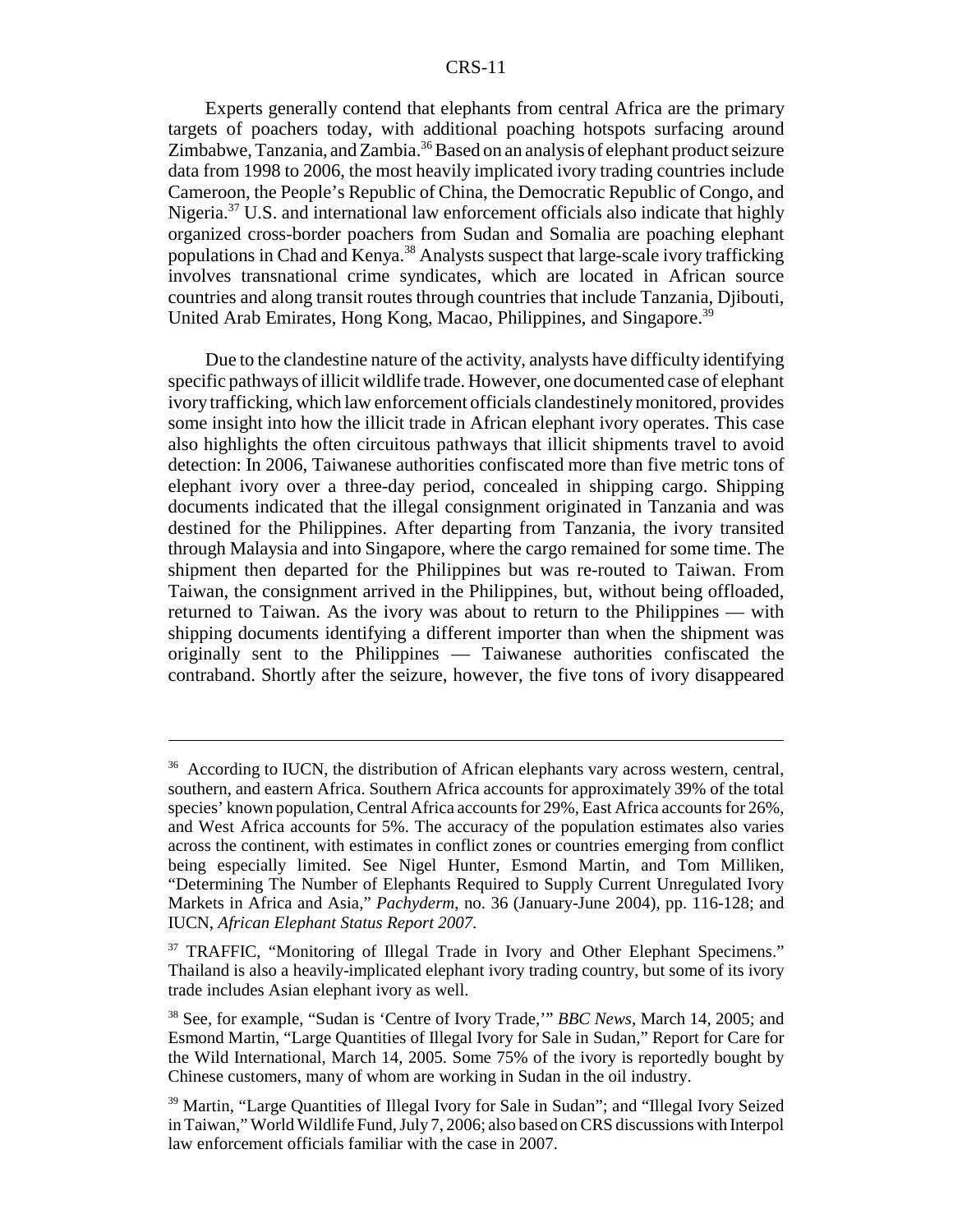Experts generally contend that elephants from central Africa are the primary targets of poachers today, with additional poaching hotspots surfacing around Zimbabwe, Tanzania, and Zambia.[36] Based on an analysis of elephant product seizure data from 1998 to 2006, the most heavily implicated ivory trading countries include Cameroon, the People's Republic of China, the Democratic Republic of Congo, and Nigeria.[37] U.S. and international law enforcement officials also indicate that highly organized cross-border poachers from Sudan and Somalia are poaching elephant populations in Chad and Kenya.[38] Analysts suspect that large-scale ivory trafficking involves transnational crime syndicates, which are located in African source countries and along transit routes through countries that include Tanzania, Djibouti, United Arab Emirates, Hong Kong, Macao, Philippines, and Singapore.[39]

Due to the clandestine nature of the activity, analysts have difficulty identifying specific pathways of illicit wildlife trade. However, one documented case of elephant ivory trafficking, which law enforcement officials clandestinely monitored, provides some insight into how the illicit trade in African elephant ivory operates. This case also highlights the often circuitous pathways that illicit shipments travel to avoid detection: In 2006, Taiwanese authorities confiscated more than five metric tons of elephant ivory over a three-day period, concealed in shipping cargo. Shipping documents indicated that the illegal consignment originated in Tanzania and was destined for the Philippines. After departing from Tanzania, the ivory transited through Malaysia and into Singapore, where the cargo remained for some time. The shipment then departed for the Philippines but was re-routed to Taiwan. From Taiwan, the consignment arrived in the Philippines, but, without being offloaded, returned to Taiwan. As the ivory was about to return to the Philippines — with shipping documents identifying a different importer than when the shipment was originally sent to the Philippines — Taiwanese authorities confiscated the contraband. Shortly after the seizure, however, the five tons of ivory disappeared

---

[36] According to IUCN, the distribution of African elephants vary across western, central, southern, and eastern Africa. Southern Africa accounts for approximately 39% of the total species' known population, Central Africa accounts for 29%, East Africa accounts for 26%, and West Africa accounts for 5%. The accuracy of the population estimates also varies across the continent, with estimates in conflict zones or countries emerging from conflict being especially limited. See Nigel Hunter, Esmond Martin, and Tom Milliken, "Determining The Number of Elephants Required to Supply Current Unregulated Ivory Markets in Africa and Asia," *Pachyderm*, no. 36 (January-June 2004), pp. 116-128; and IUCN, *African Elephant Status Report 2007*.

[37] TRAFFIC, "Monitoring of Illegal Trade in Ivory and Other Elephant Specimens." Thailand is also a heavily-implicated elephant ivory trading country, but some of its ivory trade includes Asian elephant ivory as well.

[38] See, for example, "Sudan is 'Centre of Ivory Trade,'" *BBC News*, March 14, 2005; and Esmond Martin, "Large Quantities of Illegal Ivory for Sale in Sudan," Report for Care for the Wild International, March 14, 2005. Some 75% of the ivory is reportedly bought by Chinese customers, many of whom are working in Sudan in the oil industry.

[39] Martin, "Large Quantities of Illegal Ivory for Sale in Sudan"; and "Illegal Ivory Seized in Taiwan," World Wildlife Fund, July 7, 2006; also based on CRS discussions with Interpol law enforcement officials familiar with the case in 2007.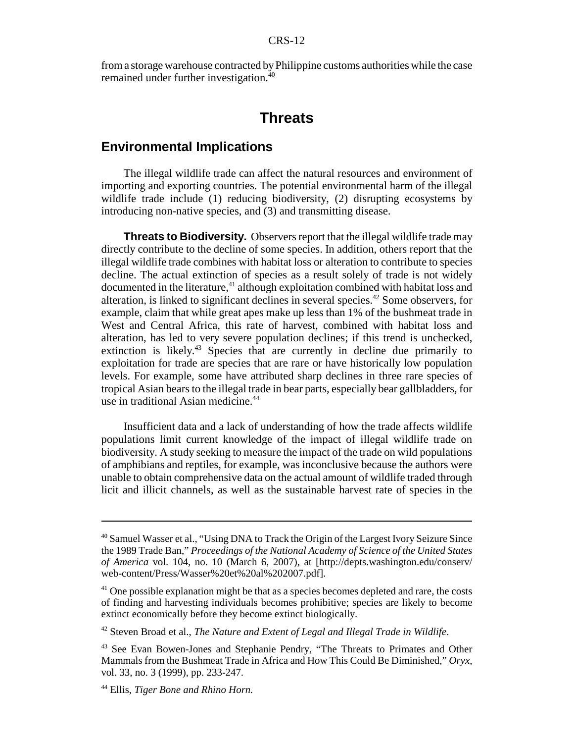from a storage warehouse contracted by Philippine customs authorities while the case remained under further investigation.[40]

# Threats

## Environmental Implications

The illegal wildlife trade can affect the natural resources and environment of importing and exporting countries. The potential environmental harm of the illegal wildlife trade include (1) reducing biodiversity, (2) disrupting ecosystems by introducing non-native species, and (3) and transmitting disease.

**Threats to Biodiversity.** Observers report that the illegal wildlife trade may directly contribute to the decline of some species. In addition, others report that the illegal wildlife trade combines with habitat loss or alteration to contribute to species decline. The actual extinction of species as a result solely of trade is not widely documented in the literature,[41] although exploitation combined with habitat loss and alteration, is linked to significant declines in several species.[42] Some observers, for example, claim that while great apes make up less than 1% of the bushmeat trade in West and Central Africa, this rate of harvest, combined with habitat loss and alteration, has led to very severe population declines; if this trend is unchecked, extinction is likely.[43] Species that are currently in decline due primarily to exploitation for trade are species that are rare or have historically low population levels. For example, some have attributed sharp declines in three rare species of tropical Asian bears to the illegal trade in bear parts, especially bear gallbladders, for use in traditional Asian medicine.[44]

Insufficient data and a lack of understanding of how the trade affects wildlife populations limit current knowledge of the impact of illegal wildlife trade on biodiversity. A study seeking to measure the impact of the trade on wild populations of amphibians and reptiles, for example, was inconclusive because the authors were unable to obtain comprehensive data on the actual amount of wildlife traded through licit and illicit channels, as well as the sustainable harvest rate of species in the

---

[40] Samuel Wasser et al., "Using DNA to Track the Origin of the Largest Ivory Seizure Since the 1989 Trade Ban," *Proceedings of the National Academy of Science of the United States of America* vol. 104, no. 10 (March 6, 2007), at [http://depts.washington.edu/conserv/web-content/Press/Wasser%20et%20al%202007.pdf].

[41] One possible explanation might be that as a species becomes depleted and rare, the costs of finding and harvesting individuals becomes prohibitive; species are likely to become extinct economically before they become extinct biologically.

[42] Steven Broad et al., *The Nature and Extent of Legal and Illegal Trade in Wildlife*.

[43] See Evan Bowen-Jones and Stephanie Pendry, "The Threats to Primates and Other Mammals from the Bushmeat Trade in Africa and How This Could Be Diminished," *Oryx*, vol. 33, no. 3 (1999), pp. 233-247.

[44] Ellis, *Tiger Bone and Rhino Horn.*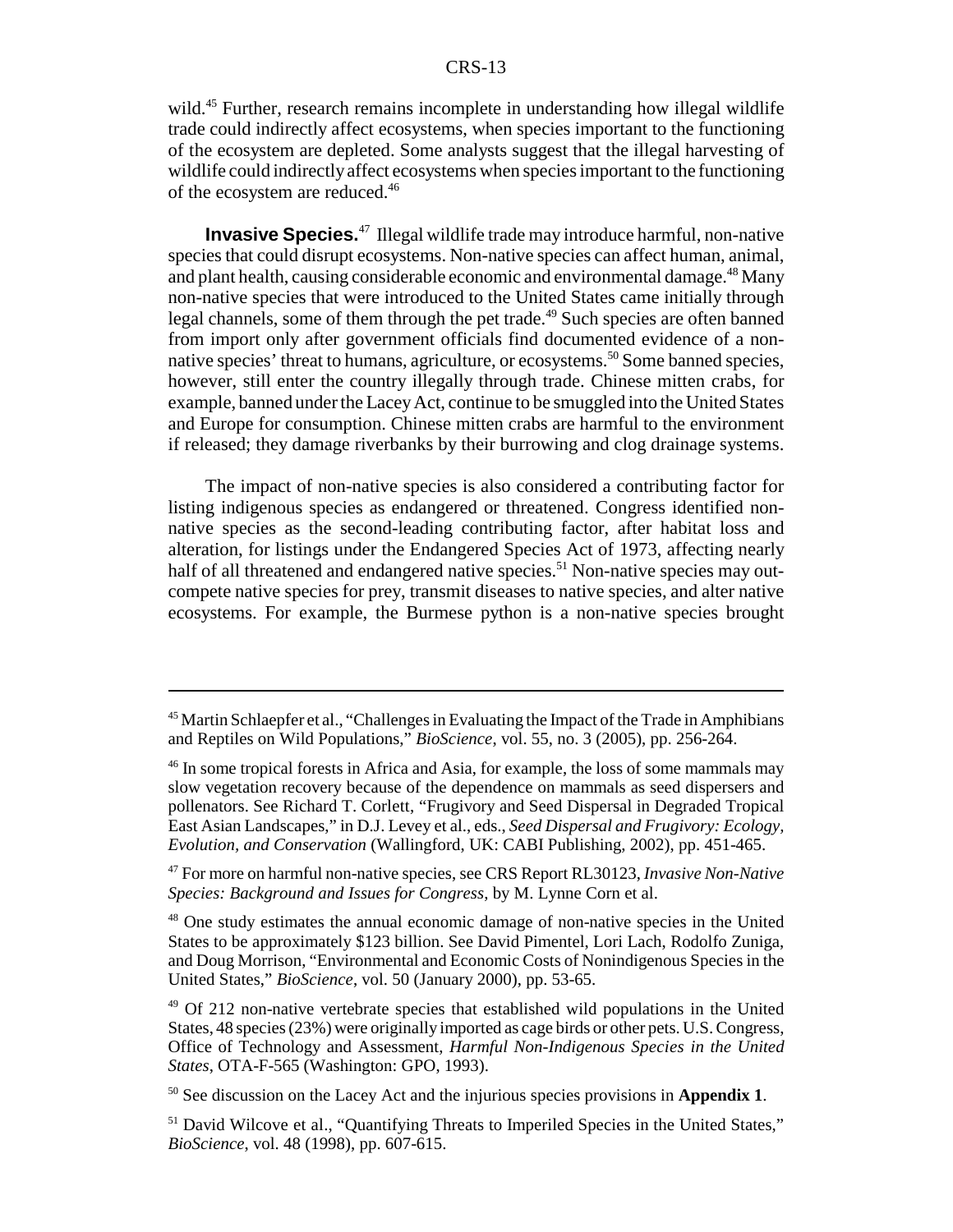wild.[45] Further, research remains incomplete in understanding how illegal wildlife trade could indirectly affect ecosystems, when species important to the functioning of the ecosystem are depleted. Some analysts suggest that the illegal harvesting of wildlife could indirectly affect ecosystems when species important to the functioning of the ecosystem are reduced.[46]

**Invasive Species.**[47] Illegal wildlife trade may introduce harmful, non-native species that could disrupt ecosystems. Non-native species can affect human, animal, and plant health, causing considerable economic and environmental damage.[48] Many non-native species that were introduced to the United States came initially through legal channels, some of them through the pet trade.[49] Such species are often banned from import only after government officials find documented evidence of a non-native species' threat to humans, agriculture, or ecosystems.[50] Some banned species, however, still enter the country illegally through trade. Chinese mitten crabs, for example, banned under the Lacey Act, continue to be smuggled into the United States and Europe for consumption. Chinese mitten crabs are harmful to the environment if released; they damage riverbanks by their burrowing and clog drainage systems.

The impact of non-native species is also considered a contributing factor for listing indigenous species as endangered or threatened. Congress identified non-native species as the second-leading contributing factor, after habitat loss and alteration, for listings under the Endangered Species Act of 1973, affecting nearly half of all threatened and endangered native species.[51] Non-native species may out-compete native species for prey, transmit diseases to native species, and alter native ecosystems. For example, the Burmese python is a non-native species brought

---

[45] Martin Schlaepfer et al., "Challenges in Evaluating the Impact of the Trade in Amphibians and Reptiles on Wild Populations," *BioScience*, vol. 55, no. 3 (2005), pp. 256-264.

[46] In some tropical forests in Africa and Asia, for example, the loss of some mammals may slow vegetation recovery because of the dependence on mammals as seed dispersers and pollenators. See Richard T. Corlett, "Frugivory and Seed Dispersal in Degraded Tropical East Asian Landscapes," in D.J. Levey et al., eds., *Seed Dispersal and Frugivory: Ecology, Evolution, and Conservation* (Wallingford, UK: CABI Publishing, 2002), pp. 451-465.

[47] For more on harmful non-native species, see CRS Report RL30123, *Invasive Non-Native Species: Background and Issues for Congress*, by M. Lynne Corn et al.

[48] One study estimates the annual economic damage of non-native species in the United States to be approximately $123 billion. See David Pimentel, Lori Lach, Rodolfo Zuniga, and Doug Morrison, "Environmental and Economic Costs of Nonindigenous Species in the United States," *BioScience*, vol. 50 (January 2000), pp. 53-65.

[49] Of 212 non-native vertebrate species that established wild populations in the United States, 48 species (23%) were originally imported as cage birds or other pets. U.S. Congress, Office of Technology and Assessment, *Harmful Non-Indigenous Species in the United States*, OTA-F-565 (Washington: GPO, 1993).

[50] See discussion on the Lacey Act and the injurious species provisions in **Appendix 1**.

[51] David Wilcove et al., "Quantifying Threats to Imperiled Species in the United States," *BioScience*, vol. 48 (1998), pp. 607-615.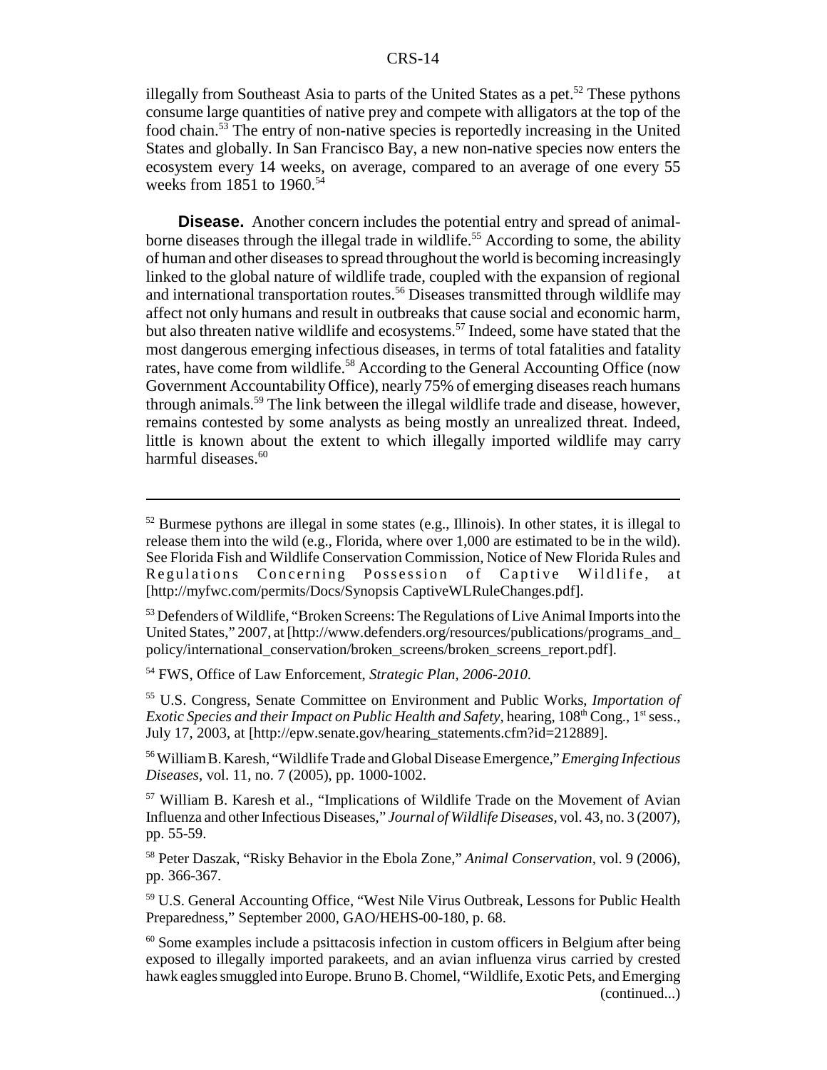illegally from Southeast Asia to parts of the United States as a pet.[52] These pythons consume large quantities of native prey and compete with alligators at the top of the food chain.[53] The entry of non-native species is reportedly increasing in the United States and globally. In San Francisco Bay, a new non-native species now enters the ecosystem every 14 weeks, on average, compared to an average of one every 55 weeks from 1851 to 1960.[54]

**Disease.** Another concern includes the potential entry and spread of animal-borne diseases through the illegal trade in wildlife.[55] According to some, the ability of human and other diseases to spread throughout the world is becoming increasingly linked to the global nature of wildlife trade, coupled with the expansion of regional and international transportation routes.[56] Diseases transmitted through wildlife may affect not only humans and result in outbreaks that cause social and economic harm, but also threaten native wildlife and ecosystems.[57] Indeed, some have stated that the most dangerous emerging infectious diseases, in terms of total fatalities and fatality rates, have come from wildlife.[58] According to the General Accounting Office (now Government Accountability Office), nearly 75% of emerging diseases reach humans through animals.[59] The link between the illegal wildlife trade and disease, however, remains contested by some analysts as being mostly an unrealized threat. Indeed, little is known about the extent to which illegally imported wildlife may carry harmful diseases.[60]

---

[52] Burmese pythons are illegal in some states (e.g., Illinois). In other states, it is illegal to release them into the wild (e.g., Florida, where over 1,000 are estimated to be in the wild). See Florida Fish and Wildlife Conservation Commission, Notice of New Florida Rules and Regulations Concerning Possession of Captive Wildlife, at [http://myfwc.com/permits/Docs/Synopsis CaptiveWLRuleChanges.pdf].

[53] Defenders of Wildlife, "Broken Screens: The Regulations of Live Animal Imports into the United States," 2007, at [http://www.defenders.org/resources/publications/programs_and_policy/international_conservation/broken_screens/broken_screens_report.pdf].

[54] FWS, Office of Law Enforcement, *Strategic Plan, 2006-2010.*

[55] U.S. Congress, Senate Committee on Environment and Public Works, *Importation of Exotic Species and their Impact on Public Health and Safety*, hearing, 108th Cong., 1st sess., July 17, 2003, at [http://epw.senate.gov/hearing_statements.cfm?id=212889].

[56] William B. Karesh, "Wildlife Trade and Global Disease Emergence," *Emerging Infectious Diseases*, vol. 11, no. 7 (2005), pp. 1000-1002.

[57] William B. Karesh et al., "Implications of Wildlife Trade on the Movement of Avian Influenza and other Infectious Diseases," *Journal of Wildlife Diseases*, vol. 43, no. 3 (2007), pp. 55-59.

[58] Peter Daszak, "Risky Behavior in the Ebola Zone," *Animal Conservation*, vol. 9 (2006), pp. 366-367.

[59] U.S. General Accounting Office, "West Nile Virus Outbreak, Lessons for Public Health Preparedness," September 2000, GAO/HEHS-00-180, p. 68.

[60] Some examples include a psittacosis infection in custom officers in Belgium after being exposed to illegally imported parakeets, and an avian influenza virus carried by crested hawk eagles smuggled into Europe. Bruno B. Chomel, "Wildlife, Exotic Pets, and Emerging (continued...)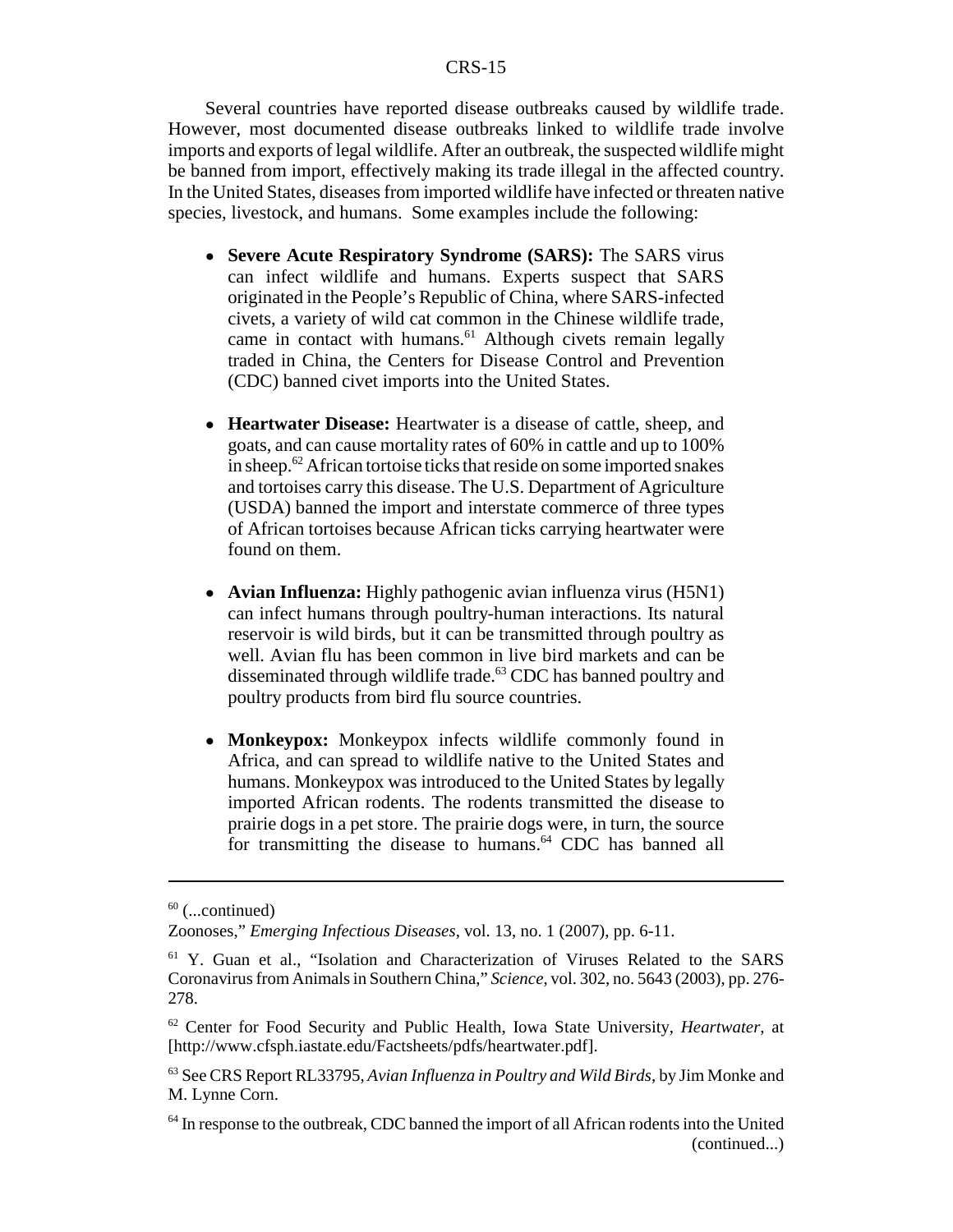Several countries have reported disease outbreaks caused by wildlife trade. However, most documented disease outbreaks linked to wildlife trade involve imports and exports of legal wildlife. After an outbreak, the suspected wildlife might be banned from import, effectively making its trade illegal in the affected country. In the United States, diseases from imported wildlife have infected or threaten native species, livestock, and humans. Some examples include the following:

- **Severe Acute Respiratory Syndrome (SARS):** The SARS virus can infect wildlife and humans. Experts suspect that SARS originated in the People's Republic of China, where SARS-infected civets, a variety of wild cat common in the Chinese wildlife trade, came in contact with humans.[61] Although civets remain legally traded in China, the Centers for Disease Control and Prevention (CDC) banned civet imports into the United States.

- **Heartwater Disease:** Heartwater is a disease of cattle, sheep, and goats, and can cause mortality rates of 60% in cattle and up to 100% in sheep.[62] African tortoise ticks that reside on some imported snakes and tortoises carry this disease. The U.S. Department of Agriculture (USDA) banned the import and interstate commerce of three types of African tortoises because African ticks carrying heartwater were found on them.

- **Avian Influenza:** Highly pathogenic avian influenza virus (H5N1) can infect humans through poultry-human interactions. Its natural reservoir is wild birds, but it can be transmitted through poultry as well. Avian flu has been common in live bird markets and can be disseminated through wildlife trade.[63] CDC has banned poultry and poultry products from bird flu source countries.

- **Monkeypox:** Monkeypox infects wildlife commonly found in Africa, and can spread to wildlife native to the United States and humans. Monkeypox was introduced to the United States by legally imported African rodents. The rodents transmitted the disease to prairie dogs in a pet store. The prairie dogs were, in turn, the source for transmitting the disease to humans.[64] CDC has banned all

---

[60] (...continued)
Zoonoses," *Emerging Infectious Diseases*, vol. 13, no. 1 (2007), pp. 6-11.

[61] Y. Guan et al., "Isolation and Characterization of Viruses Related to the SARS Coronavirus from Animals in Southern China," *Science*, vol. 302, no. 5643 (2003), pp. 276-278.

[62] Center for Food Security and Public Health, Iowa State University, *Heartwater*, at [http://www.cfsph.iastate.edu/Factsheets/pdfs/heartwater.pdf].

[63] See CRS Report RL33795, *Avian Influenza in Poultry and Wild Birds*, by Jim Monke and M. Lynne Corn.

[64] In response to the outbreak, CDC banned the import of all African rodents into the United (continued...)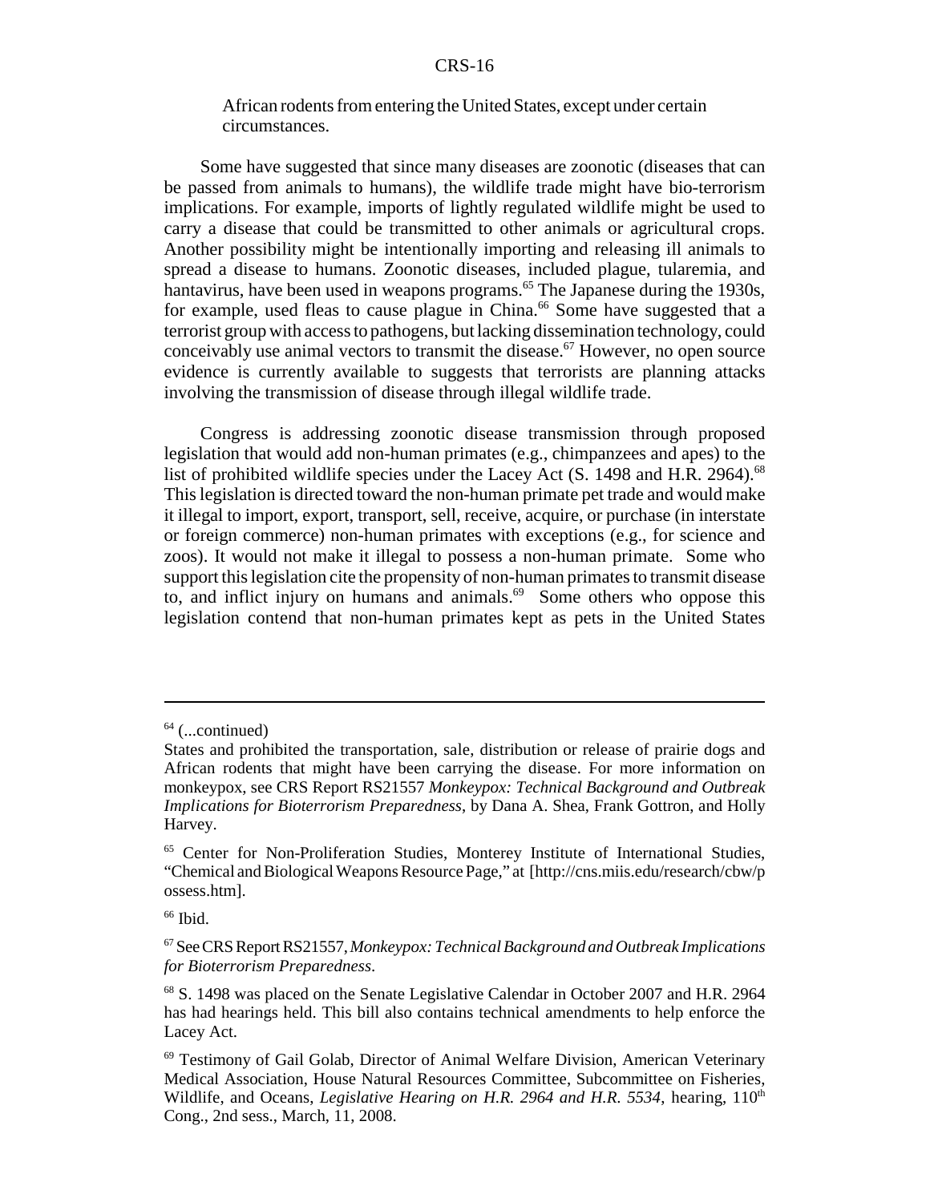African rodents from entering the United States, except under certain circumstances.

Some have suggested that since many diseases are zoonotic (diseases that can be passed from animals to humans), the wildlife trade might have bio-terrorism implications. For example, imports of lightly regulated wildlife might be used to carry a disease that could be transmitted to other animals or agricultural crops. Another possibility might be intentionally importing and releasing ill animals to spread a disease to humans. Zoonotic diseases, included plague, tularemia, and hantavirus, have been used in weapons programs.[65] The Japanese during the 1930s, for example, used fleas to cause plague in China.[66] Some have suggested that a terrorist group with access to pathogens, but lacking dissemination technology, could conceivably use animal vectors to transmit the disease.[67] However, no open source evidence is currently available to suggests that terrorists are planning attacks involving the transmission of disease through illegal wildlife trade.

Congress is addressing zoonotic disease transmission through proposed legislation that would add non-human primates (e.g., chimpanzees and apes) to the list of prohibited wildlife species under the Lacey Act (S. 1498 and H.R. 2964).[68] This legislation is directed toward the non-human primate pet trade and would make it illegal to import, export, transport, sell, receive, acquire, or purchase (in interstate or foreign commerce) non-human primates with exceptions (e.g., for science and zoos). It would not make it illegal to possess a non-human primate. Some who support this legislation cite the propensity of non-human primates to transmit disease to, and inflict injury on humans and animals.[69] Some others who oppose this legislation contend that non-human primates kept as pets in the United States

---

[64] (...continued)

States and prohibited the transportation, sale, distribution or release of prairie dogs and African rodents that might have been carrying the disease. For more information on monkeypox, see CRS Report RS21557 *Monkeypox: Technical Background and Outbreak Implications for Bioterrorism Preparedness*, by Dana A. Shea, Frank Gottron, and Holly Harvey.

[65] Center for Non-Proliferation Studies, Monterey Institute of International Studies, "Chemical and Biological Weapons Resource Page," at [http://cns.miis.edu/research/cbw/possess.htm].

[66] Ibid.

[67] See CRS Report RS21557, *Monkeypox: Technical Background and Outbreak Implications for Bioterrorism Preparedness*.

[68] S. 1498 was placed on the Senate Legislative Calendar in October 2007 and H.R. 2964 has had hearings held. This bill also contains technical amendments to help enforce the Lacey Act.

[69] Testimony of Gail Golab, Director of Animal Welfare Division, American Veterinary Medical Association, House Natural Resources Committee, Subcommittee on Fisheries, Wildlife, and Oceans, *Legislative Hearing on H.R. 2964 and H.R. 5534*, hearing, 110th Cong., 2nd sess., March, 11, 2008.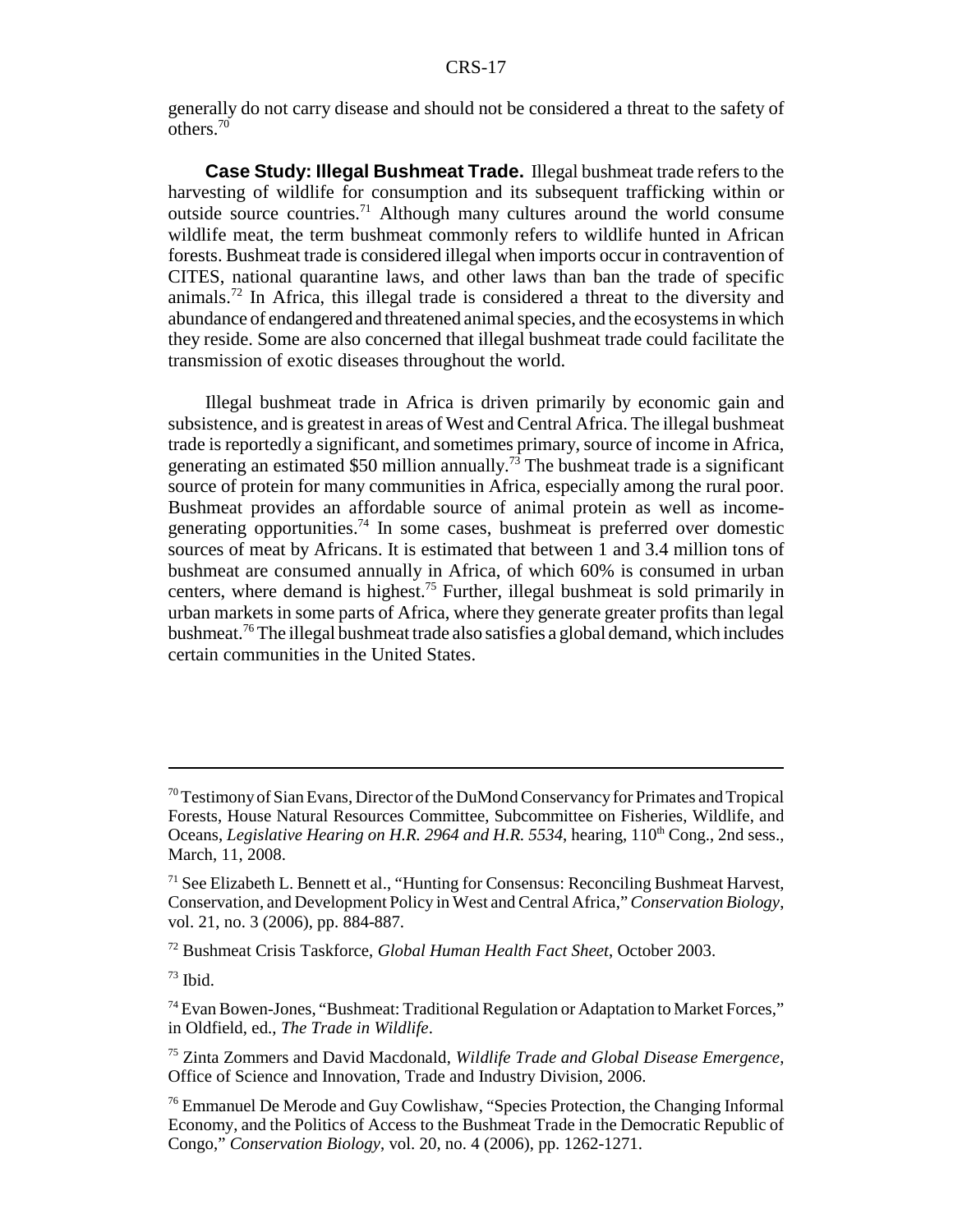generally do not carry disease and should not be considered a threat to the safety of others.[70]

**Case Study: Illegal Bushmeat Trade.** Illegal bushmeat trade refers to the harvesting of wildlife for consumption and its subsequent trafficking within or outside source countries.[71] Although many cultures around the world consume wildlife meat, the term bushmeat commonly refers to wildlife hunted in African forests. Bushmeat trade is considered illegal when imports occur in contravention of CITES, national quarantine laws, and other laws than ban the trade of specific animals.[72] In Africa, this illegal trade is considered a threat to the diversity and abundance of endangered and threatened animal species, and the ecosystems in which they reside. Some are also concerned that illegal bushmeat trade could facilitate the transmission of exotic diseases throughout the world.

Illegal bushmeat trade in Africa is driven primarily by economic gain and subsistence, and is greatest in areas of West and Central Africa. The illegal bushmeat trade is reportedly a significant, and sometimes primary, source of income in Africa, generating an estimated $50 million annually.[73] The bushmeat trade is a significant source of protein for many communities in Africa, especially among the rural poor. Bushmeat provides an affordable source of animal protein as well as income-generating opportunities.[74] In some cases, bushmeat is preferred over domestic sources of meat by Africans. It is estimated that between 1 and 3.4 million tons of bushmeat are consumed annually in Africa, of which 60% is consumed in urban centers, where demand is highest.[75] Further, illegal bushmeat is sold primarily in urban markets in some parts of Africa, where they generate greater profits than legal bushmeat.[76] The illegal bushmeat trade also satisfies a global demand, which includes certain communities in the United States.

---

[70] Testimony of Sian Evans, Director of the DuMond Conservancy for Primates and Tropical Forests, House Natural Resources Committee, Subcommittee on Fisheries, Wildlife, and Oceans, *Legislative Hearing on H.R. 2964 and H.R. 5534*, hearing, 110th Cong., 2nd sess., March, 11, 2008.

[71] See Elizabeth L. Bennett et al., "Hunting for Consensus: Reconciling Bushmeat Harvest, Conservation, and Development Policy in West and Central Africa," *Conservation Biology*, vol. 21, no. 3 (2006), pp. 884-887.

[72] Bushmeat Crisis Taskforce, *Global Human Health Fact Sheet*, October 2003.

[73] Ibid.

[74] Evan Bowen-Jones, "Bushmeat: Traditional Regulation or Adaptation to Market Forces," in Oldfield, ed., *The Trade in Wildlife*.

[75] Zinta Zommers and David Macdonald, *Wildlife Trade and Global Disease Emergence*, Office of Science and Innovation, Trade and Industry Division, 2006.

[76] Emmanuel De Merode and Guy Cowlishaw, "Species Protection, the Changing Informal Economy, and the Politics of Access to the Bushmeat Trade in the Democratic Republic of Congo," *Conservation Biology*, vol. 20, no. 4 (2006), pp. 1262-1271.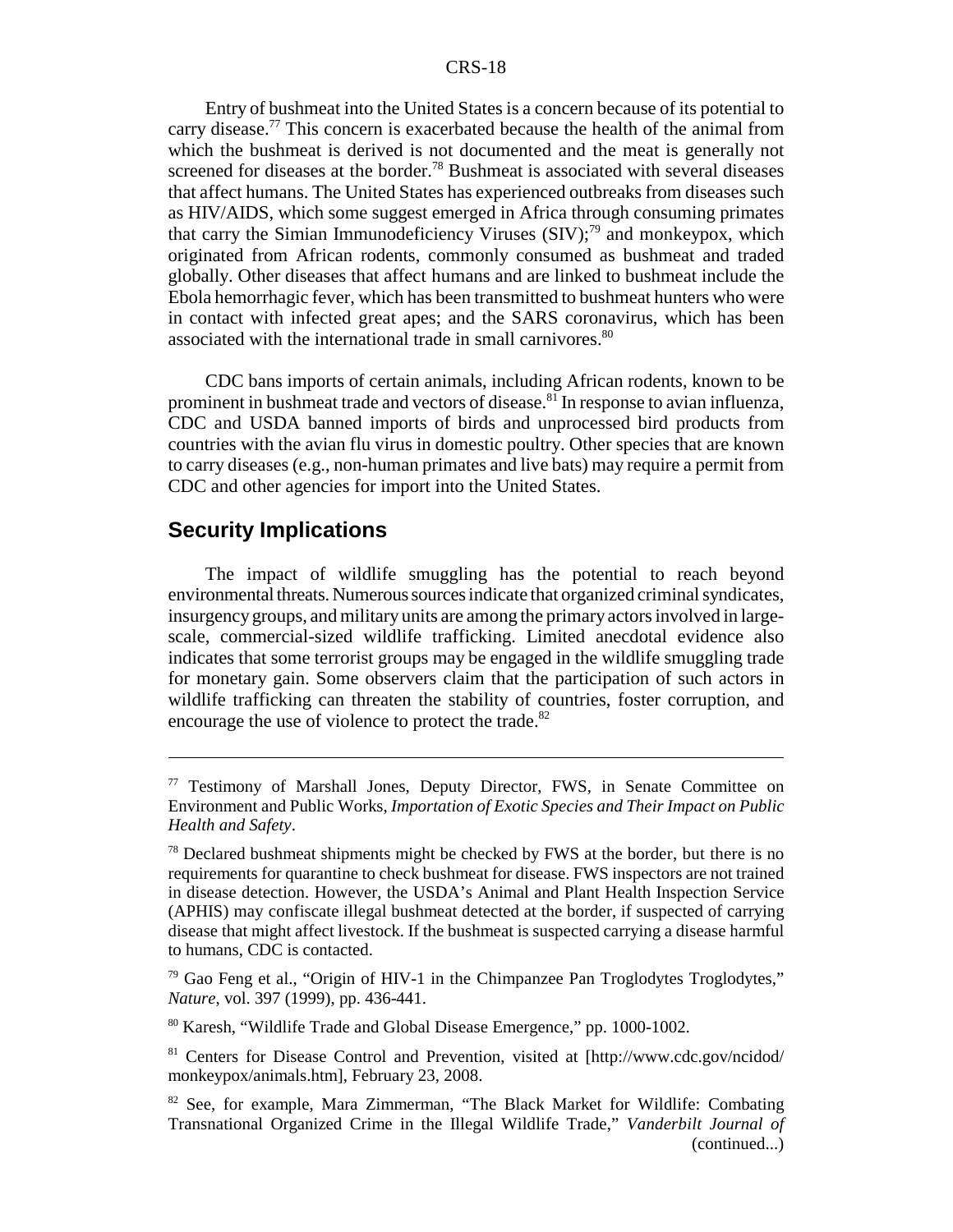Entry of bushmeat into the United States is a concern because of its potential to carry disease.[77] This concern is exacerbated because the health of the animal from which the bushmeat is derived is not documented and the meat is generally not screened for diseases at the border.[78] Bushmeat is associated with several diseases that affect humans. The United States has experienced outbreaks from diseases such as HIV/AIDS, which some suggest emerged in Africa through consuming primates that carry the Simian Immunodeficiency Viruses (SIV);[79] and monkeypox, which originated from African rodents, commonly consumed as bushmeat and traded globally. Other diseases that affect humans and are linked to bushmeat include the Ebola hemorrhagic fever, which has been transmitted to bushmeat hunters who were in contact with infected great apes; and the SARS coronavirus, which has been associated with the international trade in small carnivores.[80]

CDC bans imports of certain animals, including African rodents, known to be prominent in bushmeat trade and vectors of disease.[81] In response to avian influenza, CDC and USDA banned imports of birds and unprocessed bird products from countries with the avian flu virus in domestic poultry. Other species that are known to carry diseases (e.g., non-human primates and live bats) may require a permit from CDC and other agencies for import into the United States.

## Security Implications

The impact of wildlife smuggling has the potential to reach beyond environmental threats. Numerous sources indicate that organized criminal syndicates, insurgency groups, and military units are among the primary actors involved in large-scale, commercial-sized wildlife trafficking. Limited anecdotal evidence also indicates that some terrorist groups may be engaged in the wildlife smuggling trade for monetary gain. Some observers claim that the participation of such actors in wildlife trafficking can threaten the stability of countries, foster corruption, and encourage the use of violence to protect the trade.[82]

---

[77] Testimony of Marshall Jones, Deputy Director, FWS, in Senate Committee on Environment and Public Works, *Importation of Exotic Species and Their Impact on Public Health and Safety*.

[78] Declared bushmeat shipments might be checked by FWS at the border, but there is no requirements for quarantine to check bushmeat for disease. FWS inspectors are not trained in disease detection. However, the USDA's Animal and Plant Health Inspection Service (APHIS) may confiscate illegal bushmeat detected at the border, if suspected of carrying disease that might affect livestock. If the bushmeat is suspected carrying a disease harmful to humans, CDC is contacted.

[79] Gao Feng et al., "Origin of HIV-1 in the Chimpanzee Pan Troglodytes Troglodytes," *Nature*, vol. 397 (1999), pp. 436-441.

[80] Karesh, "Wildlife Trade and Global Disease Emergence," pp. 1000-1002.

[81] Centers for Disease Control and Prevention, visited at [http://www.cdc.gov/ncidod/monkeypox/animals.htm], February 23, 2008.

[82] See, for example, Mara Zimmerman, "The Black Market for Wildlife: Combating Transnational Organized Crime in the Illegal Wildlife Trade," *Vanderbilt Journal of* (continued...)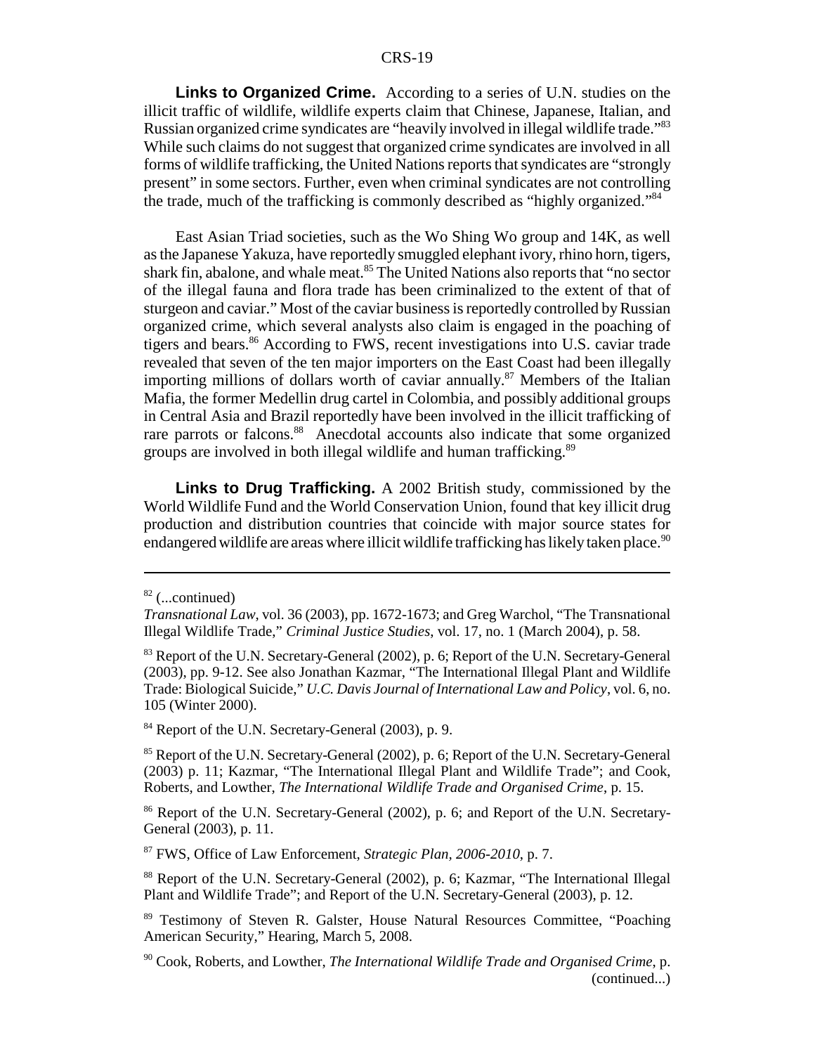**Links to Organized Crime.** According to a series of U.N. studies on the illicit traffic of wildlife, wildlife experts claim that Chinese, Japanese, Italian, and Russian organized crime syndicates are "heavily involved in illegal wildlife trade."[83] While such claims do not suggest that organized crime syndicates are involved in all forms of wildlife trafficking, the United Nations reports that syndicates are "strongly present" in some sectors. Further, even when criminal syndicates are not controlling the trade, much of the trafficking is commonly described as "highly organized."[84]

East Asian Triad societies, such as the Wo Shing Wo group and 14K, as well as the Japanese Yakuza, have reportedly smuggled elephant ivory, rhino horn, tigers, shark fin, abalone, and whale meat.[85] The United Nations also reports that "no sector of the illegal fauna and flora trade has been criminalized to the extent of that of sturgeon and caviar." Most of the caviar business is reportedly controlled by Russian organized crime, which several analysts also claim is engaged in the poaching of tigers and bears.[86] According to FWS, recent investigations into U.S. caviar trade revealed that seven of the ten major importers on the East Coast had been illegally importing millions of dollars worth of caviar annually.[87] Members of the Italian Mafia, the former Medellin drug cartel in Colombia, and possibly additional groups in Central Asia and Brazil reportedly have been involved in the illicit trafficking of rare parrots or falcons.[88] Anecdotal accounts also indicate that some organized groups are involved in both illegal wildlife and human trafficking.[89]

**Links to Drug Trafficking.** A 2002 British study, commissioned by the World Wildlife Fund and the World Conservation Union, found that key illicit drug production and distribution countries that coincide with major source states for endangered wildlife are areas where illicit wildlife trafficking has likely taken place.[90]

---

[82] (...continued)
*Transnational Law*, vol. 36 (2003), pp. 1672-1673; and Greg Warchol, "The Transnational Illegal Wildlife Trade," *Criminal Justice Studies*, vol. 17, no. 1 (March 2004), p. 58.

[83] Report of the U.N. Secretary-General (2002), p. 6; Report of the U.N. Secretary-General (2003), pp. 9-12. See also Jonathan Kazmar, "The International Illegal Plant and Wildlife Trade: Biological Suicide," *U.C. Davis Journal of International Law and Policy*, vol. 6, no. 105 (Winter 2000).

[84] Report of the U.N. Secretary-General (2003), p. 9.

[85] Report of the U.N. Secretary-General (2002), p. 6; Report of the U.N. Secretary-General (2003) p. 11; Kazmar, "The International Illegal Plant and Wildlife Trade"; and Cook, Roberts, and Lowther, *The International Wildlife Trade and Organised Crime*, p. 15.

[86] Report of the U.N. Secretary-General (2002), p. 6; and Report of the U.N. Secretary-General (2003), p. 11.

[87] FWS, Office of Law Enforcement, *Strategic Plan, 2006-2010*, p. 7.

[88] Report of the U.N. Secretary-General (2002), p. 6; Kazmar, "The International Illegal Plant and Wildlife Trade"; and Report of the U.N. Secretary-General (2003), p. 12.

[89] Testimony of Steven R. Galster, House Natural Resources Committee, "Poaching American Security," Hearing, March 5, 2008.

[90] Cook, Roberts, and Lowther, *The International Wildlife Trade and Organised Crime*, p. (continued...)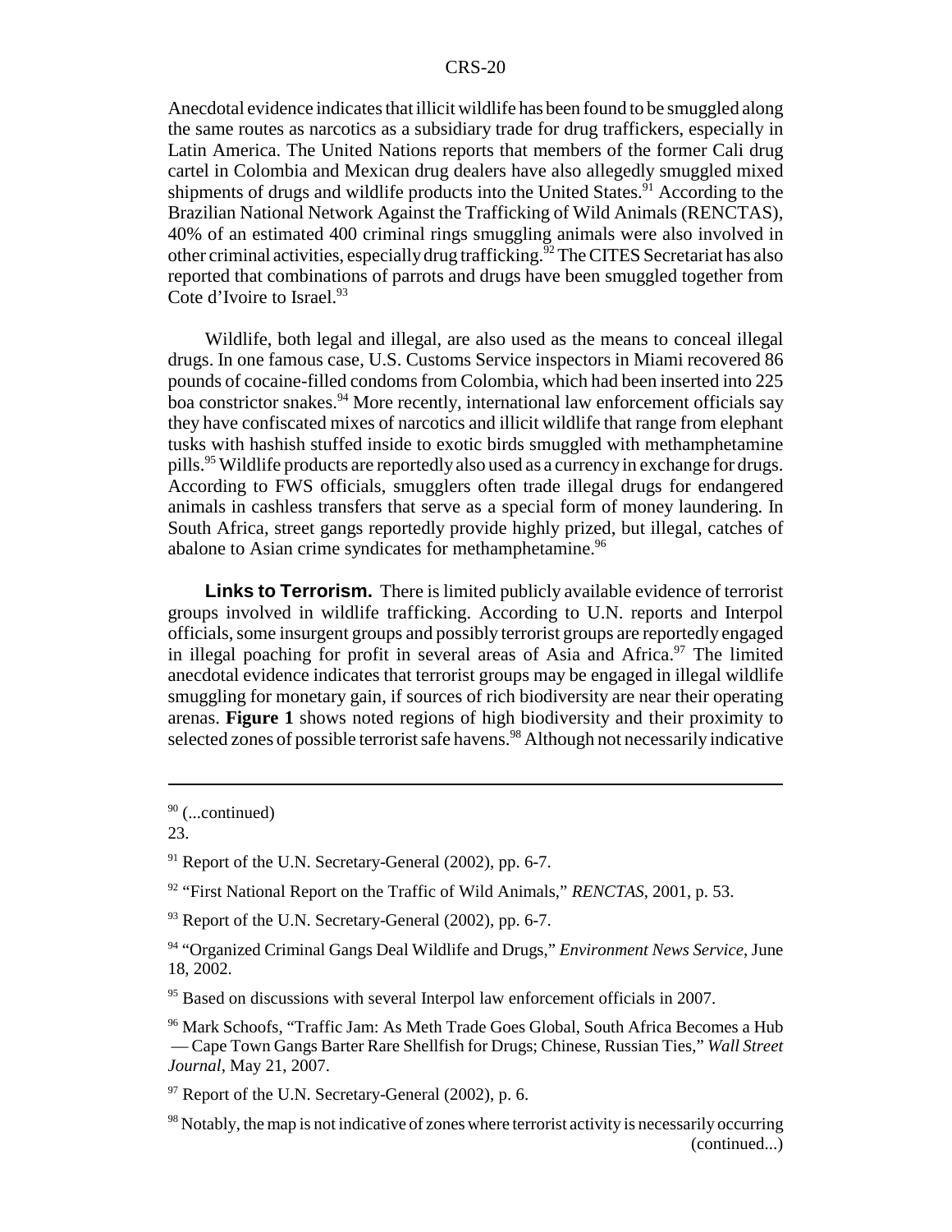Anecdotal evidence indicates that illicit wildlife has been found to be smuggled along the same routes as narcotics as a subsidiary trade for drug traffickers, especially in Latin America. The United Nations reports that members of the former Cali drug cartel in Colombia and Mexican drug dealers have also allegedly smuggled mixed shipments of drugs and wildlife products into the United States.[91] According to the Brazilian National Network Against the Trafficking of Wild Animals (RENCTAS), 40% of an estimated 400 criminal rings smuggling animals were also involved in other criminal activities, especially drug trafficking.[92] The CITES Secretariat has also reported that combinations of parrots and drugs have been smuggled together from Cote d'Ivoire to Israel.[93]

Wildlife, both legal and illegal, are also used as the means to conceal illegal drugs. In one famous case, U.S. Customs Service inspectors in Miami recovered 86 pounds of cocaine-filled condoms from Colombia, which had been inserted into 225 boa constrictor snakes.[94] More recently, international law enforcement officials say they have confiscated mixes of narcotics and illicit wildlife that range from elephant tusks with hashish stuffed inside to exotic birds smuggled with methamphetamine pills.[95] Wildlife products are reportedly also used as a currency in exchange for drugs. According to FWS officials, smugglers often trade illegal drugs for endangered animals in cashless transfers that serve as a special form of money laundering. In South Africa, street gangs reportedly provide highly prized, but illegal, catches of abalone to Asian crime syndicates for methamphetamine.[96]

**Links to Terrorism.** There is limited publicly available evidence of terrorist groups involved in wildlife trafficking. According to U.N. reports and Interpol officials, some insurgent groups and possibly terrorist groups are reportedly engaged in illegal poaching for profit in several areas of Asia and Africa.[97] The limited anecdotal evidence indicates that terrorist groups may be engaged in illegal wildlife smuggling for monetary gain, if sources of rich biodiversity are near their operating arenas. **Figure 1** shows noted regions of high biodiversity and their proximity to selected zones of possible terrorist safe havens.[98] Although not necessarily indicative

---

[90] (...continued)
23.

[91] Report of the U.N. Secretary-General (2002), pp. 6-7.

[92] "First National Report on the Traffic of Wild Animals," *RENCTAS*, 2001, p. 53.

[93] Report of the U.N. Secretary-General (2002), pp. 6-7.

[94] "Organized Criminal Gangs Deal Wildlife and Drugs," *Environment News Service*, June 18, 2002.

[95] Based on discussions with several Interpol law enforcement officials in 2007.

[96] Mark Schoofs, "Traffic Jam: As Meth Trade Goes Global, South Africa Becomes a Hub — Cape Town Gangs Barter Rare Shellfish for Drugs; Chinese, Russian Ties," *Wall Street Journal*, May 21, 2007.

[97] Report of the U.N. Secretary-General (2002), p. 6.

[98] Notably, the map is not indicative of zones where terrorist activity is necessarily occurring (continued...)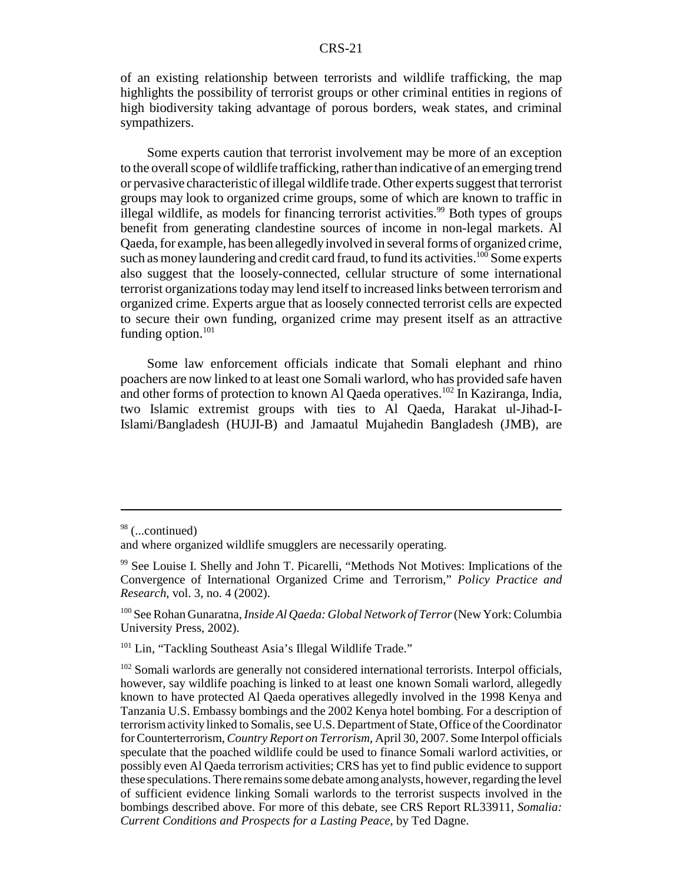of an existing relationship between terrorists and wildlife trafficking, the map highlights the possibility of terrorist groups or other criminal entities in regions of high biodiversity taking advantage of porous borders, weak states, and criminal sympathizers.

Some experts caution that terrorist involvement may be more of an exception to the overall scope of wildlife trafficking, rather than indicative of an emerging trend or pervasive characteristic of illegal wildlife trade. Other experts suggest that terrorist groups may look to organized crime groups, some of which are known to traffic in illegal wildlife, as models for financing terrorist activities.[99] Both types of groups benefit from generating clandestine sources of income in non-legal markets. Al Qaeda, for example, has been allegedly involved in several forms of organized crime, such as money laundering and credit card fraud, to fund its activities.[100] Some experts also suggest that the loosely-connected, cellular structure of some international terrorist organizations today may lend itself to increased links between terrorism and organized crime. Experts argue that as loosely connected terrorist cells are expected to secure their own funding, organized crime may present itself as an attractive funding option.[101]

Some law enforcement officials indicate that Somali elephant and rhino poachers are now linked to at least one Somali warlord, who has provided safe haven and other forms of protection to known Al Qaeda operatives.[102] In Kaziranga, India, two Islamic extremist groups with ties to Al Qaeda, Harakat ul-Jihad-I-Islami/Bangladesh (HUJI-B) and Jamaatul Mujahedin Bangladesh (JMB), are

---

[98] (...continued)
and where organized wildlife smugglers are necessarily operating.

[99] See Louise I. Shelly and John T. Picarelli, "Methods Not Motives: Implications of the Convergence of International Organized Crime and Terrorism," *Policy Practice and Research*, vol. 3, no. 4 (2002).

[100] See Rohan Gunaratna, *Inside Al Qaeda: Global Network of Terror* (New York: Columbia University Press, 2002).

[101] Lin, "Tackling Southeast Asia's Illegal Wildlife Trade."

[102] Somali warlords are generally not considered international terrorists. Interpol officials, however, say wildlife poaching is linked to at least one known Somali warlord, allegedly known to have protected Al Qaeda operatives allegedly involved in the 1998 Kenya and Tanzania U.S. Embassy bombings and the 2002 Kenya hotel bombing. For a description of terrorism activity linked to Somalis, see U.S. Department of State, Office of the Coordinator for Counterterrorism, *Country Report on Terrorism*, April 30, 2007. Some Interpol officials speculate that the poached wildlife could be used to finance Somali warlord activities, or possibly even Al Qaeda terrorism activities; CRS has yet to find public evidence to support these speculations. There remains some debate among analysts, however, regarding the level of sufficient evidence linking Somali warlords to the terrorist suspects involved in the bombings described above. For more of this debate, see CRS Report RL33911, *Somalia: Current Conditions and Prospects for a Lasting Peace*, by Ted Dagne.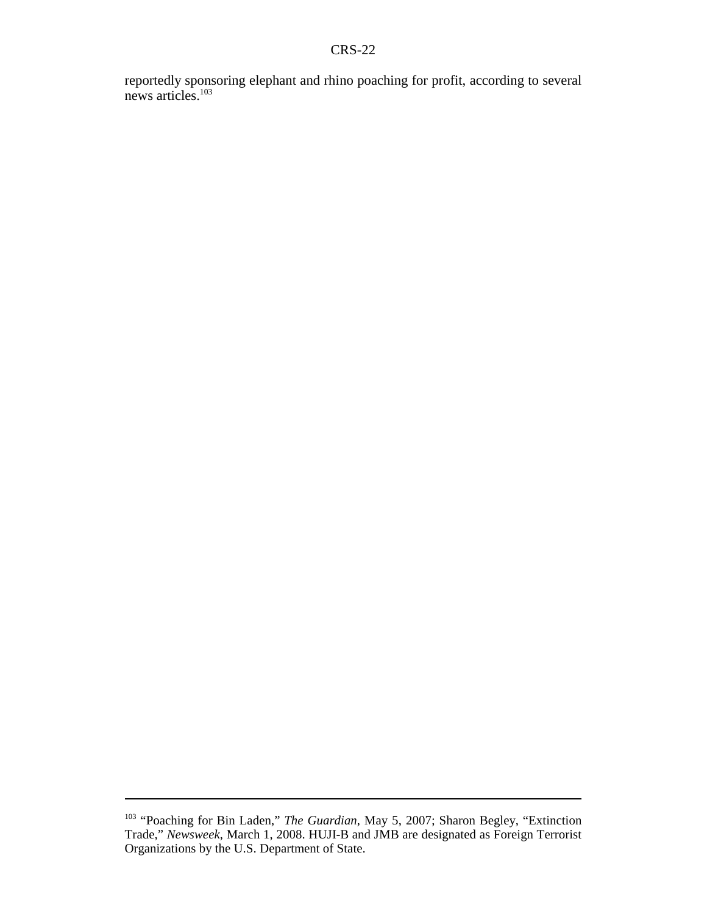reportedly sponsoring elephant and rhino poaching for profit, according to several news articles.[103]

---

[103] "Poaching for Bin Laden," *The Guardian*, May 5, 2007; Sharon Begley, "Extinction Trade," *Newsweek*, March 1, 2008. HUJI-B and JMB are designated as Foreign Terrorist Organizations by the U.S. Department of State.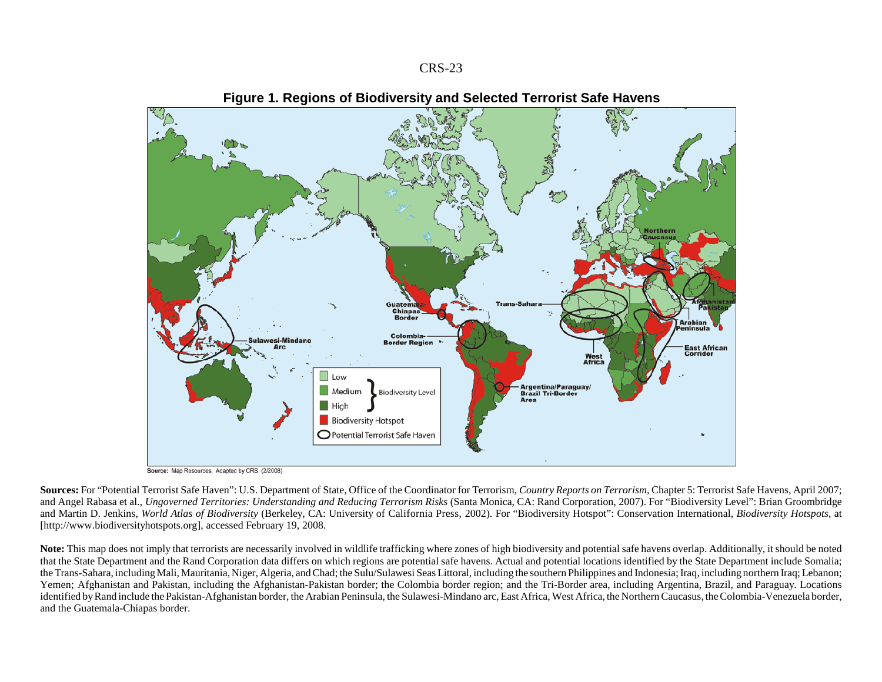**Figure 1. Regions of Biodiversity and Selected Terrorist Safe Havens**

Northern Caucasus

Trans-Sahara

Guatemala-Chiapas Border

Colombia-Border Region

Sulawesi-Mindano Arc

Afghanistan/Pakistan

Arabian Peninsula

East African Corridor

West Africa

Argentina/Paraguay/Brazil Tri-Border Area

Low

Medium

High

Biodiversity Level

Biodiversity Hotspot

Potential Terrorist Safe Haven

Source: Map Resources. Adapted by CRS. (2/2008)

**Sources:** For "Potential Terrorist Safe Haven": U.S. Department of State, Office of the Coordinator for Terrorism, *Country Reports on Terrorism*, Chapter 5: Terrorist Safe Havens, April 2007; and Angel Rabasa et al., *Ungoverned Territories: Understanding and Reducing Terrorism Risks* (Santa Monica, CA: Rand Corporation, 2007). For "Biodiversity Level": Brian Groombridge and Martin D. Jenkins, *World Atlas of Biodiversity* (Berkeley, CA: University of California Press, 2002). For "Biodiversity Hotspot": Conservation International, *Biodiversity Hotspots*, at [http://www.biodiversityhotspots.org], accessed February 19, 2008.

**Note:** This map does not imply that terrorists are necessarily involved in wildlife trafficking where zones of high biodiversity and potential safe havens overlap. Additionally, it should be noted that the State Department and the Rand Corporation data differs on which regions are potential safe havens. Actual and potential locations identified by the State Department include Somalia; the Trans-Sahara, including Mali, Mauritania, Niger, Algeria, and Chad; the Sulu/Sulawesi Seas Littoral, including the southern Philippines and Indonesia; Iraq, including northern Iraq; Lebanon; Yemen; Afghanistan and Pakistan, including the Afghanistan-Pakistan border; the Colombia border region; and the Tri-Border area, including Argentina, Brazil, and Paraguay. Locations identified by Rand include the Pakistan-Afghanistan border, the Arabian Peninsula, the Sulawesi-Mindano arc, East Africa, West Africa, the Northern Caucasus, the Colombia-Venezuela border, and the Guatemala-Chiapas border.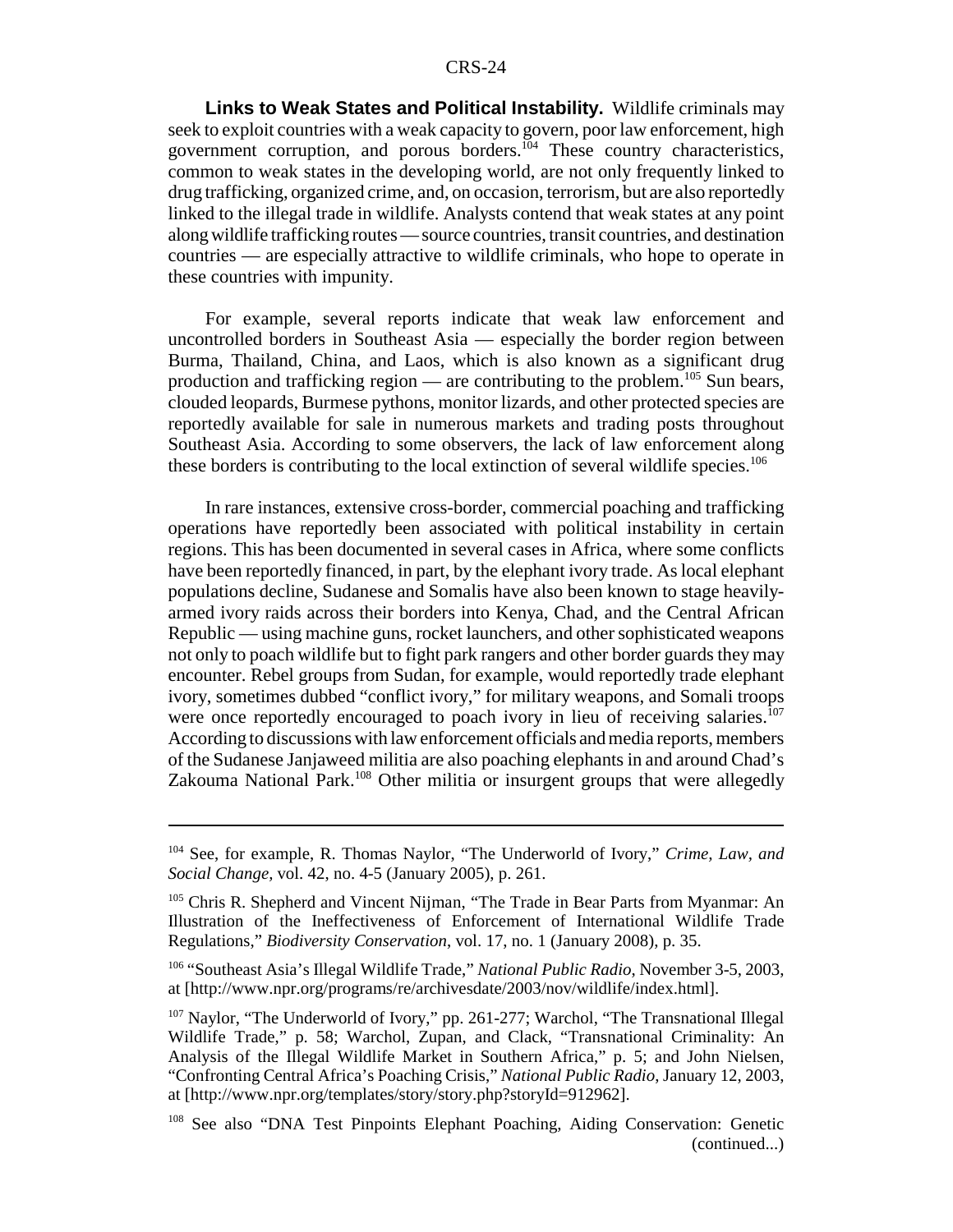**Links to Weak States and Political Instability.** Wildlife criminals may seek to exploit countries with a weak capacity to govern, poor law enforcement, high government corruption, and porous borders.[104] These country characteristics, common to weak states in the developing world, are not only frequently linked to drug trafficking, organized crime, and, on occasion, terrorism, but are also reportedly linked to the illegal trade in wildlife. Analysts contend that weak states at any point along wildlife trafficking routes — source countries, transit countries, and destination countries — are especially attractive to wildlife criminals, who hope to operate in these countries with impunity.

For example, several reports indicate that weak law enforcement and uncontrolled borders in Southeast Asia — especially the border region between Burma, Thailand, China, and Laos, which is also known as a significant drug production and trafficking region — are contributing to the problem.[105] Sun bears, clouded leopards, Burmese pythons, monitor lizards, and other protected species are reportedly available for sale in numerous markets and trading posts throughout Southeast Asia. According to some observers, the lack of law enforcement along these borders is contributing to the local extinction of several wildlife species.[106]

In rare instances, extensive cross-border, commercial poaching and trafficking operations have reportedly been associated with political instability in certain regions. This has been documented in several cases in Africa, where some conflicts have been reportedly financed, in part, by the elephant ivory trade. As local elephant populations decline, Sudanese and Somalis have also been known to stage heavily-armed ivory raids across their borders into Kenya, Chad, and the Central African Republic — using machine guns, rocket launchers, and other sophisticated weapons not only to poach wildlife but to fight park rangers and other border guards they may encounter. Rebel groups from Sudan, for example, would reportedly trade elephant ivory, sometimes dubbed "conflict ivory," for military weapons, and Somali troops were once reportedly encouraged to poach ivory in lieu of receiving salaries.[107] According to discussions with law enforcement officials and media reports, members of the Sudanese Janjaweed militia are also poaching elephants in and around Chad's Zakouma National Park.[108] Other militia or insurgent groups that were allegedly

---

[104] See, for example, R. Thomas Naylor, "The Underworld of Ivory," *Crime, Law, and Social Change,* vol. 42, no. 4-5 (January 2005), p. 261.

[105] Chris R. Shepherd and Vincent Nijman, "The Trade in Bear Parts from Myanmar: An Illustration of the Ineffectiveness of Enforcement of International Wildlife Trade Regulations," *Biodiversity Conservation*, vol. 17, no. 1 (January 2008), p. 35.

[106] "Southeast Asia's Illegal Wildlife Trade," *National Public Radio*, November 3-5, 2003, at [http://www.npr.org/programs/re/archivesdate/2003/nov/wildlife/index.html].

[107] Naylor, "The Underworld of Ivory," pp. 261-277; Warchol, "The Transnational Illegal Wildlife Trade," p. 58; Warchol, Zupan, and Clack, "Transnational Criminality: An Analysis of the Illegal Wildlife Market in Southern Africa," p. 5; and John Nielsen, "Confronting Central Africa's Poaching Crisis," *National Public Radio*, January 12, 2003, at [http://www.npr.org/templates/story/story.php?storyId=912962].

[108] See also "DNA Test Pinpoints Elephant Poaching, Aiding Conservation: Genetic (continued...)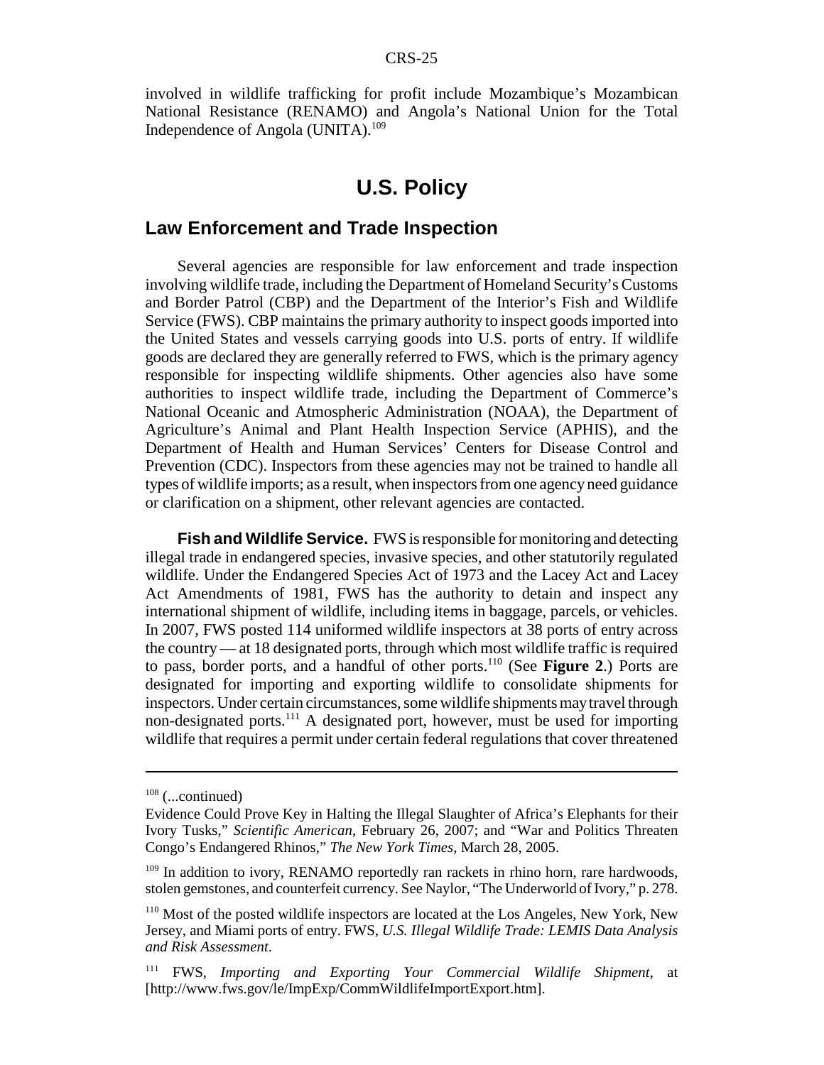involved in wildlife trafficking for profit include Mozambique's Mozambican National Resistance (RENAMO) and Angola's National Union for the Total Independence of Angola (UNITA).[109]

# U.S. Policy

## Law Enforcement and Trade Inspection

Several agencies are responsible for law enforcement and trade inspection involving wildlife trade, including the Department of Homeland Security's Customs and Border Patrol (CBP) and the Department of the Interior's Fish and Wildlife Service (FWS). CBP maintains the primary authority to inspect goods imported into the United States and vessels carrying goods into U.S. ports of entry. If wildlife goods are declared they are generally referred to FWS, which is the primary agency responsible for inspecting wildlife shipments. Other agencies also have some authorities to inspect wildlife trade, including the Department of Commerce's National Oceanic and Atmospheric Administration (NOAA), the Department of Agriculture's Animal and Plant Health Inspection Service (APHIS), and the Department of Health and Human Services' Centers for Disease Control and Prevention (CDC). Inspectors from these agencies may not be trained to handle all types of wildlife imports; as a result, when inspectors from one agency need guidance or clarification on a shipment, other relevant agencies are contacted.

**Fish and Wildlife Service.** FWS is responsible for monitoring and detecting illegal trade in endangered species, invasive species, and other statutorily regulated wildlife. Under the Endangered Species Act of 1973 and the Lacey Act and Lacey Act Amendments of 1981, FWS has the authority to detain and inspect any international shipment of wildlife, including items in baggage, parcels, or vehicles. In 2007, FWS posted 114 uniformed wildlife inspectors at 38 ports of entry across the country — at 18 designated ports, through which most wildlife traffic is required to pass, border ports, and a handful of other ports.[110] (See **Figure 2**.) Ports are designated for importing and exporting wildlife to consolidate shipments for inspectors. Under certain circumstances, some wildlife shipments may travel through non-designated ports.[111] A designated port, however, must be used for importing wildlife that requires a permit under certain federal regulations that cover threatened

---

[108] (...continued)
Evidence Could Prove Key in Halting the Illegal Slaughter of Africa's Elephants for their Ivory Tusks," *Scientific American*, February 26, 2007; and "War and Politics Threaten Congo's Endangered Rhinos," *The New York Times*, March 28, 2005.

[109] In addition to ivory, RENAMO reportedly ran rackets in rhino horn, rare hardwoods, stolen gemstones, and counterfeit currency. See Naylor, "The Underworld of Ivory," p. 278.

[110] Most of the posted wildlife inspectors are located at the Los Angeles, New York, New Jersey, and Miami ports of entry. FWS, *U.S. Illegal Wildlife Trade: LEMIS Data Analysis and Risk Assessment*.

[111] FWS, *Importing and Exporting Your Commercial Wildlife Shipment*, at [http://www.fws.gov/le/ImpExp/CommWildlifeImportExport.htm].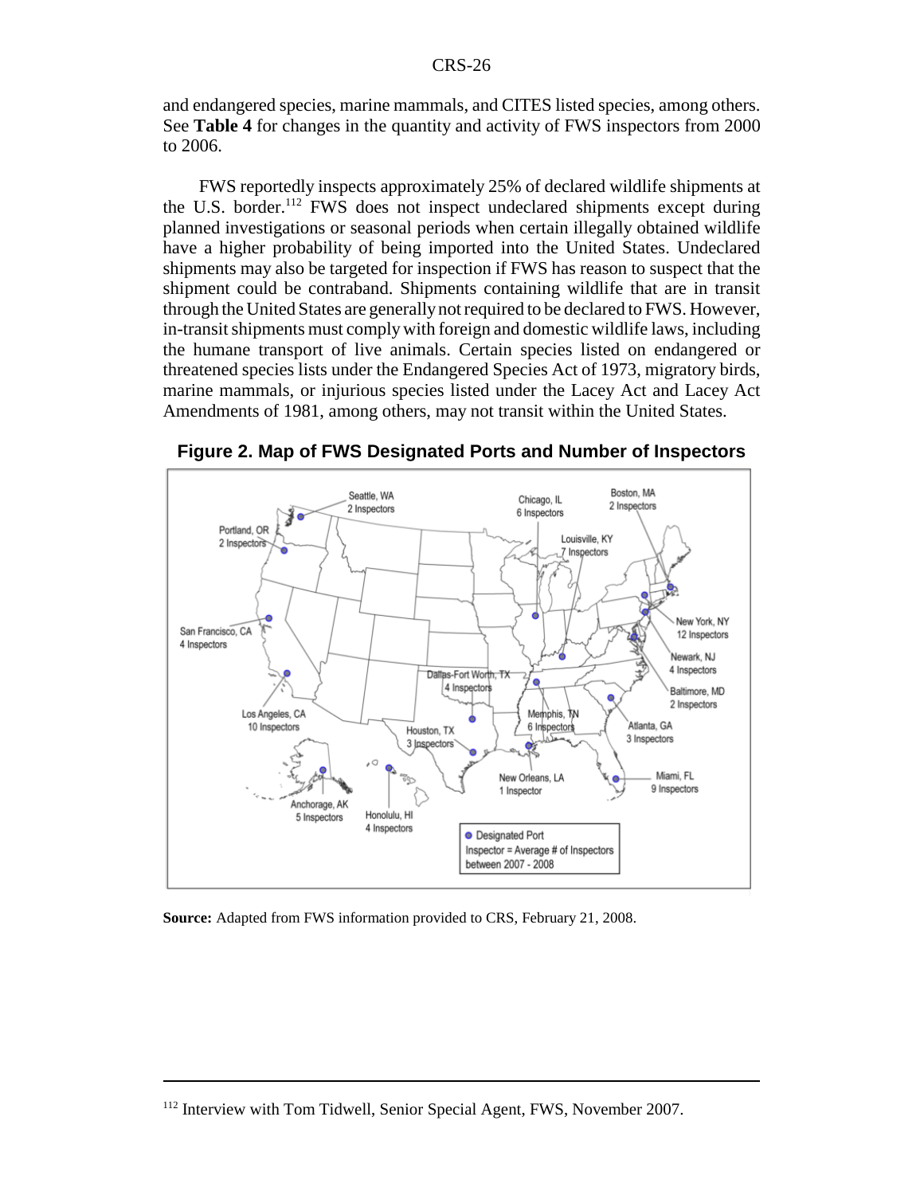and endangered species, marine mammals, and CITES listed species, among others. See **Table 4** for changes in the quantity and activity of FWS inspectors from 2000 to 2006.

FWS reportedly inspects approximately 25% of declared wildlife shipments at the U.S. border.[112] FWS does not inspect undeclared shipments except during planned investigations or seasonal periods when certain illegally obtained wildlife have a higher probability of being imported into the United States. Undeclared shipments may also be targeted for inspection if FWS has reason to suspect that the shipment could be contraband. Shipments containing wildlife that are in transit through the United States are generally not required to be declared to FWS. However, in-transit shipments must comply with foreign and domestic wildlife laws, including the humane transport of live animals. Certain species listed on endangered or threatened species lists under the Endangered Species Act of 1973, migratory birds, marine mammals, or injurious species listed under the Lacey Act and Lacey Act Amendments of 1981, among others, may not transit within the United States.

**Figure 2. Map of FWS Designated Ports and Number of Inspectors**

Seattle, WA
2 Inspectors

Chicago, IL
6 Inspectors

Boston, MA
2 Inspectors

Portland, OR
2 Inspectors

Louisville, KY
7 Inspectors

San Francisco, CA
4 Inspectors

New York, NY
12 Inspectors

Newark, NJ
4 Inspectors

Dallas-Fort Worth, TX
4 Inspectors

Baltimore, MD
2 Inspectors

Los Angeles, CA
10 Inspectors

Memphis, TN
6 Inspectors

Houston, TX
3 Inspectors

Atlanta, GA
3 Inspectors

New Orleans, LA
1 Inspector

Miami, FL
9 Inspectors

Anchorage, AK
5 Inspectors

Honolulu, HI
4 Inspectors

Designated Port
Inspector = Average # of Inspectors between 2007 - 2008

**Source:** Adapted from FWS information provided to CRS, February 21, 2008.

---

[112] Interview with Tom Tidwell, Senior Special Agent, FWS, November 2007.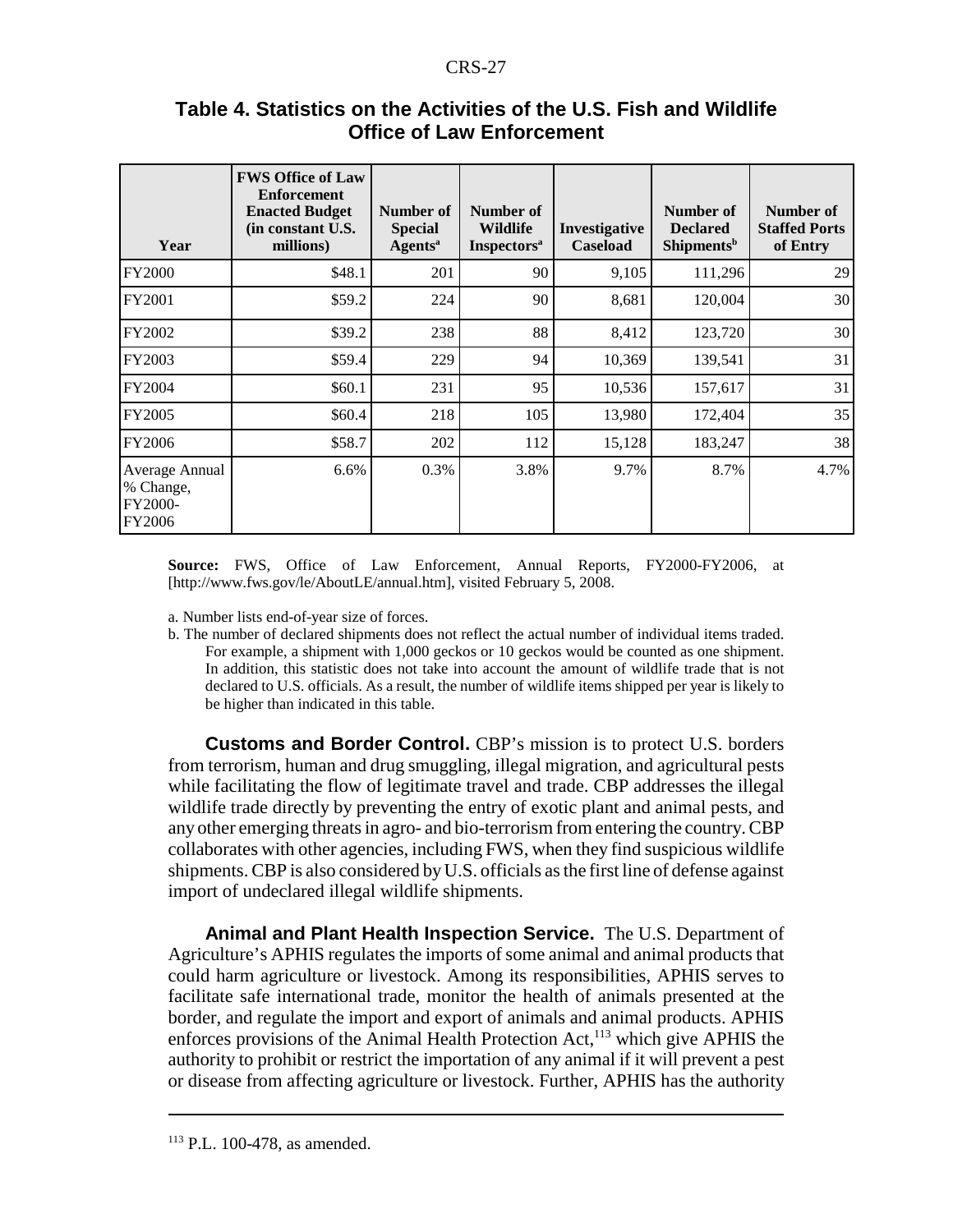## Table 4. Statistics on the Activities of the U.S. Fish and Wildlife Office of Law Enforcement

| Year | FWS Office of Law Enforcement Enacted Budget (in constant U.S. millions) | Number of Special Agents[a] | Number of Wildlife Inspectors[a] | Investigative Caseload | Number of Declared Shipments[b] | Number of Staffed Ports of Entry |
|---|---|---|---|---|---|---|
| FY2000 | $48.1 | 201 | 90 | 9,105 | 111,296 | 29 |
| FY2001 | $59.2 | 224 | 90 | 8,681 | 120,004 | 30 |
| FY2002 | $39.2 | 238 | 88 | 8,412 | 123,720 | 30 |
| FY2003 | $59.4 | 229 | 94 | 10,369 | 139,541 | 31 |
| FY2004 | $60.1 | 231 | 95 | 10,536 | 157,617 | 31 |
| FY2005 | $60.4 | 218 | 105 | 13,980 | 172,404 | 35 |
| FY2006 | $58.7 | 202 | 112 | 15,128 | 183,247 | 38 |
| Average Annual % Change, FY2000-FY2006 | 6.6% | 0.3% | 3.8% | 9.7% | 8.7% | 4.7% |

**Source:** FWS, Office of Law Enforcement, Annual Reports, FY2000-FY2006, at [http://www.fws.gov/le/AboutLE/annual.htm], visited February 5, 2008.

a. Number lists end-of-year size of forces.

b. The number of declared shipments does not reflect the actual number of individual items traded. For example, a shipment with 1,000 geckos or 10 geckos would be counted as one shipment. In addition, this statistic does not take into account the amount of wildlife trade that is not declared to U.S. officials. As a result, the number of wildlife items shipped per year is likely to be higher than indicated in this table.

**Customs and Border Control.** CBP's mission is to protect U.S. borders from terrorism, human and drug smuggling, illegal migration, and agricultural pests while facilitating the flow of legitimate travel and trade. CBP addresses the illegal wildlife trade directly by preventing the entry of exotic plant and animal pests, and any other emerging threats in agro- and bio-terrorism from entering the country. CBP collaborates with other agencies, including FWS, when they find suspicious wildlife shipments. CBP is also considered by U.S. officials as the first line of defense against import of undeclared illegal wildlife shipments.

**Animal and Plant Health Inspection Service.** The U.S. Department of Agriculture's APHIS regulates the imports of some animal and animal products that could harm agriculture or livestock. Among its responsibilities, APHIS serves to facilitate safe international trade, monitor the health of animals presented at the border, and regulate the import and export of animals and animal products. APHIS enforces provisions of the Animal Health Protection Act,[113] which give APHIS the authority to prohibit or restrict the importation of any animal if it will prevent a pest or disease from affecting agriculture or livestock. Further, APHIS has the authority

[113] P.L. 100-478, as amended.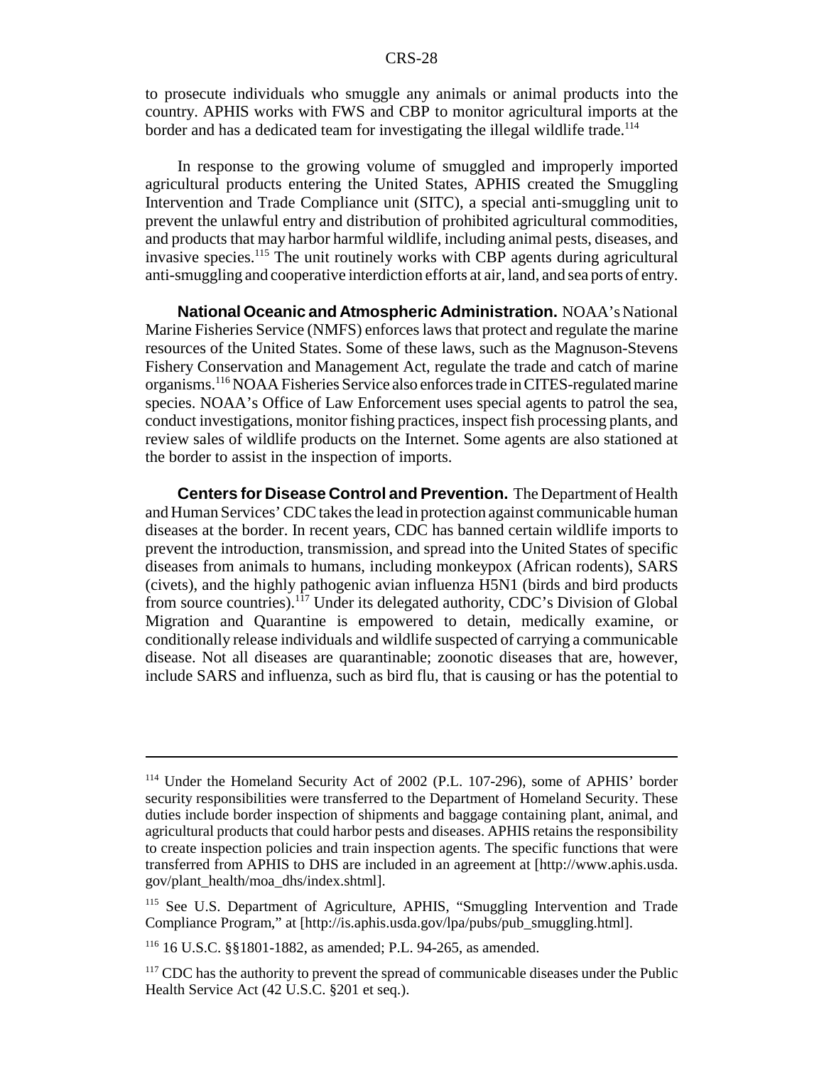to prosecute individuals who smuggle any animals or animal products into the country. APHIS works with FWS and CBP to monitor agricultural imports at the border and has a dedicated team for investigating the illegal wildlife trade.[114]

In response to the growing volume of smuggled and improperly imported agricultural products entering the United States, APHIS created the Smuggling Intervention and Trade Compliance unit (SITC), a special anti-smuggling unit to prevent the unlawful entry and distribution of prohibited agricultural commodities, and products that may harbor harmful wildlife, including animal pests, diseases, and invasive species.[115] The unit routinely works with CBP agents during agricultural anti-smuggling and cooperative interdiction efforts at air, land, and sea ports of entry.

**National Oceanic and Atmospheric Administration.** NOAA's National Marine Fisheries Service (NMFS) enforces laws that protect and regulate the marine resources of the United States. Some of these laws, such as the Magnuson-Stevens Fishery Conservation and Management Act, regulate the trade and catch of marine organisms.[116] NOAA Fisheries Service also enforces trade in CITES-regulated marine species. NOAA's Office of Law Enforcement uses special agents to patrol the sea, conduct investigations, monitor fishing practices, inspect fish processing plants, and review sales of wildlife products on the Internet. Some agents are also stationed at the border to assist in the inspection of imports.

**Centers for Disease Control and Prevention.** The Department of Health and Human Services' CDC takes the lead in protection against communicable human diseases at the border. In recent years, CDC has banned certain wildlife imports to prevent the introduction, transmission, and spread into the United States of specific diseases from animals to humans, including monkeypox (African rodents), SARS (civets), and the highly pathogenic avian influenza H5N1 (birds and bird products from source countries).[117] Under its delegated authority, CDC's Division of Global Migration and Quarantine is empowered to detain, medically examine, or conditionally release individuals and wildlife suspected of carrying a communicable disease. Not all diseases are quarantinable; zoonotic diseases that are, however, include SARS and influenza, such as bird flu, that is causing or has the potential to

---

[114] Under the Homeland Security Act of 2002 (P.L. 107-296), some of APHIS' border security responsibilities were transferred to the Department of Homeland Security. These duties include border inspection of shipments and baggage containing plant, animal, and agricultural products that could harbor pests and diseases. APHIS retains the responsibility to create inspection policies and train inspection agents. The specific functions that were transferred from APHIS to DHS are included in an agreement at [http://www.aphis.usda.gov/plant_health/moa_dhs/index.shtml].

[115] See U.S. Department of Agriculture, APHIS, "Smuggling Intervention and Trade Compliance Program," at [http://is.aphis.usda.gov/lpa/pubs/pub_smuggling.html].

[116] 16 U.S.C. §§1801-1882, as amended; P.L. 94-265, as amended.

[117] CDC has the authority to prevent the spread of communicable diseases under the Public Health Service Act (42 U.S.C. §201 et seq.).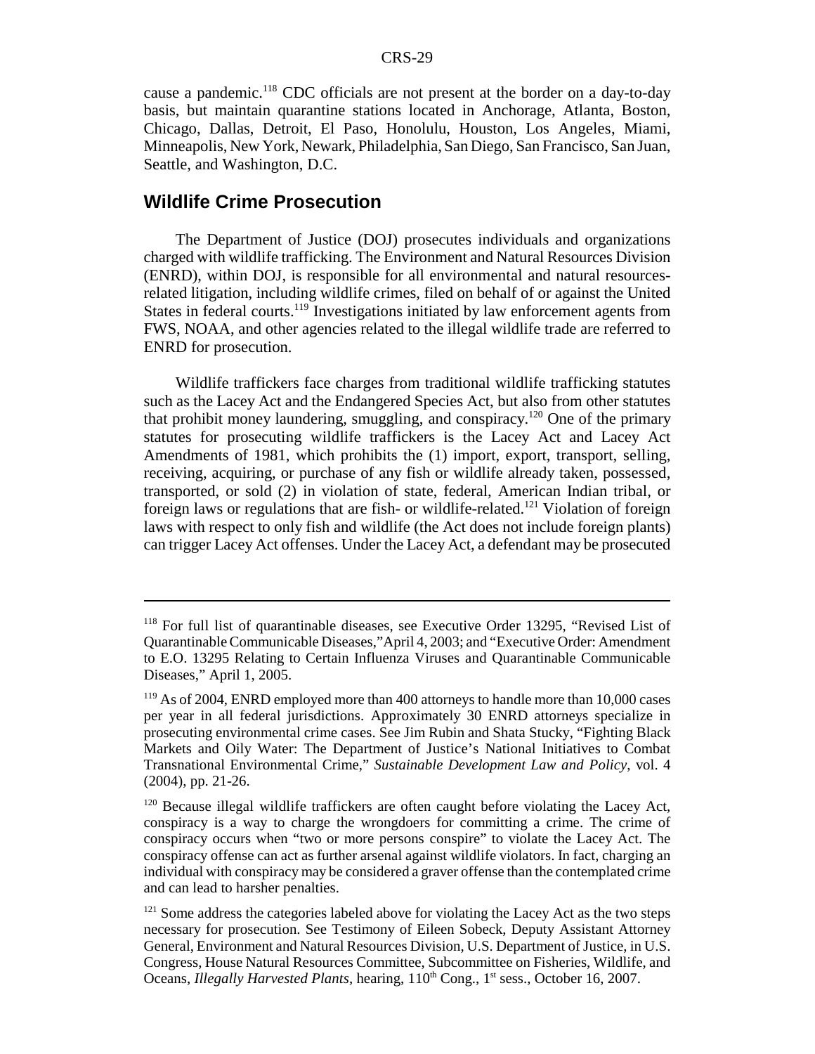cause a pandemic.[118] CDC officials are not present at the border on a day-to-day basis, but maintain quarantine stations located in Anchorage, Atlanta, Boston, Chicago, Dallas, Detroit, El Paso, Honolulu, Houston, Los Angeles, Miami, Minneapolis, New York, Newark, Philadelphia, San Diego, San Francisco, San Juan, Seattle, and Washington, D.C.

## Wildlife Crime Prosecution

The Department of Justice (DOJ) prosecutes individuals and organizations charged with wildlife trafficking. The Environment and Natural Resources Division (ENRD), within DOJ, is responsible for all environmental and natural resources-related litigation, including wildlife crimes, filed on behalf of or against the United States in federal courts.[119] Investigations initiated by law enforcement agents from FWS, NOAA, and other agencies related to the illegal wildlife trade are referred to ENRD for prosecution.

Wildlife traffickers face charges from traditional wildlife trafficking statutes such as the Lacey Act and the Endangered Species Act, but also from other statutes that prohibit money laundering, smuggling, and conspiracy.[120] One of the primary statutes for prosecuting wildlife traffickers is the Lacey Act and Lacey Act Amendments of 1981, which prohibits the (1) import, export, transport, selling, receiving, acquiring, or purchase of any fish or wildlife already taken, possessed, transported, or sold (2) in violation of state, federal, American Indian tribal, or foreign laws or regulations that are fish- or wildlife-related.[121] Violation of foreign laws with respect to only fish and wildlife (the Act does not include foreign plants) can trigger Lacey Act offenses. Under the Lacey Act, a defendant may be prosecuted

---

[118] For full list of quarantinable diseases, see Executive Order 13295, "Revised List of Quarantinable Communicable Diseases," April 4, 2003; and "Executive Order: Amendment to E.O. 13295 Relating to Certain Influenza Viruses and Quarantinable Communicable Diseases," April 1, 2005.

[119] As of 2004, ENRD employed more than 400 attorneys to handle more than 10,000 cases per year in all federal jurisdictions. Approximately 30 ENRD attorneys specialize in prosecuting environmental crime cases. See Jim Rubin and Shata Stucky, "Fighting Black Markets and Oily Water: The Department of Justice's National Initiatives to Combat Transnational Environmental Crime," *Sustainable Development Law and Policy*, vol. 4 (2004), pp. 21-26.

[120] Because illegal wildlife traffickers are often caught before violating the Lacey Act, conspiracy is a way to charge the wrongdoers for committing a crime. The crime of conspiracy occurs when "two or more persons conspire" to violate the Lacey Act. The conspiracy offense can act as further arsenal against wildlife violators. In fact, charging an individual with conspiracy may be considered a graver offense than the contemplated crime and can lead to harsher penalties.

[121] Some address the categories labeled above for violating the Lacey Act as the two steps necessary for prosecution. See Testimony of Eileen Sobeck, Deputy Assistant Attorney General, Environment and Natural Resources Division, U.S. Department of Justice, in U.S. Congress, House Natural Resources Committee, Subcommittee on Fisheries, Wildlife, and Oceans, *Illegally Harvested Plants*, hearing, 110th Cong., 1st sess., October 16, 2007.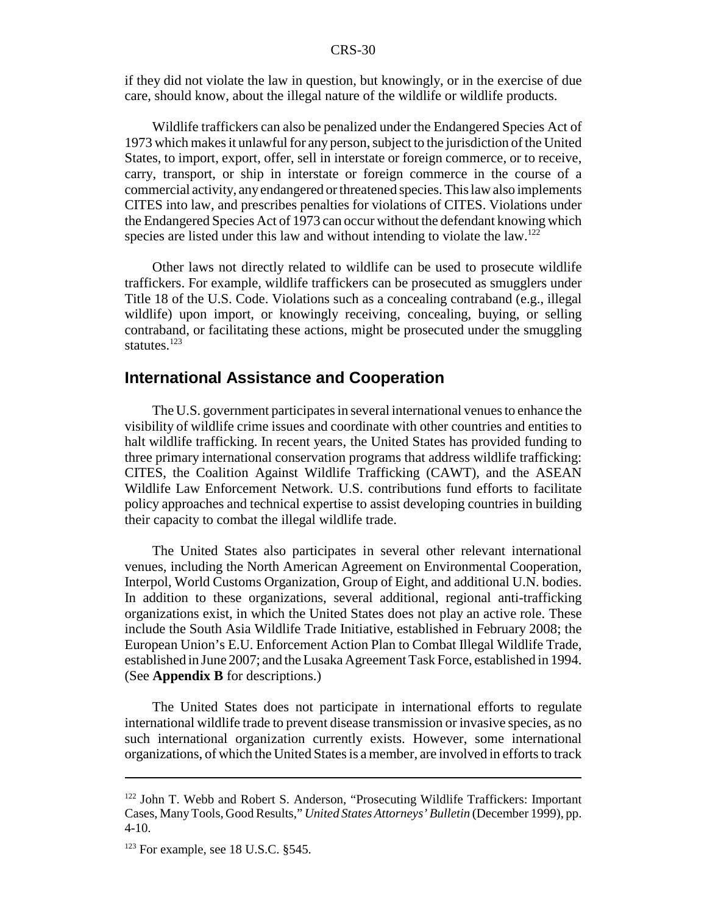if they did not violate the law in question, but knowingly, or in the exercise of due care, should know, about the illegal nature of the wildlife or wildlife products.

Wildlife traffickers can also be penalized under the Endangered Species Act of 1973 which makes it unlawful for any person, subject to the jurisdiction of the United States, to import, export, offer, sell in interstate or foreign commerce, or to receive, carry, transport, or ship in interstate or foreign commerce in the course of a commercial activity, any endangered or threatened species. This law also implements CITES into law, and prescribes penalties for violations of CITES. Violations under the Endangered Species Act of 1973 can occur without the defendant knowing which species are listed under this law and without intending to violate the law.[122]

Other laws not directly related to wildlife can be used to prosecute wildlife traffickers. For example, wildlife traffickers can be prosecuted as smugglers under Title 18 of the U.S. Code. Violations such as a concealing contraband (e.g., illegal wildlife) upon import, or knowingly receiving, concealing, buying, or selling contraband, or facilitating these actions, might be prosecuted under the smuggling statutes.[123]

## International Assistance and Cooperation

The U.S. government participates in several international venues to enhance the visibility of wildlife crime issues and coordinate with other countries and entities to halt wildlife trafficking. In recent years, the United States has provided funding to three primary international conservation programs that address wildlife trafficking: CITES, the Coalition Against Wildlife Trafficking (CAWT), and the ASEAN Wildlife Law Enforcement Network. U.S. contributions fund efforts to facilitate policy approaches and technical expertise to assist developing countries in building their capacity to combat the illegal wildlife trade.

The United States also participates in several other relevant international venues, including the North American Agreement on Environmental Cooperation, Interpol, World Customs Organization, Group of Eight, and additional U.N. bodies. In addition to these organizations, several additional, regional anti-trafficking organizations exist, in which the United States does not play an active role. These include the South Asia Wildlife Trade Initiative, established in February 2008; the European Union's E.U. Enforcement Action Plan to Combat Illegal Wildlife Trade, established in June 2007; and the Lusaka Agreement Task Force, established in 1994. (See **Appendix B** for descriptions.)

The United States does not participate in international efforts to regulate international wildlife trade to prevent disease transmission or invasive species, as no such international organization currently exists. However, some international organizations, of which the United States is a member, are involved in efforts to track

---

[122] John T. Webb and Robert S. Anderson, "Prosecuting Wildlife Traffickers: Important Cases, Many Tools, Good Results," *United States Attorneys' Bulletin* (December 1999), pp. 4-10.

[123] For example, see 18 U.S.C. §545.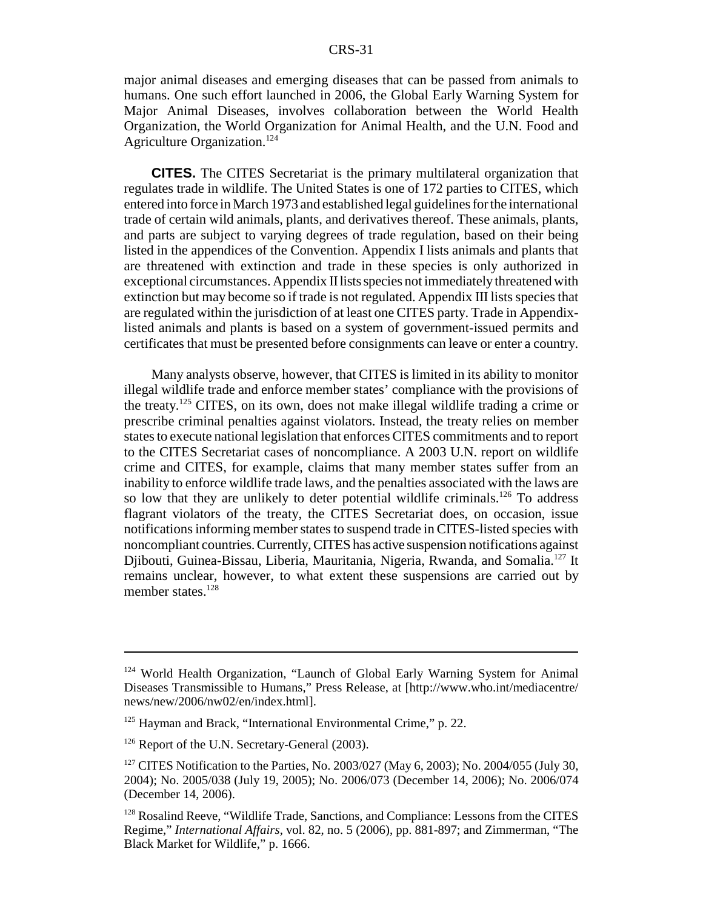major animal diseases and emerging diseases that can be passed from animals to humans. One such effort launched in 2006, the Global Early Warning System for Major Animal Diseases, involves collaboration between the World Health Organization, the World Organization for Animal Health, and the U.N. Food and Agriculture Organization.[124]

**CITES.** The CITES Secretariat is the primary multilateral organization that regulates trade in wildlife. The United States is one of 172 parties to CITES, which entered into force in March 1973 and established legal guidelines for the international trade of certain wild animals, plants, and derivatives thereof. These animals, plants, and parts are subject to varying degrees of trade regulation, based on their being listed in the appendices of the Convention. Appendix I lists animals and plants that are threatened with extinction and trade in these species is only authorized in exceptional circumstances. Appendix II lists species not immediately threatened with extinction but may become so if trade is not regulated. Appendix III lists species that are regulated within the jurisdiction of at least one CITES party. Trade in Appendix-listed animals and plants is based on a system of government-issued permits and certificates that must be presented before consignments can leave or enter a country.

Many analysts observe, however, that CITES is limited in its ability to monitor illegal wildlife trade and enforce member states' compliance with the provisions of the treaty.[125] CITES, on its own, does not make illegal wildlife trading a crime or prescribe criminal penalties against violators. Instead, the treaty relies on member states to execute national legislation that enforces CITES commitments and to report to the CITES Secretariat cases of noncompliance. A 2003 U.N. report on wildlife crime and CITES, for example, claims that many member states suffer from an inability to enforce wildlife trade laws, and the penalties associated with the laws are so low that they are unlikely to deter potential wildlife criminals.[126] To address flagrant violators of the treaty, the CITES Secretariat does, on occasion, issue notifications informing member states to suspend trade in CITES-listed species with noncompliant countries. Currently, CITES has active suspension notifications against Djibouti, Guinea-Bissau, Liberia, Mauritania, Nigeria, Rwanda, and Somalia.[127] It remains unclear, however, to what extent these suspensions are carried out by member states.[128]

---

[124] World Health Organization, "Launch of Global Early Warning System for Animal Diseases Transmissible to Humans," Press Release, at [http://www.who.int/mediacentre/news/new/2006/nw02/en/index.html].

[125] Hayman and Brack, "International Environmental Crime," p. 22.

[126] Report of the U.N. Secretary-General (2003).

[127] CITES Notification to the Parties, No. 2003/027 (May 6, 2003); No. 2004/055 (July 30, 2004); No. 2005/038 (July 19, 2005); No. 2006/073 (December 14, 2006); No. 2006/074 (December 14, 2006).

[128] Rosalind Reeve, "Wildlife Trade, Sanctions, and Compliance: Lessons from the CITES Regime," *International Affairs*, vol. 82, no. 5 (2006), pp. 881-897; and Zimmerman, "The Black Market for Wildlife," p. 1666.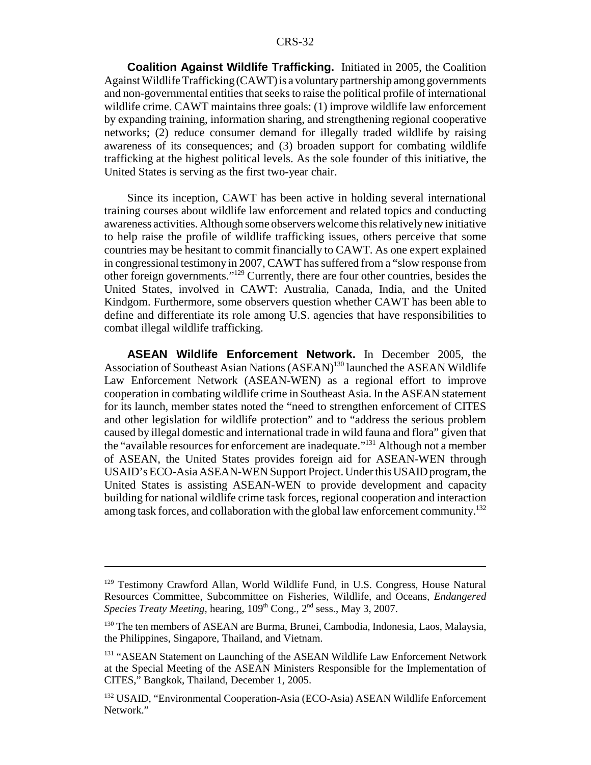**Coalition Against Wildlife Trafficking.** Initiated in 2005, the Coalition Against Wildlife Trafficking (CAWT) is a voluntary partnership among governments and non-governmental entities that seeks to raise the political profile of international wildlife crime. CAWT maintains three goals: (1) improve wildlife law enforcement by expanding training, information sharing, and strengthening regional cooperative networks; (2) reduce consumer demand for illegally traded wildlife by raising awareness of its consequences; and (3) broaden support for combating wildlife trafficking at the highest political levels. As the sole founder of this initiative, the United States is serving as the first two-year chair.

Since its inception, CAWT has been active in holding several international training courses about wildlife law enforcement and related topics and conducting awareness activities. Although some observers welcome this relatively new initiative to help raise the profile of wildlife trafficking issues, others perceive that some countries may be hesitant to commit financially to CAWT. As one expert explained in congressional testimony in 2007, CAWT has suffered from a "slow response from other foreign governments."[129] Currently, there are four other countries, besides the United States, involved in CAWT: Australia, Canada, India, and the United Kingdom. Furthermore, some observers question whether CAWT has been able to define and differentiate its role among U.S. agencies that have responsibilities to combat illegal wildlife trafficking.

**ASEAN Wildlife Enforcement Network.** In December 2005, the Association of Southeast Asian Nations (ASEAN)[130] launched the ASEAN Wildlife Law Enforcement Network (ASEAN-WEN) as a regional effort to improve cooperation in combating wildlife crime in Southeast Asia. In the ASEAN statement for its launch, member states noted the "need to strengthen enforcement of CITES and other legislation for wildlife protection" and to "address the serious problem caused by illegal domestic and international trade in wild fauna and flora" given that the "available resources for enforcement are inadequate."[131] Although not a member of ASEAN, the United States provides foreign aid for ASEAN-WEN through USAID's ECO-Asia ASEAN-WEN Support Project. Under this USAID program, the United States is assisting ASEAN-WEN to provide development and capacity building for national wildlife crime task forces, regional cooperation and interaction among task forces, and collaboration with the global law enforcement community.[132]

---

[129] Testimony Crawford Allan, World Wildlife Fund, in U.S. Congress, House Natural Resources Committee, Subcommittee on Fisheries, Wildlife, and Oceans, *Endangered Species Treaty Meeting*, hearing, 109th Cong., 2nd sess., May 3, 2007.

[130] The ten members of ASEAN are Burma, Brunei, Cambodia, Indonesia, Laos, Malaysia, the Philippines, Singapore, Thailand, and Vietnam.

[131] "ASEAN Statement on Launching of the ASEAN Wildlife Law Enforcement Network at the Special Meeting of the ASEAN Ministers Responsible for the Implementation of CITES," Bangkok, Thailand, December 1, 2005.

[132] USAID, "Environmental Cooperation-Asia (ECO-Asia) ASEAN Wildlife Enforcement Network."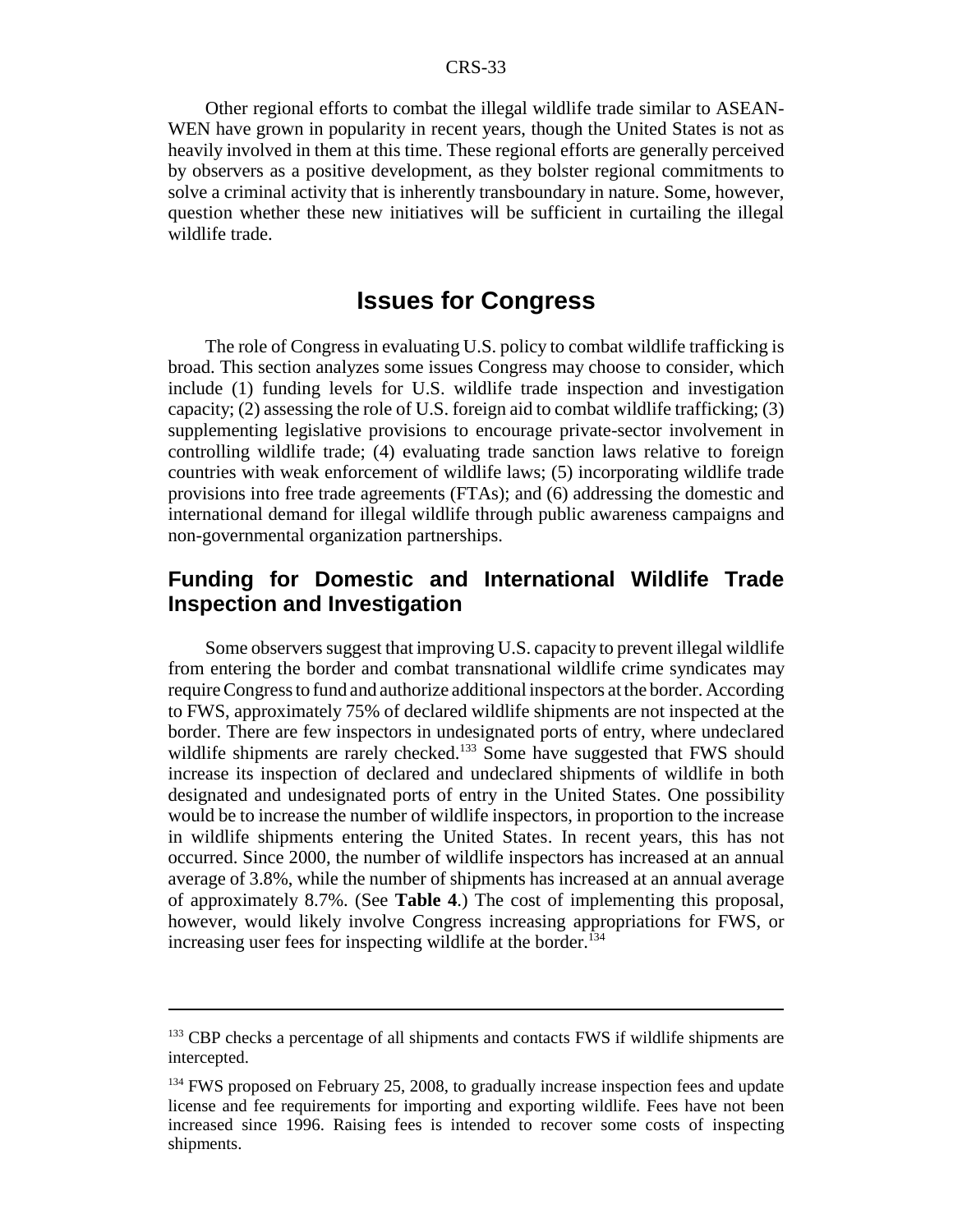Other regional efforts to combat the illegal wildlife trade similar to ASEAN-WEN have grown in popularity in recent years, though the United States is not as heavily involved in them at this time. These regional efforts are generally perceived by observers as a positive development, as they bolster regional commitments to solve a criminal activity that is inherently transboundary in nature. Some, however, question whether these new initiatives will be sufficient in curtailing the illegal wildlife trade.

# Issues for Congress

The role of Congress in evaluating U.S. policy to combat wildlife trafficking is broad. This section analyzes some issues Congress may choose to consider, which include (1) funding levels for U.S. wildlife trade inspection and investigation capacity; (2) assessing the role of U.S. foreign aid to combat wildlife trafficking; (3) supplementing legislative provisions to encourage private-sector involvement in controlling wildlife trade; (4) evaluating trade sanction laws relative to foreign countries with weak enforcement of wildlife laws; (5) incorporating wildlife trade provisions into free trade agreements (FTAs); and (6) addressing the domestic and international demand for illegal wildlife through public awareness campaigns and non-governmental organization partnerships.

## Funding for Domestic and International Wildlife Trade Inspection and Investigation

Some observers suggest that improving U.S. capacity to prevent illegal wildlife from entering the border and combat transnational wildlife crime syndicates may require Congress to fund and authorize additional inspectors at the border. According to FWS, approximately 75% of declared wildlife shipments are not inspected at the border. There are few inspectors in undesignated ports of entry, where undeclared wildlife shipments are rarely checked.[133] Some have suggested that FWS should increase its inspection of declared and undeclared shipments of wildlife in both designated and undesignated ports of entry in the United States. One possibility would be to increase the number of wildlife inspectors, in proportion to the increase in wildlife shipments entering the United States. In recent years, this has not occurred. Since 2000, the number of wildlife inspectors has increased at an annual average of 3.8%, while the number of shipments has increased at an annual average of approximately 8.7%. (See **Table 4**.) The cost of implementing this proposal, however, would likely involve Congress increasing appropriations for FWS, or increasing user fees for inspecting wildlife at the border.[134]

---

[133] CBP checks a percentage of all shipments and contacts FWS if wildlife shipments are intercepted.

[134] FWS proposed on February 25, 2008, to gradually increase inspection fees and update license and fee requirements for importing and exporting wildlife. Fees have not been increased since 1996. Raising fees is intended to recover some costs of inspecting shipments.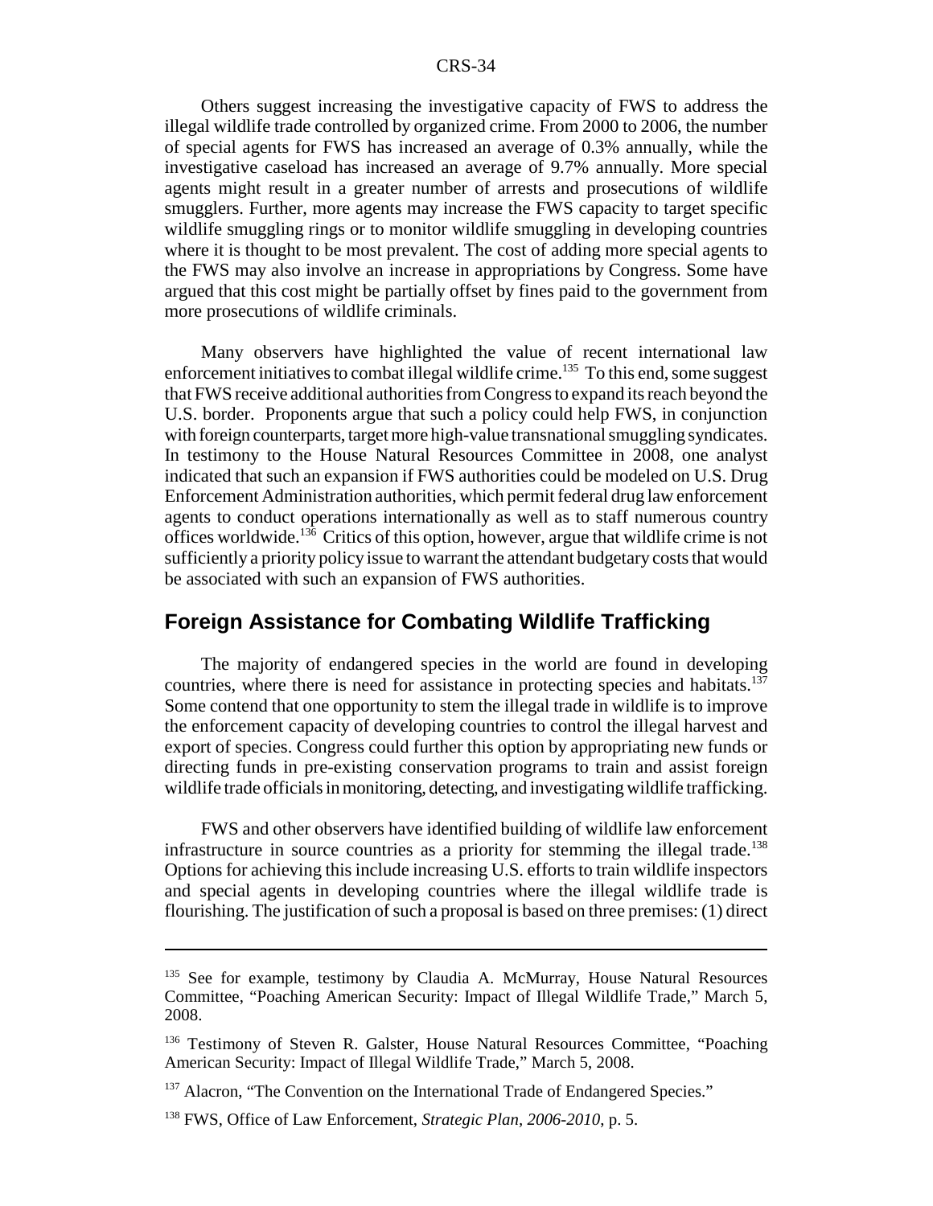Others suggest increasing the investigative capacity of FWS to address the illegal wildlife trade controlled by organized crime. From 2000 to 2006, the number of special agents for FWS has increased an average of 0.3% annually, while the investigative caseload has increased an average of 9.7% annually. More special agents might result in a greater number of arrests and prosecutions of wildlife smugglers. Further, more agents may increase the FWS capacity to target specific wildlife smuggling rings or to monitor wildlife smuggling in developing countries where it is thought to be most prevalent. The cost of adding more special agents to the FWS may also involve an increase in appropriations by Congress. Some have argued that this cost might be partially offset by fines paid to the government from more prosecutions of wildlife criminals.

Many observers have highlighted the value of recent international law enforcement initiatives to combat illegal wildlife crime.[135] To this end, some suggest that FWS receive additional authorities from Congress to expand its reach beyond the U.S. border. Proponents argue that such a policy could help FWS, in conjunction with foreign counterparts, target more high-value transnational smuggling syndicates. In testimony to the House Natural Resources Committee in 2008, one analyst indicated that such an expansion if FWS authorities could be modeled on U.S. Drug Enforcement Administration authorities, which permit federal drug law enforcement agents to conduct operations internationally as well as to staff numerous country offices worldwide.[136] Critics of this option, however, argue that wildlife crime is not sufficiently a priority policy issue to warrant the attendant budgetary costs that would be associated with such an expansion of FWS authorities.

## Foreign Assistance for Combating Wildlife Trafficking

The majority of endangered species in the world are found in developing countries, where there is need for assistance in protecting species and habitats.[137] Some contend that one opportunity to stem the illegal trade in wildlife is to improve the enforcement capacity of developing countries to control the illegal harvest and export of species. Congress could further this option by appropriating new funds or directing funds in pre-existing conservation programs to train and assist foreign wildlife trade officials in monitoring, detecting, and investigating wildlife trafficking.

FWS and other observers have identified building of wildlife law enforcement infrastructure in source countries as a priority for stemming the illegal trade.[138] Options for achieving this include increasing U.S. efforts to train wildlife inspectors and special agents in developing countries where the illegal wildlife trade is flourishing. The justification of such a proposal is based on three premises: (1) direct

---

[135] See for example, testimony by Claudia A. McMurray, House Natural Resources Committee, "Poaching American Security: Impact of Illegal Wildlife Trade," March 5, 2008.

[136] Testimony of Steven R. Galster, House Natural Resources Committee, "Poaching American Security: Impact of Illegal Wildlife Trade," March 5, 2008.

[137] Alacron, "The Convention on the International Trade of Endangered Species."

[138] FWS, Office of Law Enforcement, *Strategic Plan, 2006-2010*, p. 5.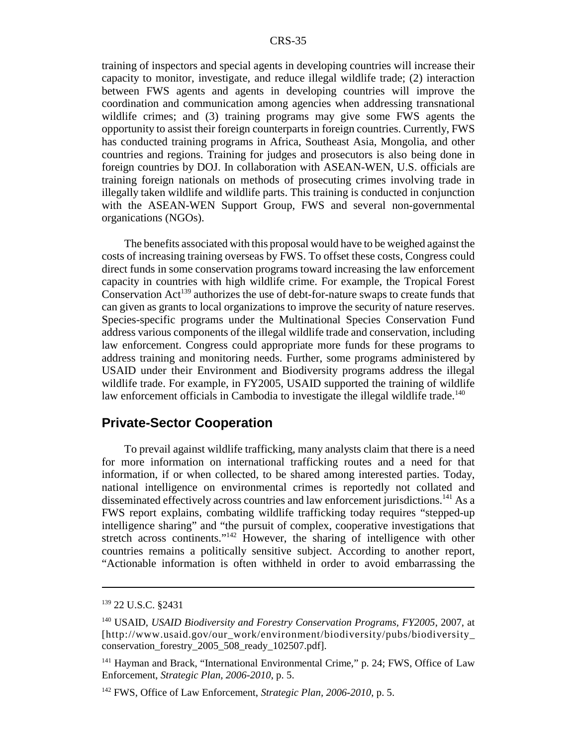training of inspectors and special agents in developing countries will increase their capacity to monitor, investigate, and reduce illegal wildlife trade; (2) interaction between FWS agents and agents in developing countries will improve the coordination and communication among agencies when addressing transnational wildlife crimes; and (3) training programs may give some FWS agents the opportunity to assist their foreign counterparts in foreign countries. Currently, FWS has conducted training programs in Africa, Southeast Asia, Mongolia, and other countries and regions. Training for judges and prosecutors is also being done in foreign countries by DOJ. In collaboration with ASEAN-WEN, U.S. officials are training foreign nationals on methods of prosecuting crimes involving trade in illegally taken wildlife and wildlife parts. This training is conducted in conjunction with the ASEAN-WEN Support Group, FWS and several non-governmental organications (NGOs).

The benefits associated with this proposal would have to be weighed against the costs of increasing training overseas by FWS. To offset these costs, Congress could direct funds in some conservation programs toward increasing the law enforcement capacity in countries with high wildlife crime. For example, the Tropical Forest Conservation Act[139] authorizes the use of debt-for-nature swaps to create funds that can given as grants to local organizations to improve the security of nature reserves. Species-specific programs under the Multinational Species Conservation Fund address various components of the illegal wildlife trade and conservation, including law enforcement. Congress could appropriate more funds for these programs to address training and monitoring needs. Further, some programs administered by USAID under their Environment and Biodiversity programs address the illegal wildlife trade. For example, in FY2005, USAID supported the training of wildlife law enforcement officials in Cambodia to investigate the illegal wildlife trade.[140]

## Private-Sector Cooperation

To prevail against wildlife trafficking, many analysts claim that there is a need for more information on international trafficking routes and a need for that information, if or when collected, to be shared among interested parties. Today, national intelligence on environmental crimes is reportedly not collated and disseminated effectively across countries and law enforcement jurisdictions.[141] As a FWS report explains, combating wildlife trafficking today requires "stepped-up intelligence sharing" and "the pursuit of complex, cooperative investigations that stretch across continents."[142] However, the sharing of intelligence with other countries remains a politically sensitive subject. According to another report, "Actionable information is often withheld in order to avoid embarrassing the

---

[139] 22 U.S.C. §2431

[140] USAID, *USAID Biodiversity and Forestry Conservation Programs, FY2005*, 2007, at [http://www.usaid.gov/our_work/environment/biodiversity/pubs/biodiversity_conservation_forestry_2005_508_ready_102507.pdf].

[141] Hayman and Brack, "International Environmental Crime," p. 24; FWS, Office of Law Enforcement, *Strategic Plan, 2006-2010*, p. 5.

[142] FWS, Office of Law Enforcement, *Strategic Plan, 2006-2010*, p. 5.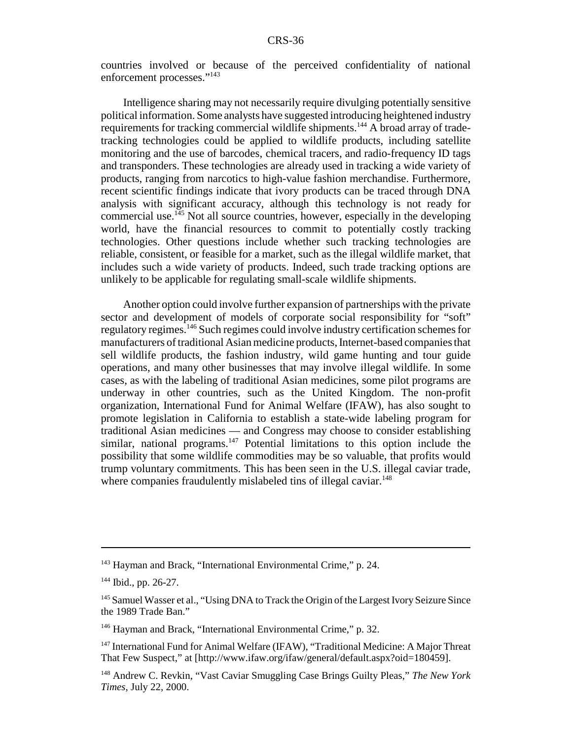countries involved or because of the perceived confidentiality of national enforcement processes."[143]

Intelligence sharing may not necessarily require divulging potentially sensitive political information. Some analysts have suggested introducing heightened industry requirements for tracking commercial wildlife shipments.[144] A broad array of trade-tracking technologies could be applied to wildlife products, including satellite monitoring and the use of barcodes, chemical tracers, and radio-frequency ID tags and transponders. These technologies are already used in tracking a wide variety of products, ranging from narcotics to high-value fashion merchandise. Furthermore, recent scientific findings indicate that ivory products can be traced through DNA analysis with significant accuracy, although this technology is not ready for commercial use.[145] Not all source countries, however, especially in the developing world, have the financial resources to commit to potentially costly tracking technologies. Other questions include whether such tracking technologies are reliable, consistent, or feasible for a market, such as the illegal wildlife market, that includes such a wide variety of products. Indeed, such trade tracking options are unlikely to be applicable for regulating small-scale wildlife shipments.

Another option could involve further expansion of partnerships with the private sector and development of models of corporate social responsibility for "soft" regulatory regimes.[146] Such regimes could involve industry certification schemes for manufacturers of traditional Asian medicine products, Internet-based companies that sell wildlife products, the fashion industry, wild game hunting and tour guide operations, and many other businesses that may involve illegal wildlife. In some cases, as with the labeling of traditional Asian medicines, some pilot programs are underway in other countries, such as the United Kingdom. The non-profit organization, International Fund for Animal Welfare (IFAW), has also sought to promote legislation in California to establish a state-wide labeling program for traditional Asian medicines — and Congress may choose to consider establishing similar, national programs.[147] Potential limitations to this option include the possibility that some wildlife commodities may be so valuable, that profits would trump voluntary commitments. This has been seen in the U.S. illegal caviar trade, where companies fraudulently mislabeled tins of illegal caviar.[148]

---

[143] Hayman and Brack, "International Environmental Crime," p. 24.

[144] Ibid., pp. 26-27.

[145] Samuel Wasser et al., "Using DNA to Track the Origin of the Largest Ivory Seizure Since the 1989 Trade Ban."

[146] Hayman and Brack, "International Environmental Crime," p. 32.

[147] International Fund for Animal Welfare (IFAW), "Traditional Medicine: A Major Threat That Few Suspect," at [http://www.ifaw.org/ifaw/general/default.aspx?oid=180459].

[148] Andrew C. Revkin, "Vast Caviar Smuggling Case Brings Guilty Pleas," *The New York Times*, July 22, 2000.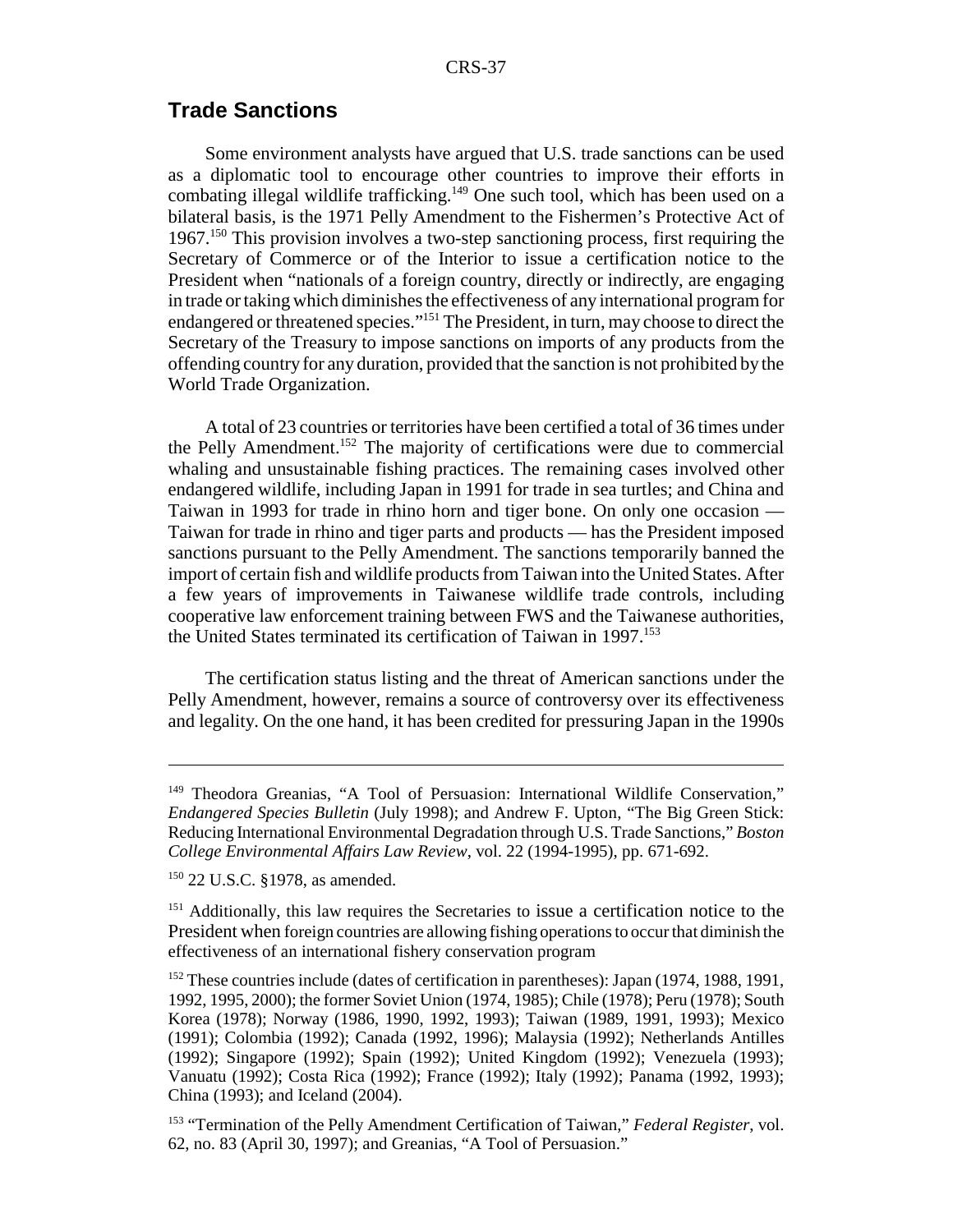## Trade Sanctions

Some environment analysts have argued that U.S. trade sanctions can be used as a diplomatic tool to encourage other countries to improve their efforts in combating illegal wildlife trafficking.[149] One such tool, which has been used on a bilateral basis, is the 1971 Pelly Amendment to the Fishermen's Protective Act of 1967.[150] This provision involves a two-step sanctioning process, first requiring the Secretary of Commerce or of the Interior to issue a certification notice to the President when "nationals of a foreign country, directly or indirectly, are engaging in trade or taking which diminishes the effectiveness of any international program for endangered or threatened species."[151] The President, in turn, may choose to direct the Secretary of the Treasury to impose sanctions on imports of any products from the offending country for any duration, provided that the sanction is not prohibited by the World Trade Organization.

A total of 23 countries or territories have been certified a total of 36 times under the Pelly Amendment.[152] The majority of certifications were due to commercial whaling and unsustainable fishing practices. The remaining cases involved other endangered wildlife, including Japan in 1991 for trade in sea turtles; and China and Taiwan in 1993 for trade in rhino horn and tiger bone. On only one occasion — Taiwan for trade in rhino and tiger parts and products — has the President imposed sanctions pursuant to the Pelly Amendment. The sanctions temporarily banned the import of certain fish and wildlife products from Taiwan into the United States. After a few years of improvements in Taiwanese wildlife trade controls, including cooperative law enforcement training between FWS and the Taiwanese authorities, the United States terminated its certification of Taiwan in 1997.[153]

The certification status listing and the threat of American sanctions under the Pelly Amendment, however, remains a source of controversy over its effectiveness and legality. On the one hand, it has been credited for pressuring Japan in the 1990s

---

[149] Theodora Greanias, "A Tool of Persuasion: International Wildlife Conservation," *Endangered Species Bulletin* (July 1998); and Andrew F. Upton, "The Big Green Stick: Reducing International Environmental Degradation through U.S. Trade Sanctions," *Boston College Environmental Affairs Law Review*, vol. 22 (1994-1995), pp. 671-692.

[150] 22 U.S.C. §1978, as amended.

[151] Additionally, this law requires the Secretaries to issue a certification notice to the President when foreign countries are allowing fishing operations to occur that diminish the effectiveness of an international fishery conservation program

[152] These countries include (dates of certification in parentheses): Japan (1974, 1988, 1991, 1992, 1995, 2000); the former Soviet Union (1974, 1985); Chile (1978); Peru (1978); South Korea (1978); Norway (1986, 1990, 1992, 1993); Taiwan (1989, 1991, 1993); Mexico (1991); Colombia (1992); Canada (1992, 1996); Malaysia (1992); Netherlands Antilles (1992); Singapore (1992); Spain (1992); United Kingdom (1992); Venezuela (1993); Vanuatu (1992); Costa Rica (1992); France (1992); Italy (1992); Panama (1992, 1993); China (1993); and Iceland (2004).

[153] "Termination of the Pelly Amendment Certification of Taiwan," *Federal Register*, vol. 62, no. 83 (April 30, 1997); and Greanias, "A Tool of Persuasion."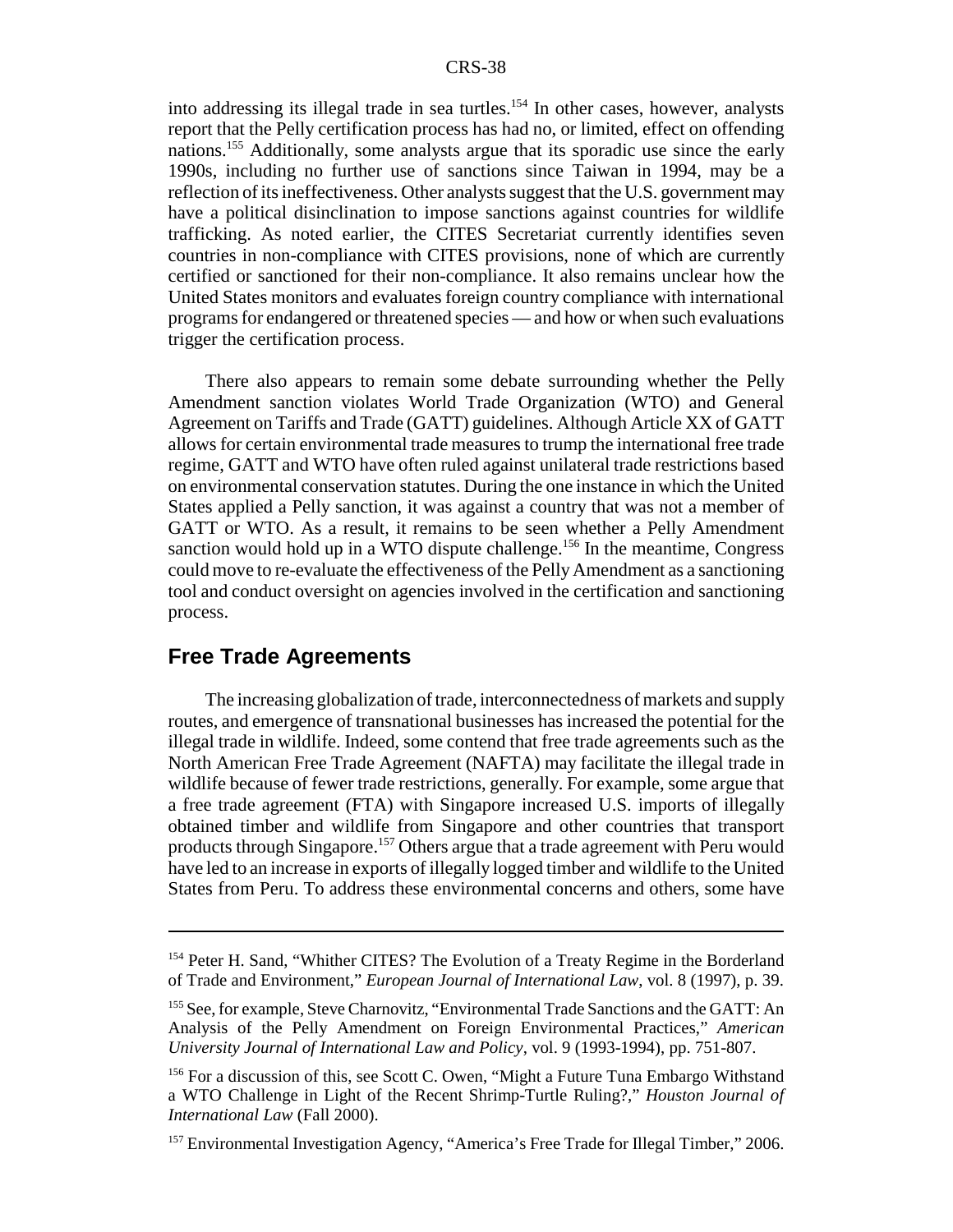into addressing its illegal trade in sea turtles.[154] In other cases, however, analysts report that the Pelly certification process has had no, or limited, effect on offending nations.[155] Additionally, some analysts argue that its sporadic use since the early 1990s, including no further use of sanctions since Taiwan in 1994, may be a reflection of its ineffectiveness. Other analysts suggest that the U.S. government may have a political disinclination to impose sanctions against countries for wildlife trafficking. As noted earlier, the CITES Secretariat currently identifies seven countries in non-compliance with CITES provisions, none of which are currently certified or sanctioned for their non-compliance. It also remains unclear how the United States monitors and evaluates foreign country compliance with international programs for endangered or threatened species — and how or when such evaluations trigger the certification process.

There also appears to remain some debate surrounding whether the Pelly Amendment sanction violates World Trade Organization (WTO) and General Agreement on Tariffs and Trade (GATT) guidelines. Although Article XX of GATT allows for certain environmental trade measures to trump the international free trade regime, GATT and WTO have often ruled against unilateral trade restrictions based on environmental conservation statutes. During the one instance in which the United States applied a Pelly sanction, it was against a country that was not a member of GATT or WTO. As a result, it remains to be seen whether a Pelly Amendment sanction would hold up in a WTO dispute challenge.[156] In the meantime, Congress could move to re-evaluate the effectiveness of the Pelly Amendment as a sanctioning tool and conduct oversight on agencies involved in the certification and sanctioning process.

## Free Trade Agreements

The increasing globalization of trade, interconnectedness of markets and supply routes, and emergence of transnational businesses has increased the potential for the illegal trade in wildlife. Indeed, some contend that free trade agreements such as the North American Free Trade Agreement (NAFTA) may facilitate the illegal trade in wildlife because of fewer trade restrictions, generally. For example, some argue that a free trade agreement (FTA) with Singapore increased U.S. imports of illegally obtained timber and wildlife from Singapore and other countries that transport products through Singapore.[157] Others argue that a trade agreement with Peru would have led to an increase in exports of illegally logged timber and wildlife to the United States from Peru. To address these environmental concerns and others, some have

---

[154] Peter H. Sand, "Whither CITES? The Evolution of a Treaty Regime in the Borderland of Trade and Environment," *European Journal of International Law*, vol. 8 (1997), p. 39.

[155] See, for example, Steve Charnovitz, "Environmental Trade Sanctions and the GATT: An Analysis of the Pelly Amendment on Foreign Environmental Practices," *American University Journal of International Law and Policy*, vol. 9 (1993-1994), pp. 751-807.

[156] For a discussion of this, see Scott C. Owen, "Might a Future Tuna Embargo Withstand a WTO Challenge in Light of the Recent Shrimp-Turtle Ruling?," *Houston Journal of International Law* (Fall 2000).

[157] Environmental Investigation Agency, "America's Free Trade for Illegal Timber," 2006.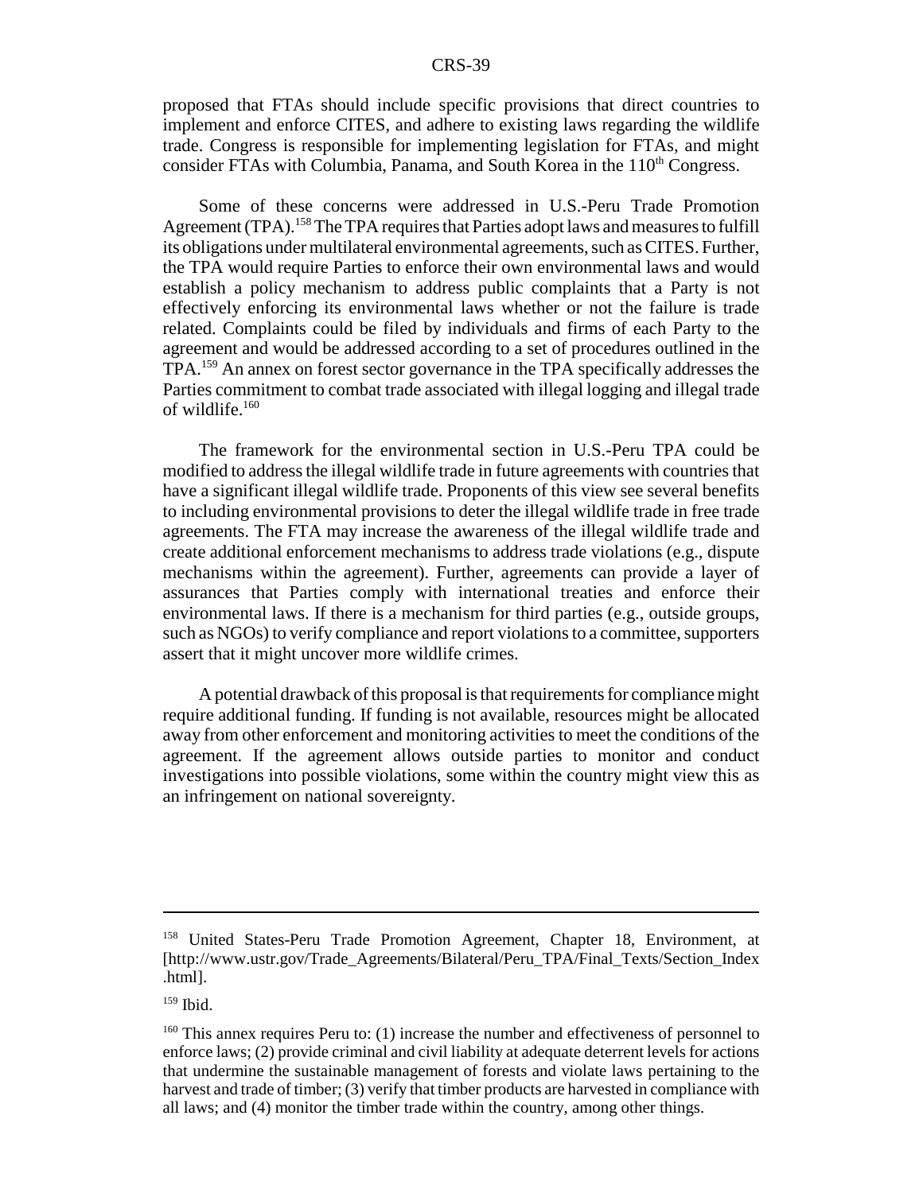proposed that FTAs should include specific provisions that direct countries to implement and enforce CITES, and adhere to existing laws regarding the wildlife trade. Congress is responsible for implementing legislation for FTAs, and might consider FTAs with Columbia, Panama, and South Korea in the 110th Congress.

Some of these concerns were addressed in U.S.-Peru Trade Promotion Agreement (TPA).[158] The TPA requires that Parties adopt laws and measures to fulfill its obligations under multilateral environmental agreements, such as CITES. Further, the TPA would require Parties to enforce their own environmental laws and would establish a policy mechanism to address public complaints that a Party is not effectively enforcing its environmental laws whether or not the failure is trade related. Complaints could be filed by individuals and firms of each Party to the agreement and would be addressed according to a set of procedures outlined in the TPA.[159] An annex on forest sector governance in the TPA specifically addresses the Parties commitment to combat trade associated with illegal logging and illegal trade of wildlife.[160]

The framework for the environmental section in U.S.-Peru TPA could be modified to address the illegal wildlife trade in future agreements with countries that have a significant illegal wildlife trade. Proponents of this view see several benefits to including environmental provisions to deter the illegal wildlife trade in free trade agreements. The FTA may increase the awareness of the illegal wildlife trade and create additional enforcement mechanisms to address trade violations (e.g., dispute mechanisms within the agreement). Further, agreements can provide a layer of assurances that Parties comply with international treaties and enforce their environmental laws. If there is a mechanism for third parties (e.g., outside groups, such as NGOs) to verify compliance and report violations to a committee, supporters assert that it might uncover more wildlife crimes.

A potential drawback of this proposal is that requirements for compliance might require additional funding. If funding is not available, resources might be allocated away from other enforcement and monitoring activities to meet the conditions of the agreement. If the agreement allows outside parties to monitor and conduct investigations into possible violations, some within the country might view this as an infringement on national sovereignty.

---

[158] United States-Peru Trade Promotion Agreement, Chapter 18, Environment, at [http://www.ustr.gov/Trade_Agreements/Bilateral/Peru_TPA/Final_Texts/Section_Index.html].

[159] Ibid.

[160] This annex requires Peru to: (1) increase the number and effectiveness of personnel to enforce laws; (2) provide criminal and civil liability at adequate deterrent levels for actions that undermine the sustainable management of forests and violate laws pertaining to the harvest and trade of timber; (3) verify that timber products are harvested in compliance with all laws; and (4) monitor the timber trade within the country, among other things.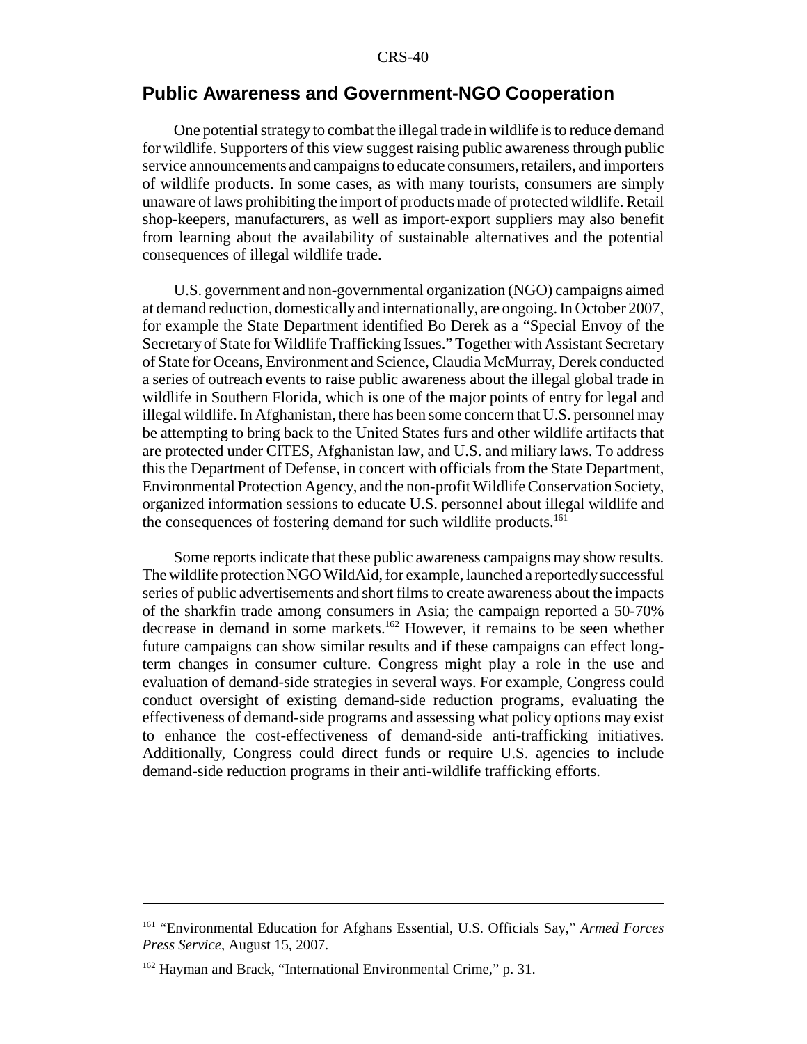## Public Awareness and Government-NGO Cooperation

One potential strategy to combat the illegal trade in wildlife is to reduce demand for wildlife. Supporters of this view suggest raising public awareness through public service announcements and campaigns to educate consumers, retailers, and importers of wildlife products. In some cases, as with many tourists, consumers are simply unaware of laws prohibiting the import of products made of protected wildlife. Retail shop-keepers, manufacturers, as well as import-export suppliers may also benefit from learning about the availability of sustainable alternatives and the potential consequences of illegal wildlife trade.

U.S. government and non-governmental organization (NGO) campaigns aimed at demand reduction, domestically and internationally, are ongoing. In October 2007, for example the State Department identified Bo Derek as a "Special Envoy of the Secretary of State for Wildlife Trafficking Issues." Together with Assistant Secretary of State for Oceans, Environment and Science, Claudia McMurray, Derek conducted a series of outreach events to raise public awareness about the illegal global trade in wildlife in Southern Florida, which is one of the major points of entry for legal and illegal wildlife. In Afghanistan, there has been some concern that U.S. personnel may be attempting to bring back to the United States furs and other wildlife artifacts that are protected under CITES, Afghanistan law, and U.S. and miliary laws. To address this the Department of Defense, in concert with officials from the State Department, Environmental Protection Agency, and the non-profit Wildlife Conservation Society, organized information sessions to educate U.S. personnel about illegal wildlife and the consequences of fostering demand for such wildlife products.[161]

Some reports indicate that these public awareness campaigns may show results. The wildlife protection NGO WildAid, for example, launched a reportedly successful series of public advertisements and short films to create awareness about the impacts of the sharkfin trade among consumers in Asia; the campaign reported a 50-70% decrease in demand in some markets.[162] However, it remains to be seen whether future campaigns can show similar results and if these campaigns can effect long-term changes in consumer culture. Congress might play a role in the use and evaluation of demand-side strategies in several ways. For example, Congress could conduct oversight of existing demand-side reduction programs, evaluating the effectiveness of demand-side programs and assessing what policy options may exist to enhance the cost-effectiveness of demand-side anti-trafficking initiatives. Additionally, Congress could direct funds or require U.S. agencies to include demand-side reduction programs in their anti-wildlife trafficking efforts.

---

[161] "Environmental Education for Afghans Essential, U.S. Officials Say," *Armed Forces Press Service*, August 15, 2007.

[162] Hayman and Brack, "International Environmental Crime," p. 31.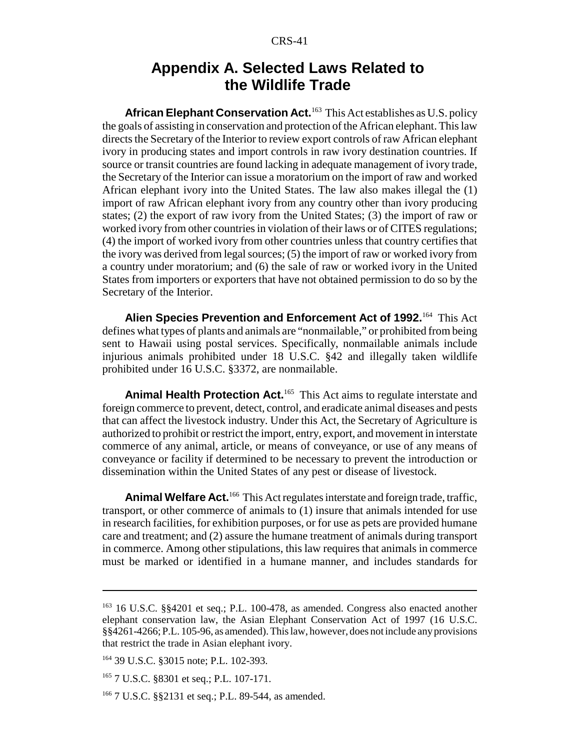# Appendix A. Selected Laws Related to the Wildlife Trade

**African Elephant Conservation Act.**[163] This Act establishes as U.S. policy the goals of assisting in conservation and protection of the African elephant. This law directs the Secretary of the Interior to review export controls of raw African elephant ivory in producing states and import controls in raw ivory destination countries. If source or transit countries are found lacking in adequate management of ivory trade, the Secretary of the Interior can issue a moratorium on the import of raw and worked African elephant ivory into the United States. The law also makes illegal the (1) import of raw African elephant ivory from any country other than ivory producing states; (2) the export of raw ivory from the United States; (3) the import of raw or worked ivory from other countries in violation of their laws or of CITES regulations; (4) the import of worked ivory from other countries unless that country certifies that the ivory was derived from legal sources; (5) the import of raw or worked ivory from a country under moratorium; and (6) the sale of raw or worked ivory in the United States from importers or exporters that have not obtained permission to do so by the Secretary of the Interior.

**Alien Species Prevention and Enforcement Act of 1992.**[164] This Act defines what types of plants and animals are "nonmailable," or prohibited from being sent to Hawaii using postal services. Specifically, nonmailable animals include injurious animals prohibited under 18 U.S.C. §42 and illegally taken wildlife prohibited under 16 U.S.C. §3372, are nonmailable.

**Animal Health Protection Act.**[165] This Act aims to regulate interstate and foreign commerce to prevent, detect, control, and eradicate animal diseases and pests that can affect the livestock industry. Under this Act, the Secretary of Agriculture is authorized to prohibit or restrict the import, entry, export, and movement in interstate commerce of any animal, article, or means of conveyance, or use of any means of conveyance or facility if determined to be necessary to prevent the introduction or dissemination within the United States of any pest or disease of livestock.

**Animal Welfare Act.**[166] This Act regulates interstate and foreign trade, traffic, transport, or other commerce of animals to (1) insure that animals intended for use in research facilities, for exhibition purposes, or for use as pets are provided humane care and treatment; and (2) assure the humane treatment of animals during transport in commerce. Among other stipulations, this law requires that animals in commerce must be marked or identified in a humane manner, and includes standards for

---

[163] 16 U.S.C. §§4201 et seq.; P.L. 100-478, as amended. Congress also enacted another elephant conservation law, the Asian Elephant Conservation Act of 1997 (16 U.S.C. §§4261-4266; P.L. 105-96, as amended). This law, however, does not include any provisions that restrict the trade in Asian elephant ivory.

[164] 39 U.S.C. §3015 note; P.L. 102-393.

[165] 7 U.S.C. §8301 et seq.; P.L. 107-171.

[166] 7 U.S.C. §§2131 et seq.; P.L. 89-544, as amended.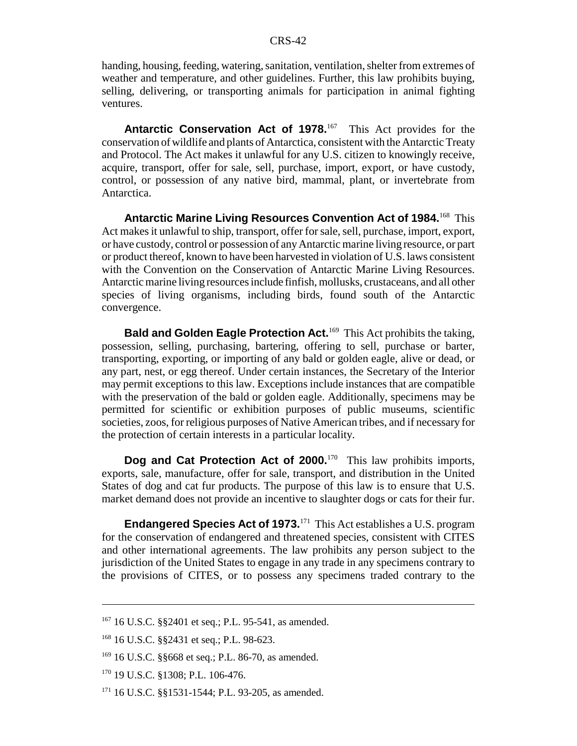handing, housing, feeding, watering, sanitation, ventilation, shelter from extremes of weather and temperature, and other guidelines. Further, this law prohibits buying, selling, delivering, or transporting animals for participation in animal fighting ventures.

**Antarctic Conservation Act of 1978.**[167] This Act provides for the conservation of wildlife and plants of Antarctica, consistent with the Antarctic Treaty and Protocol. The Act makes it unlawful for any U.S. citizen to knowingly receive, acquire, transport, offer for sale, sell, purchase, import, export, or have custody, control, or possession of any native bird, mammal, plant, or invertebrate from Antarctica.

**Antarctic Marine Living Resources Convention Act of 1984.**[168] This Act makes it unlawful to ship, transport, offer for sale, sell, purchase, import, export, or have custody, control or possession of any Antarctic marine living resource, or part or product thereof, known to have been harvested in violation of U.S. laws consistent with the Convention on the Conservation of Antarctic Marine Living Resources. Antarctic marine living resources include finfish, mollusks, crustaceans, and all other species of living organisms, including birds, found south of the Antarctic convergence.

**Bald and Golden Eagle Protection Act.**[169] This Act prohibits the taking, possession, selling, purchasing, bartering, offering to sell, purchase or barter, transporting, exporting, or importing of any bald or golden eagle, alive or dead, or any part, nest, or egg thereof. Under certain instances, the Secretary of the Interior may permit exceptions to this law. Exceptions include instances that are compatible with the preservation of the bald or golden eagle. Additionally, specimens may be permitted for scientific or exhibition purposes of public museums, scientific societies, zoos, for religious purposes of Native American tribes, and if necessary for the protection of certain interests in a particular locality.

**Dog and Cat Protection Act of 2000.**[170] This law prohibits imports, exports, sale, manufacture, offer for sale, transport, and distribution in the United States of dog and cat fur products. The purpose of this law is to ensure that U.S. market demand does not provide an incentive to slaughter dogs or cats for their fur.

**Endangered Species Act of 1973.**[171] This Act establishes a U.S. program for the conservation of endangered and threatened species, consistent with CITES and other international agreements. The law prohibits any person subject to the jurisdiction of the United States to engage in any trade in any specimens contrary to the provisions of CITES, or to possess any specimens traded contrary to the

---

[167] 16 U.S.C. §§2401 et seq.; P.L. 95-541, as amended.

[168] 16 U.S.C. §§2431 et seq.; P.L. 98-623.

[169] 16 U.S.C. §§668 et seq.; P.L. 86-70, as amended.

[170] 19 U.S.C. §1308; P.L. 106-476.

[171] 16 U.S.C. §§1531-1544; P.L. 93-205, as amended.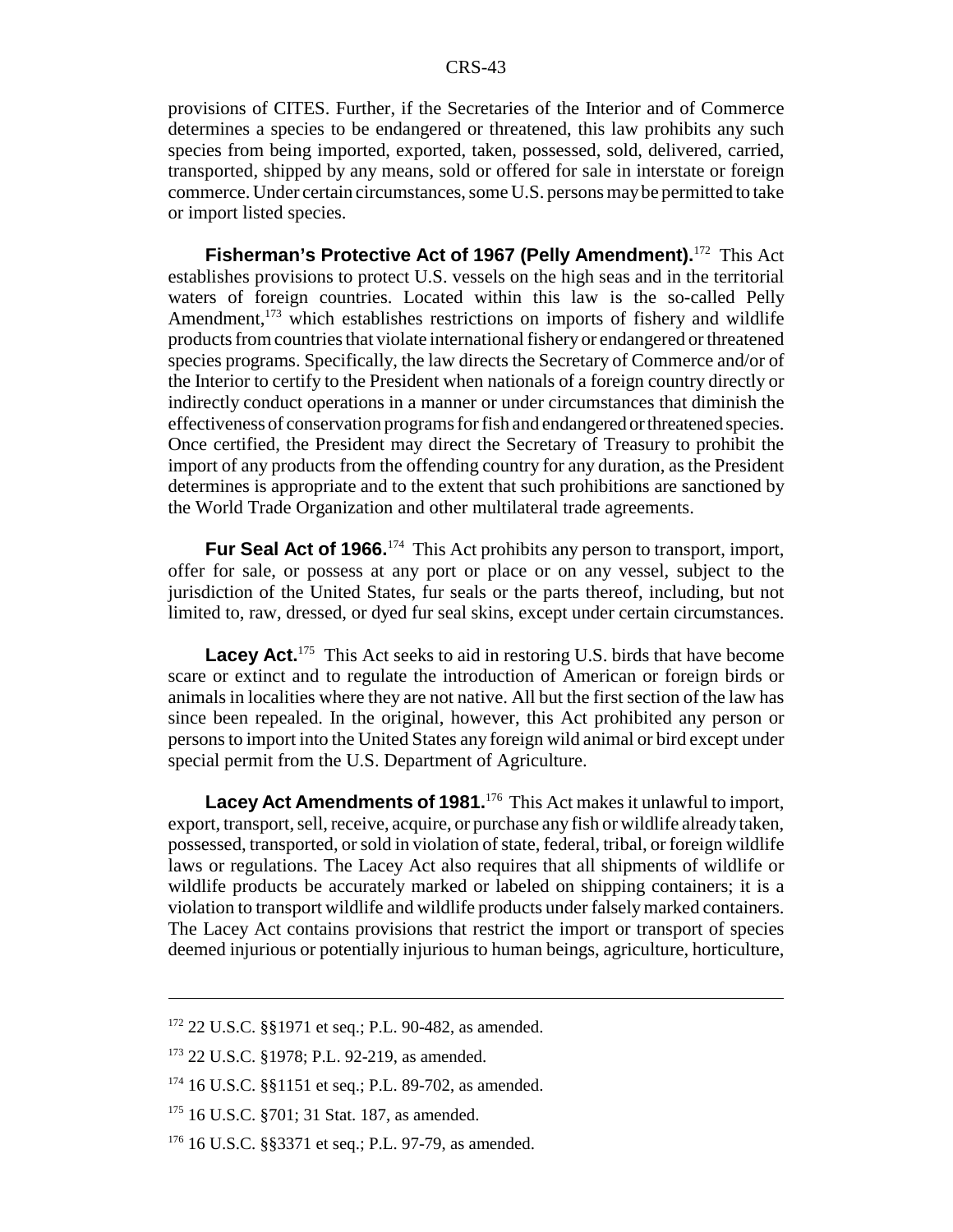provisions of CITES. Further, if the Secretaries of the Interior and of Commerce determines a species to be endangered or threatened, this law prohibits any such species from being imported, exported, taken, possessed, sold, delivered, carried, transported, shipped by any means, sold or offered for sale in interstate or foreign commerce. Under certain circumstances, some U.S. persons may be permitted to take or import listed species.

**Fisherman's Protective Act of 1967 (Pelly Amendment).**[172] This Act establishes provisions to protect U.S. vessels on the high seas and in the territorial waters of foreign countries. Located within this law is the so-called Pelly Amendment,[173] which establishes restrictions on imports of fishery and wildlife products from countries that violate international fishery or endangered or threatened species programs. Specifically, the law directs the Secretary of Commerce and/or of the Interior to certify to the President when nationals of a foreign country directly or indirectly conduct operations in a manner or under circumstances that diminish the effectiveness of conservation programs for fish and endangered or threatened species. Once certified, the President may direct the Secretary of Treasury to prohibit the import of any products from the offending country for any duration, as the President determines is appropriate and to the extent that such prohibitions are sanctioned by the World Trade Organization and other multilateral trade agreements.

**Fur Seal Act of 1966.**[174] This Act prohibits any person to transport, import, offer for sale, or possess at any port or place or on any vessel, subject to the jurisdiction of the United States, fur seals or the parts thereof, including, but not limited to, raw, dressed, or dyed fur seal skins, except under certain circumstances.

**Lacey Act.**[175] This Act seeks to aid in restoring U.S. birds that have become scare or extinct and to regulate the introduction of American or foreign birds or animals in localities where they are not native. All but the first section of the law has since been repealed. In the original, however, this Act prohibited any person or persons to import into the United States any foreign wild animal or bird except under special permit from the U.S. Department of Agriculture.

**Lacey Act Amendments of 1981.**[176] This Act makes it unlawful to import, export, transport, sell, receive, acquire, or purchase any fish or wildlife already taken, possessed, transported, or sold in violation of state, federal, tribal, or foreign wildlife laws or regulations. The Lacey Act also requires that all shipments of wildlife or wildlife products be accurately marked or labeled on shipping containers; it is a violation to transport wildlife and wildlife products under falsely marked containers. The Lacey Act contains provisions that restrict the import or transport of species deemed injurious or potentially injurious to human beings, agriculture, horticulture,

---

[172] 22 U.S.C. §§1971 et seq.; P.L. 90-482, as amended.

[173] 22 U.S.C. §1978; P.L. 92-219, as amended.

[174] 16 U.S.C. §§1151 et seq.; P.L. 89-702, as amended.

[175] 16 U.S.C. §701; 31 Stat. 187, as amended.

[176] 16 U.S.C. §§3371 et seq.; P.L. 97-79, as amended.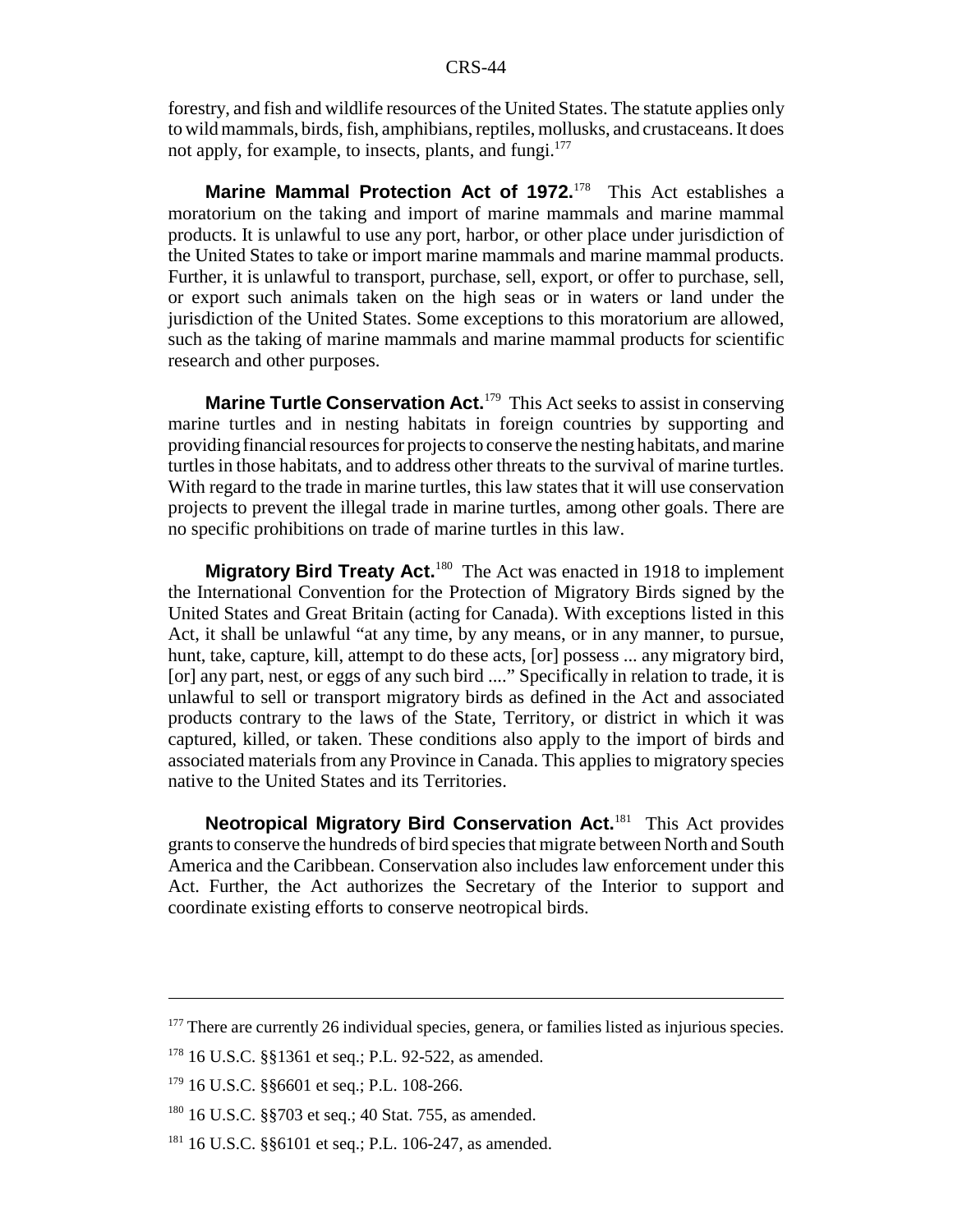forestry, and fish and wildlife resources of the United States. The statute applies only to wild mammals, birds, fish, amphibians, reptiles, mollusks, and crustaceans. It does not apply, for example, to insects, plants, and fungi.[177]

**Marine Mammal Protection Act of 1972.**[178] This Act establishes a moratorium on the taking and import of marine mammals and marine mammal products. It is unlawful to use any port, harbor, or other place under jurisdiction of the United States to take or import marine mammals and marine mammal products. Further, it is unlawful to transport, purchase, sell, export, or offer to purchase, sell, or export such animals taken on the high seas or in waters or land under the jurisdiction of the United States. Some exceptions to this moratorium are allowed, such as the taking of marine mammals and marine mammal products for scientific research and other purposes.

**Marine Turtle Conservation Act.**[179] This Act seeks to assist in conserving marine turtles and in nesting habitats in foreign countries by supporting and providing financial resources for projects to conserve the nesting habitats, and marine turtles in those habitats, and to address other threats to the survival of marine turtles. With regard to the trade in marine turtles, this law states that it will use conservation projects to prevent the illegal trade in marine turtles, among other goals. There are no specific prohibitions on trade of marine turtles in this law.

**Migratory Bird Treaty Act.**[180] The Act was enacted in 1918 to implement the International Convention for the Protection of Migratory Birds signed by the United States and Great Britain (acting for Canada). With exceptions listed in this Act, it shall be unlawful "at any time, by any means, or in any manner, to pursue, hunt, take, capture, kill, attempt to do these acts, [or] possess ... any migratory bird, [or] any part, nest, or eggs of any such bird ...." Specifically in relation to trade, it is unlawful to sell or transport migratory birds as defined in the Act and associated products contrary to the laws of the State, Territory, or district in which it was captured, killed, or taken. These conditions also apply to the import of birds and associated materials from any Province in Canada. This applies to migratory species native to the United States and its Territories.

**Neotropical Migratory Bird Conservation Act.**[181] This Act provides grants to conserve the hundreds of bird species that migrate between North and South America and the Caribbean. Conservation also includes law enforcement under this Act. Further, the Act authorizes the Secretary of the Interior to support and coordinate existing efforts to conserve neotropical birds.

---

[177] There are currently 26 individual species, genera, or families listed as injurious species.

[178] 16 U.S.C. §§1361 et seq.; P.L. 92-522, as amended.

[179] 16 U.S.C. §§6601 et seq.; P.L. 108-266.

[180] 16 U.S.C. §§703 et seq.; 40 Stat. 755, as amended.

[181] 16 U.S.C. §§6101 et seq.; P.L. 106-247, as amended.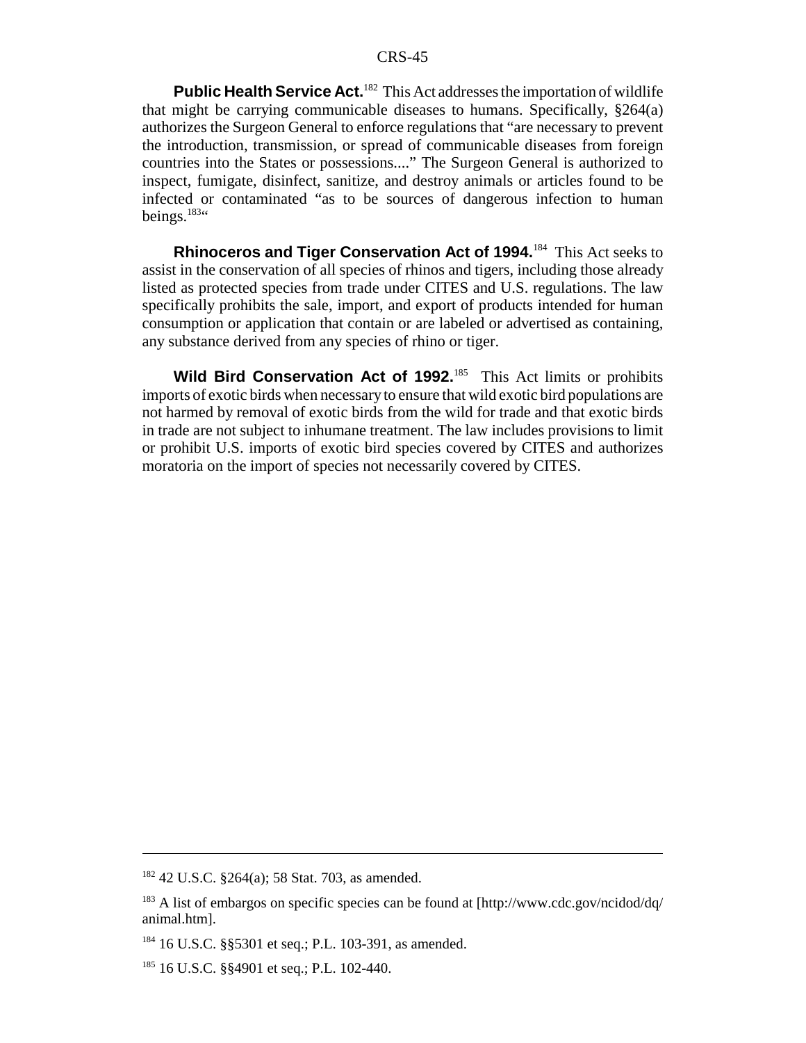**Public Health Service Act.**[182] This Act addresses the importation of wildlife that might be carrying communicable diseases to humans. Specifically, §264(a) authorizes the Surgeon General to enforce regulations that "are necessary to prevent the introduction, transmission, or spread of communicable diseases from foreign countries into the States or possessions...." The Surgeon General is authorized to inspect, fumigate, disinfect, sanitize, and destroy animals or articles found to be infected or contaminated "as to be sources of dangerous infection to human beings.[183]"

**Rhinoceros and Tiger Conservation Act of 1994.**[184] This Act seeks to assist in the conservation of all species of rhinos and tigers, including those already listed as protected species from trade under CITES and U.S. regulations. The law specifically prohibits the sale, import, and export of products intended for human consumption or application that contain or are labeled or advertised as containing, any substance derived from any species of rhino or tiger.

**Wild Bird Conservation Act of 1992.**[185] This Act limits or prohibits imports of exotic birds when necessary to ensure that wild exotic bird populations are not harmed by removal of exotic birds from the wild for trade and that exotic birds in trade are not subject to inhumane treatment. The law includes provisions to limit or prohibit U.S. imports of exotic bird species covered by CITES and authorizes moratoria on the import of species not necessarily covered by CITES.

---

[182] 42 U.S.C. §264(a); 58 Stat. 703, as amended.

[183] A list of embargos on specific species can be found at [http://www.cdc.gov/ncidod/dq/animal.htm].

[184] 16 U.S.C. §§5301 et seq.; P.L. 103-391, as amended.

[185] 16 U.S.C. §§4901 et seq.; P.L. 102-440.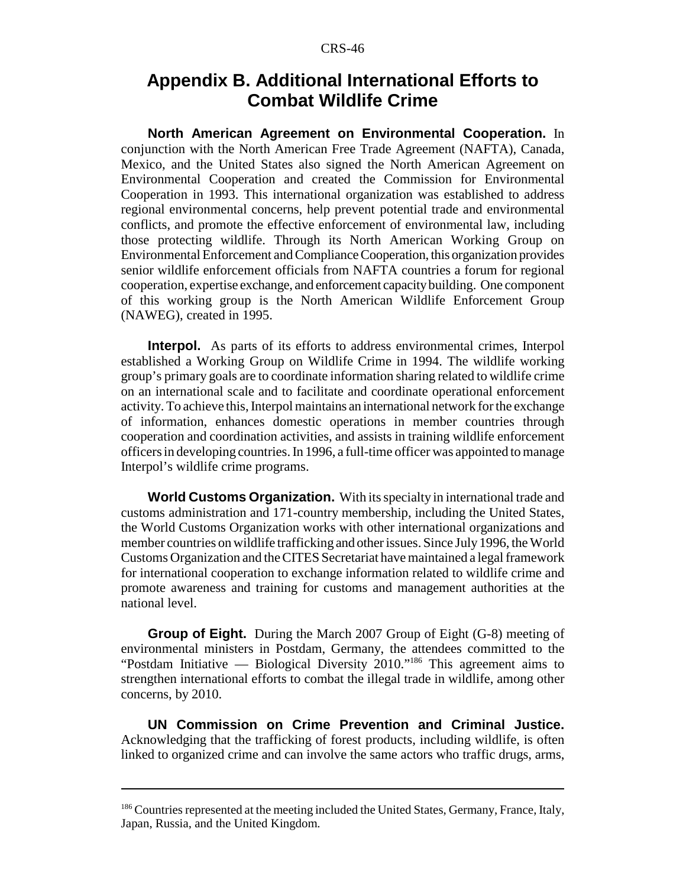# Appendix B. Additional International Efforts to Combat Wildlife Crime

**North American Agreement on Environmental Cooperation.** In conjunction with the North American Free Trade Agreement (NAFTA), Canada, Mexico, and the United States also signed the North American Agreement on Environmental Cooperation and created the Commission for Environmental Cooperation in 1993. This international organization was established to address regional environmental concerns, help prevent potential trade and environmental conflicts, and promote the effective enforcement of environmental law, including those protecting wildlife. Through its North American Working Group on Environmental Enforcement and Compliance Cooperation, this organization provides senior wildlife enforcement officials from NAFTA countries a forum for regional cooperation, expertise exchange, and enforcement capacity building. One component of this working group is the North American Wildlife Enforcement Group (NAWEG), created in 1995.

**Interpol.** As parts of its efforts to address environmental crimes, Interpol established a Working Group on Wildlife Crime in 1994. The wildlife working group's primary goals are to coordinate information sharing related to wildlife crime on an international scale and to facilitate and coordinate operational enforcement activity. To achieve this, Interpol maintains an international network for the exchange of information, enhances domestic operations in member countries through cooperation and coordination activities, and assists in training wildlife enforcement officers in developing countries. In 1996, a full-time officer was appointed to manage Interpol's wildlife crime programs.

**World Customs Organization.** With its specialty in international trade and customs administration and 171-country membership, including the United States, the World Customs Organization works with other international organizations and member countries on wildlife trafficking and other issues. Since July 1996, the World Customs Organization and the CITES Secretariat have maintained a legal framework for international cooperation to exchange information related to wildlife crime and promote awareness and training for customs and management authorities at the national level.

**Group of Eight.** During the March 2007 Group of Eight (G-8) meeting of environmental ministers in Postdam, Germany, the attendees committed to the "Postdam Initiative — Biological Diversity 2010."[186] This agreement aims to strengthen international efforts to combat the illegal trade in wildlife, among other concerns, by 2010.

**UN Commission on Crime Prevention and Criminal Justice.** Acknowledging that the trafficking of forest products, including wildlife, is often linked to organized crime and can involve the same actors who traffic drugs, arms,

---

[186] Countries represented at the meeting included the United States, Germany, France, Italy, Japan, Russia, and the United Kingdom.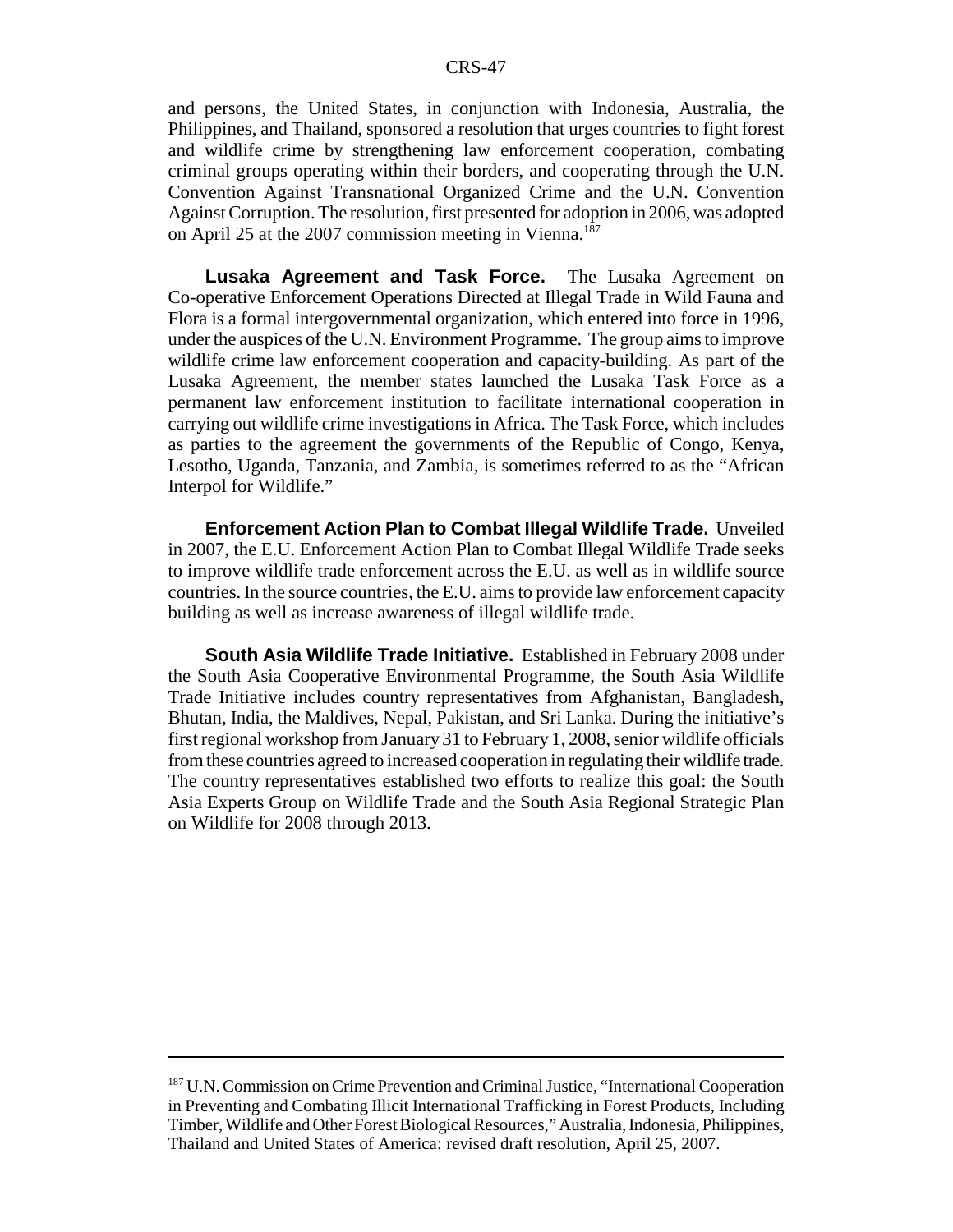and persons, the United States, in conjunction with Indonesia, Australia, the Philippines, and Thailand, sponsored a resolution that urges countries to fight forest and wildlife crime by strengthening law enforcement cooperation, combating criminal groups operating within their borders, and cooperating through the U.N. Convention Against Transnational Organized Crime and the U.N. Convention Against Corruption. The resolution, first presented for adoption in 2006, was adopted on April 25 at the 2007 commission meeting in Vienna.[187]

**Lusaka Agreement and Task Force.** The Lusaka Agreement on Co-operative Enforcement Operations Directed at Illegal Trade in Wild Fauna and Flora is a formal intergovernmental organization, which entered into force in 1996, under the auspices of the U.N. Environment Programme. The group aims to improve wildlife crime law enforcement cooperation and capacity-building. As part of the Lusaka Agreement, the member states launched the Lusaka Task Force as a permanent law enforcement institution to facilitate international cooperation in carrying out wildlife crime investigations in Africa. The Task Force, which includes as parties to the agreement the governments of the Republic of Congo, Kenya, Lesotho, Uganda, Tanzania, and Zambia, is sometimes referred to as the "African Interpol for Wildlife."

**Enforcement Action Plan to Combat Illegal Wildlife Trade.** Unveiled in 2007, the E.U. Enforcement Action Plan to Combat Illegal Wildlife Trade seeks to improve wildlife trade enforcement across the E.U. as well as in wildlife source countries. In the source countries, the E.U. aims to provide law enforcement capacity building as well as increase awareness of illegal wildlife trade.

**South Asia Wildlife Trade Initiative.** Established in February 2008 under the South Asia Cooperative Environmental Programme, the South Asia Wildlife Trade Initiative includes country representatives from Afghanistan, Bangladesh, Bhutan, India, the Maldives, Nepal, Pakistan, and Sri Lanka. During the initiative's first regional workshop from January 31 to February 1, 2008, senior wildlife officials from these countries agreed to increased cooperation in regulating their wildlife trade. The country representatives established two efforts to realize this goal: the South Asia Experts Group on Wildlife Trade and the South Asia Regional Strategic Plan on Wildlife for 2008 through 2013.

---

[187] U.N. Commission on Crime Prevention and Criminal Justice, "International Cooperation in Preventing and Combating Illicit International Trafficking in Forest Products, Including Timber, Wildlife and Other Forest Biological Resources," Australia, Indonesia, Philippines, Thailand and United States of America: revised draft resolution, April 25, 2007.